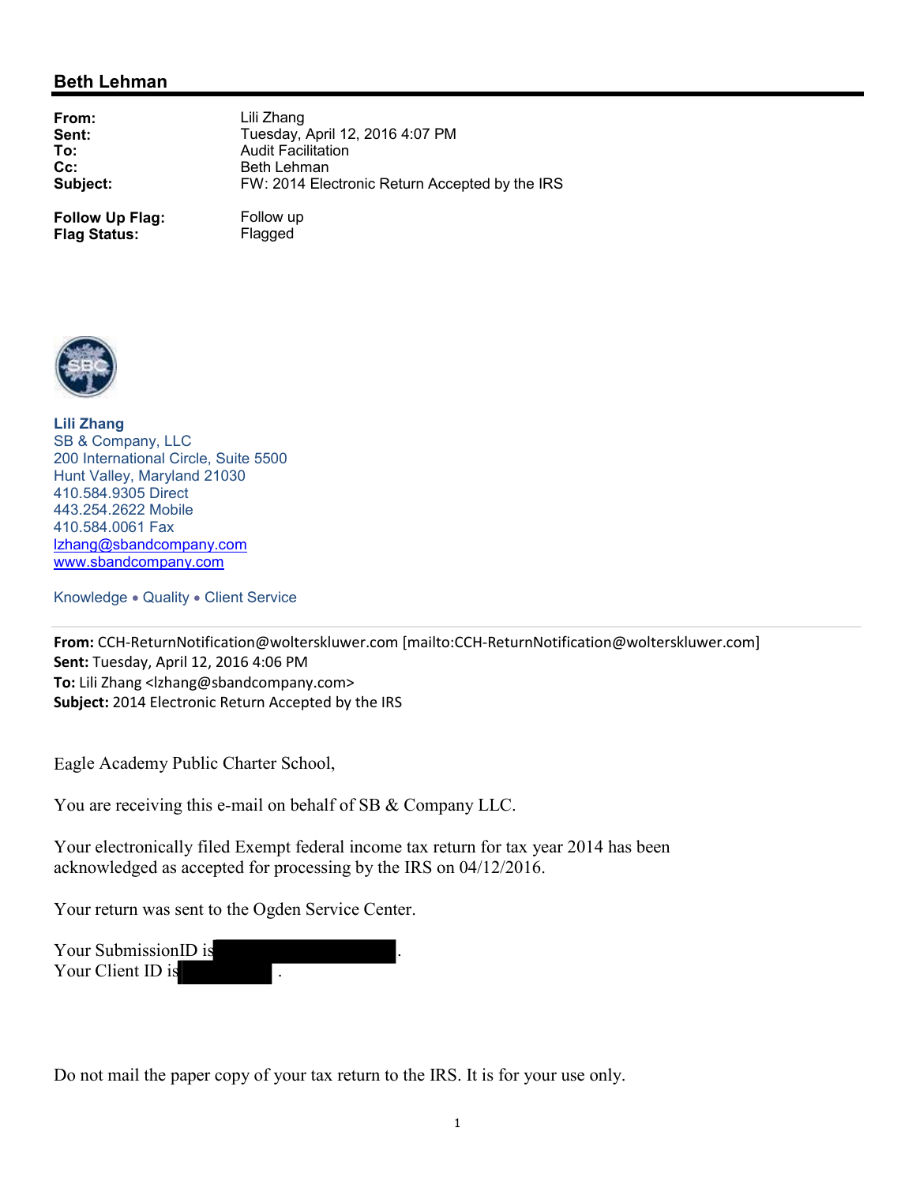## Beth Lehman

| | |
|---|---|
| **From:** | Lili Zhang |
| **Sent:** | Tuesday, April 12, 2016 4:07 PM |
| **To:** | Audit Facilitation |
| **Cc:** | Beth Lehman |
| **Subject:** | FW: 2014 Electronic Return Accepted by the IRS |
| **Follow Up Flag:** | Follow up |
| **Flag Status:** | Flagged |

**Lili Zhang**
SB & Company, LLC
200 International Circle, Suite 5500
Hunt Valley, Maryland 21030
410.584.9305 Direct
443.254.2622 Mobile
410.584.0061 Fax
lzhang@sbandcompany.com
www.sbandcompany.com

Knowledge • Quality • Client Service

---

**From:** CCH-ReturnNotification@wolterskluwer.com [mailto:CCH-ReturnNotification@wolterskluwer.com]
**Sent:** Tuesday, April 12, 2016 4:06 PM
**To:** Lili Zhang <lzhang@sbandcompany.com>
**Subject:** 2014 Electronic Return Accepted by the IRS

Eagle Academy Public Charter School,

You are receiving this e-mail on behalf of SB & Company LLC.

Your electronically filed Exempt federal income tax return for tax year 2014 has been acknowledged as accepted for processing by the IRS on 04/12/2016.

Your return was sent to the Ogden Service Center.

Your SubmissionID is [REDACTED].
Your Client ID is [REDACTED].

Do not mail the paper copy of your tax return to the IRS. It is for your use only.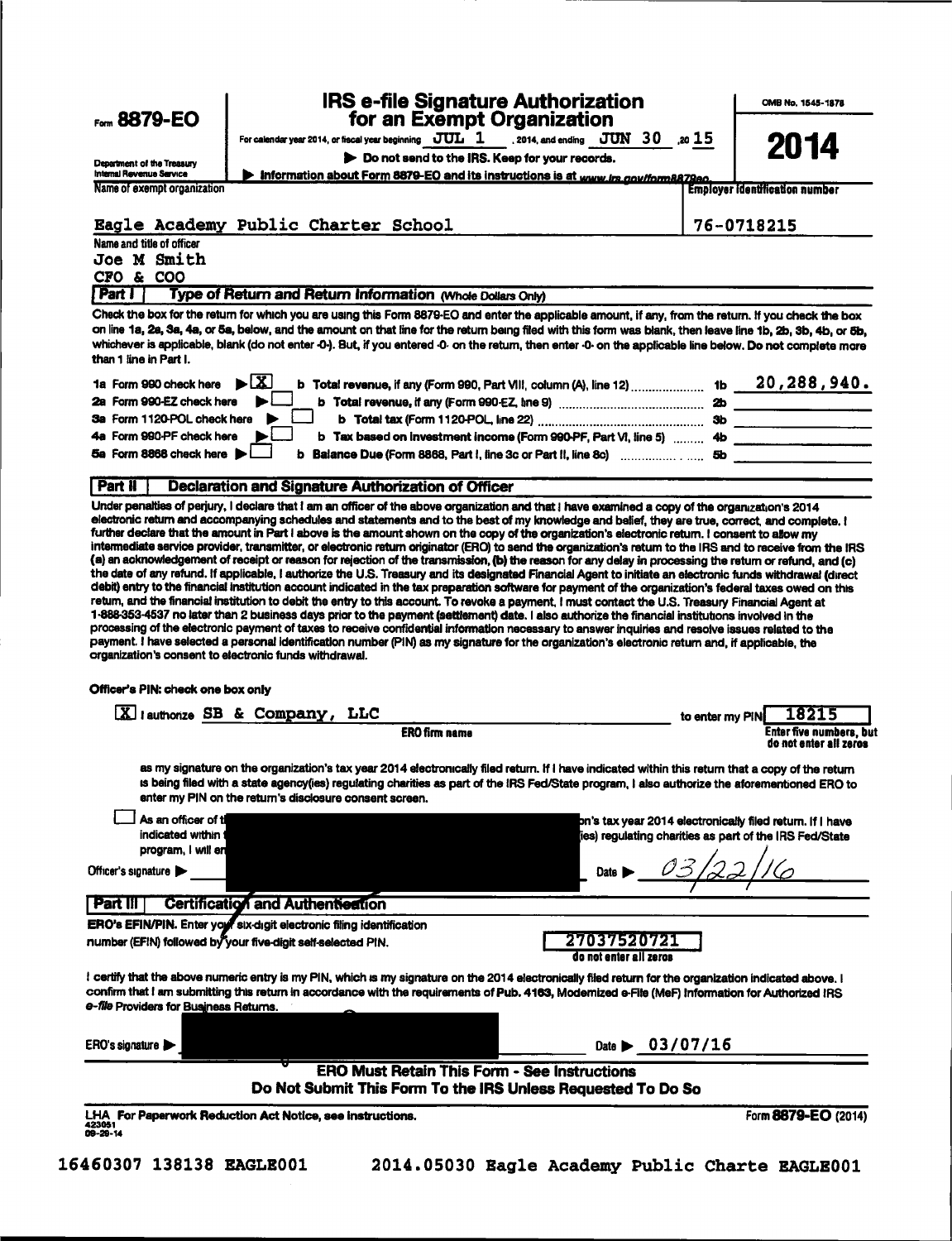Form **8879-EO**

Department of the Treasury
Internal Revenue Service

# IRS e-file Signature Authorization for an Exempt Organization

For calendar year 2014, or fiscal year beginning JUL 1 , 2014, and ending JUN 30 , 20 15

▶ Do not send to the IRS. Keep for your records.

▶ Information about Form 8879-EO and its instructions is at www.irs.gov/form8879eo.

OMB No. 1545-1878

**2014**

Name of exempt organization: Eagle Academy Public Charter School

Employer identification number: 76-0718215

Name and title of officer:
Joe M Smith
CFO & COO

## Part I Type of Return and Return Information (Whole Dollars Only)

Check the box for the return for which you are using this Form 8879-EO and enter the applicable amount, if any, from the return. If you check the box on line 1a, 2a, 3a, 4a, or 5a, below, and the amount on that line for the return being filed with this form was blank, then leave line 1b, 2b, 3b, 4b, or 5b, whichever is applicable, blank (do not enter -0-). But, if you entered -0- on the return, then enter -0- on the applicable line below. Do not complete more than 1 line in Part I.

| | | | |
|---|---|---|---|
| 1a Form 990 check here ▶ [X] | b Total revenue, if any (Form 990, Part VIII, column (A), line 12) | 1b | 20,288,940. |
| 2a Form 990-EZ check here ▶ [ ] | b Total revenue, if any (Form 990-EZ, line 9) | 2b | |
| 3a Form 1120-POL check here ▶ [ ] | b Total tax (Form 1120-POL, line 22) | 3b | |
| 4a Form 990-PF check here ▶ [ ] | b Tax based on investment income (Form 990-PF, Part VI, line 5) | 4b | |
| 5a Form 8868 check here ▶ [ ] | b Balance Due (Form 8868, Part I, line 3c or Part II, line 8c) | 5b | |

## Part II Declaration and Signature Authorization of Officer

Under penalties of perjury, I declare that I am an officer of the above organization and that I have examined a copy of the organization's 2014 electronic return and accompanying schedules and statements and to the best of my knowledge and belief, they are true, correct, and complete. I further declare that the amount in Part I above is the amount shown on the copy of the organization's electronic return. I consent to allow my intermediate service provider, transmitter, or electronic return originator (ERO) to send the organization's return to the IRS and to receive from the IRS (a) an acknowledgement of receipt or reason for rejection of the transmission, (b) the reason for any delay in processing the return or refund, and (c) the date of any refund. If applicable, I authorize the U.S. Treasury and its designated Financial Agent to initiate an electronic funds withdrawal (direct debit) entry to the financial institution account indicated in the tax preparation software for payment of the organization's federal taxes owed on this return, and the financial institution to debit the entry to this account. To revoke a payment, I must contact the U.S. Treasury Financial Agent at 1-888-353-4537 no later than 2 business days prior to the payment (settlement) date. I also authorize the financial institutions involved in the processing of the electronic payment of taxes to receive confidential information necessary to answer inquiries and resolve issues related to the payment. I have selected a personal identification number (PIN) as my signature for the organization's electronic return and, if applicable, the organization's consent to electronic funds withdrawal.

**Officer's PIN: check one box only**

[X] I authorize SB & Company, LLC (ERO firm name) to enter my PIN 18215 (Enter five numbers, but do not enter all zeros)

as my signature on the organization's tax year 2014 electronically filed return. If I have indicated within this return that a copy of the return is being filed with a state agency(ies) regulating charities as part of the IRS Fed/State program, I also authorize the aforementioned ERO to enter my PIN on the return's disclosure consent screen.

[ ] As an officer of t[REDACTED]n's tax year 2014 electronically filed return. If I have indicated within [REDACTED]ies) regulating charities as part of the IRS Fed/State program, I will en[REDACTED]

Officer's signature ▶ [REDACTED] Date ▶ 03/22/16

## Part III Certification and Authentication

**ERO's EFIN/PIN.** Enter your six-digit electronic filing identification number (EFIN) followed by your five-digit self-selected PIN.

27037520721
do not enter all zeros

I certify that the above numeric entry is my PIN, which is my signature on the 2014 electronically filed return for the organization indicated above. I confirm that I am submitting this return in accordance with the requirements of Pub. 4163, Modernized e-File (MeF) Information for Authorized IRS *e-file* Providers for Business Returns.

ERO's signature ▶ [REDACTED] Date ▶ 03/07/16

**ERO Must Retain This Form - See Instructions**
**Do Not Submit This Form To the IRS Unless Requested To Do So**

LHA For Paperwork Reduction Act Notice, see instructions.
423051
09-29-14

Form **8879-EO** (2014)

16460307 138138 EAGLE001 2014.05030 Eagle Academy Public Charte EAGLE001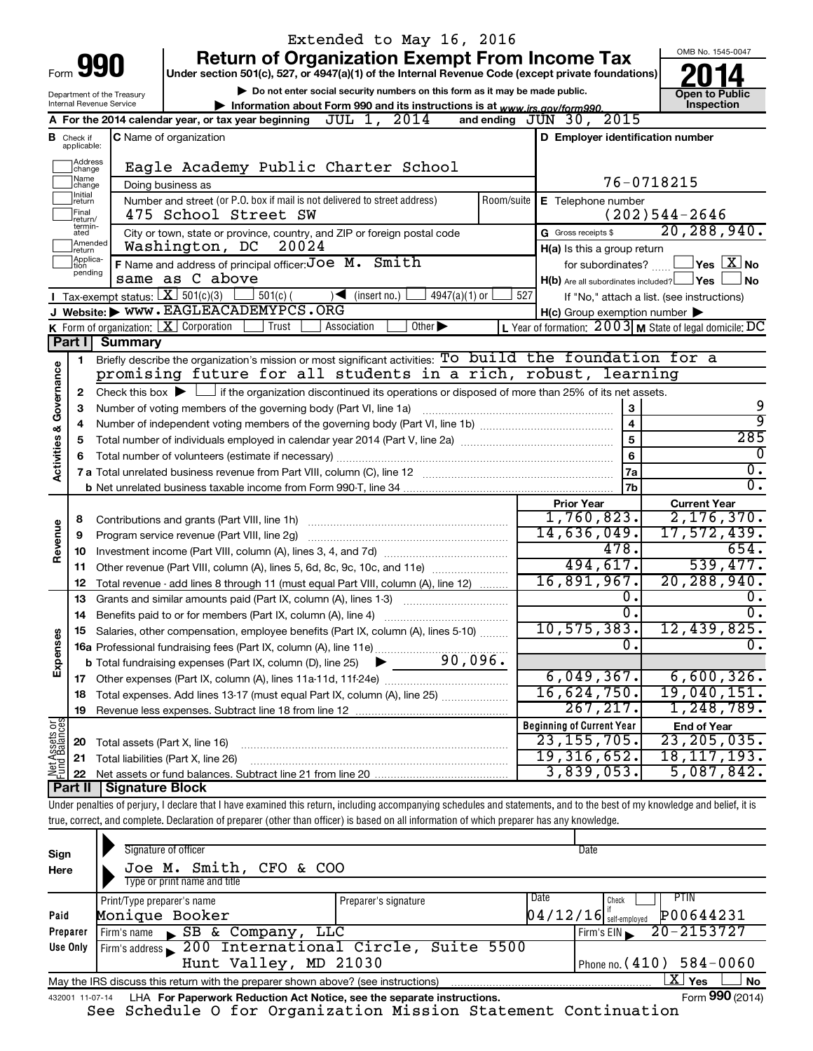Extended to May 16, 2016

# Form 990 — Return of Organization Exempt From Income Tax

**2014**

Under section 501(c), 527, or 4947(a)(1) of the Internal Revenue Code (except private foundations)

▶ Do not enter social security numbers on this form as it may be made public.

▶ Information about Form 990 and its instructions is at www.irs.gov/form990.

Department of the Treasury, Internal Revenue Service

OMB No. 1545-0047

**Open to Public Inspection**

**A** For the 2014 calendar year, or tax year beginning JUL 1, 2014 and ending JUN 30, 2015

**B** Check if applicable: Address change, Name change, Initial return, Final return/terminated, Amended return, Application pending

**C** Name of organization: Eagle Academy Public Charter School

Doing business as

Number and street (or P.O. box if mail is not delivered to street address): 475 School Street SW — Room/suite

City or town, state or province, country, and ZIP or foreign postal code: Washington, DC 20024

**D** Employer identification number: 76-0718215

**E** Telephone number: (202)544-2646

**G** Gross receipts $ 20,288,940.

**F** Name and address of principal officer: Joe M. Smith, same as C above

**H(a)** Is this a group return for subordinates? ☐ Yes ☒ No

**H(b)** Are all subordinates included? ☐ Yes ☐ No — If "No," attach a list. (see instructions)

**H(c)** Group exemption number ▶

**I** Tax-exempt status: ☒ 501(c)(3) ☐ 501(c) ( ) ◀ (insert no.) ☐ 4947(a)(1) or ☐ 527

**J** Website: ▶ WWW.EAGLEACADEMYPCS.ORG

**K** Form of organization: ☒ Corporation ☐ Trust ☐ Association ☐ Other ▶

**L** Year of formation: 2003 **M** State of legal domicile: DC

## Part I Summary

**Activities & Governance**

1. Briefly describe the organization's mission or most significant activities: To build the foundation for a promising future for all students in a rich, robust, learning
2. Check this box ▶ ☐ if the organization discontinued its operations or disposed of more than 25% of its net assets.

| Line | Description | | Value |
|---|---|---|---|
| 3 | Number of voting members of the governing body (Part VI, line 1a) | 3 | 9 |
| 4 | Number of independent voting members of the governing body (Part VI, line 1b) | 4 | 9 |
| 5 | Total number of individuals employed in calendar year 2014 (Part V, line 2a) | 5 | 285 |
| 6 | Total number of volunteers (estimate if necessary) | 6 | 0 |
| 7a | Total unrelated business revenue from Part VIII, column (C), line 12 | 7a | 0. |
| 7b | Net unrelated business taxable income from Form 990-T, line 34 | 7b | 0. |

| Line | Description | Prior Year | Current Year |
|---|---|---|---|
| **Revenue** | | | |
| 8 | Contributions and grants (Part VIII, line 1h) | 1,760,823. | 2,176,370. |
| 9 | Program service revenue (Part VIII, line 2g) | 14,636,049. | 17,572,439. |
| 10 | Investment income (Part VIII, column (A), lines 3, 4, and 7d) | 478. | 654. |
| 11 | Other revenue (Part VIII, column (A), lines 5, 6d, 8c, 9c, 10c, and 11e) | 494,617. | 539,477. |
| 12 | Total revenue - add lines 8 through 11 (must equal Part VIII, column (A), line 12) | 16,891,967. | 20,288,940. |
| **Expenses** | | | |
| 13 | Grants and similar amounts paid (Part IX, column (A), lines 1-3) | 0. | 0. |
| 14 | Benefits paid to or for members (Part IX, column (A), line 4) | 0. | 0. |
| 15 | Salaries, other compensation, employee benefits (Part IX, column (A), lines 5-10) | 10,575,383. | 12,439,825. |
| 16a | Professional fundraising fees (Part IX, column (A), line 11e) | 0. | 0. |
| b | Total fundraising expenses (Part IX, column (D), line 25) ▶ 90,096. | | |
| 17 | Other expenses (Part IX, column (A), lines 11a-11d, 11f-24e) | 6,049,367. | 6,600,326. |
| 18 | Total expenses. Add lines 13-17 (must equal Part IX, column (A), line 25) | 16,624,750. | 19,040,151. |
| 19 | Revenue less expenses. Subtract line 18 from line 12 | 267,217. | 1,248,789. |

| Line | Net Assets or Fund Balances | Beginning of Current Year | End of Year |
|---|---|---|---|
| 20 | Total assets (Part X, line 16) | 23,155,705. | 23,205,035. |
| 21 | Total liabilities (Part X, line 26) | 19,316,652. | 18,117,193. |
| 22 | Net assets or fund balances. Subtract line 21 from line 20 | 3,839,053. | 5,087,842. |

## Part II Signature Block

Under penalties of perjury, I declare that I have examined this return, including accompanying schedules and statements, and to the best of my knowledge and belief, it is true, correct, and complete. Declaration of preparer (other than officer) is based on all information of which preparer has any knowledge.

**Sign Here**

Signature of officer — Date

Joe M. Smith, CFO & COO

Type or print name and title

**Paid Preparer Use Only**

| Print/Type preparer's name | Preparer's signature | Date | Check if self-employed | PTIN |
|---|---|---|---|---|
| Monique Booker | | 04/12/16 | | P00644231 |

Firm's name ▶ SB & Company, LLC — Firm's EIN ▶ 20-2153727

Firm's address ▶ 200 International Circle, Suite 5500, Hunt Valley, MD 21030 — Phone no. (410) 584-0060

May the IRS discuss this return with the preparer shown above? (see instructions) ☒ Yes ☐ No

432001 11-07-14 LHA For Paperwork Reduction Act Notice, see the separate instructions. Form 990 (2014)

See Schedule O for Organization Mission Statement Continuation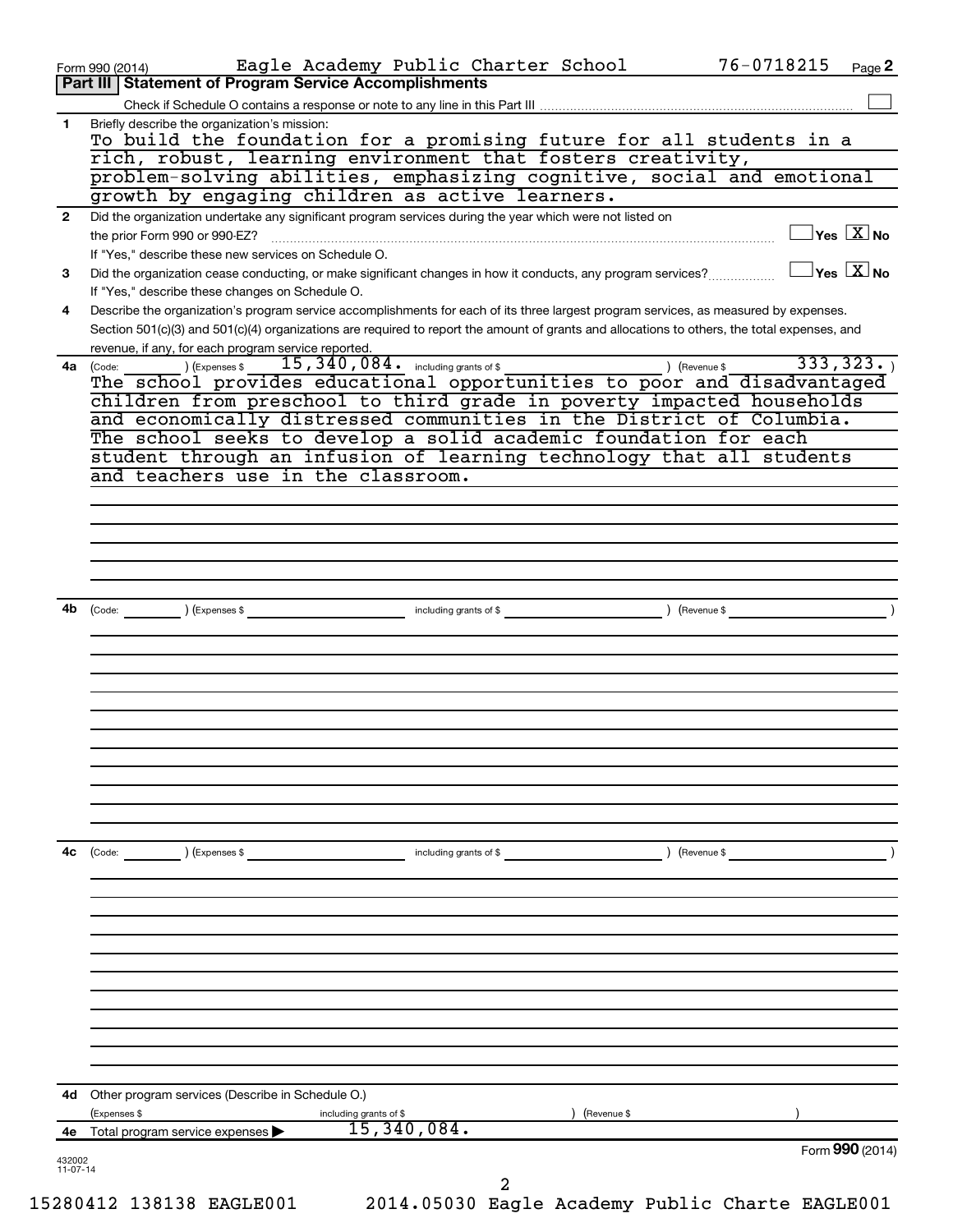Form 990 (2014) Eagle Academy Public Charter School 76-0718215 Page 2

## Part III | Statement of Program Service Accomplishments

Check if Schedule O contains a response or note to any line in this Part III

**1** Briefly describe the organization's mission:

To build the foundation for a promising future for all students in a rich, robust, learning environment that fosters creativity, problem-solving abilities, emphasizing cognitive, social and emotional growth by engaging children as active learners.

**2** Did the organization undertake any significant program services during the year which were not listed on the prior Form 990 or 990-EZ? ☐ Yes ☒ No

If "Yes," describe these new services on Schedule O.

**3** Did the organization cease conducting, or make significant changes in how it conducts, any program services? ☐ Yes ☒ No

If "Yes," describe these changes on Schedule O.

**4** Describe the organization's program service accomplishments for each of its three largest program services, as measured by expenses. Section 501(c)(3) and 501(c)(4) organizations are required to report the amount of grants and allocations to others, the total expenses, and revenue, if any, for each program service reported.

**4a** (Code: ) (Expenses $ 15,340,084. including grants of $ ) (Revenue $ 333,323. )

The school provides educational opportunities to poor and disadvantaged children from preschool to third grade in poverty impacted households and economically distressed communities in the District of Columbia. The school seeks to develop a solid academic foundation for each student through an infusion of learning technology that all students and teachers use in the classroom.

**4b** (Code: ) (Expenses $ including grants of $ ) (Revenue $ )

**4c** (Code: ) (Expenses $ including grants of $ ) (Revenue $ )

**4d** Other program services (Describe in Schedule O.)

(Expenses $ including grants of $ ) (Revenue $ )

**4e** Total program service expenses ▶ 15,340,084.

Form **990** (2014)

432002
11-07-14

15280412 138138 EAGLE001 2014.05030 Eagle Academy Public Charte EAGLE001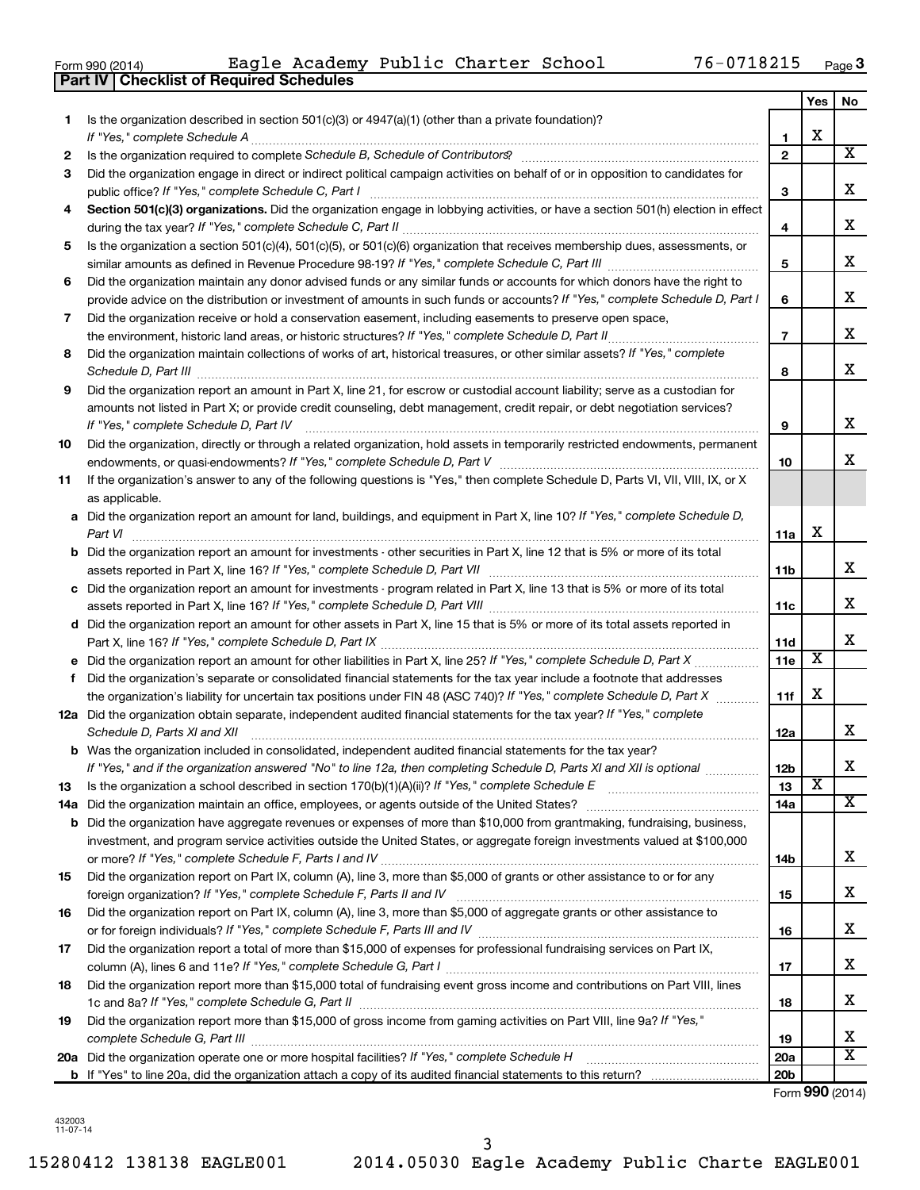Form 990 (2014) Eagle Academy Public Charter School 76-0718215 Page 3

## Part IV | Checklist of Required Schedules

| | | | Yes | No |
|---|---|---|---|---|
| 1 | Is the organization described in section 501(c)(3) or 4947(a)(1) (other than a private foundation)? *If "Yes," complete Schedule A* | 1 | X | |
| 2 | Is the organization required to complete *Schedule B, Schedule of Contributors*? | 2 | | X |
| 3 | Did the organization engage in direct or indirect political campaign activities on behalf of or in opposition to candidates for public office? *If "Yes," complete Schedule C, Part I* | 3 | | X |
| 4 | **Section 501(c)(3) organizations.** Did the organization engage in lobbying activities, or have a section 501(h) election in effect during the tax year? *If "Yes," complete Schedule C, Part II* | 4 | | X |
| 5 | Is the organization a section 501(c)(4), 501(c)(5), or 501(c)(6) organization that receives membership dues, assessments, or similar amounts as defined in Revenue Procedure 98-19? *If "Yes," complete Schedule C, Part III* | 5 | | X |
| 6 | Did the organization maintain any donor advised funds or any similar funds or accounts for which donors have the right to provide advice on the distribution or investment of amounts in such funds or accounts? *If "Yes," complete Schedule D, Part I* | 6 | | X |
| 7 | Did the organization receive or hold a conservation easement, including easements to preserve open space, the environment, historic land areas, or historic structures? *If "Yes," complete Schedule D, Part II* | 7 | | X |
| 8 | Did the organization maintain collections of works of art, historical treasures, or other similar assets? *If "Yes," complete Schedule D, Part III* | 8 | | X |
| 9 | Did the organization report an amount in Part X, line 21, for escrow or custodial account liability; serve as a custodian for amounts not listed in Part X; or provide credit counseling, debt management, credit repair, or debt negotiation services? *If "Yes," complete Schedule D, Part IV* | 9 | | X |
| 10 | Did the organization, directly or through a related organization, hold assets in temporarily restricted endowments, permanent endowments, or quasi-endowments? *If "Yes," complete Schedule D, Part V* | 10 | | X |
| 11 | If the organization's answer to any of the following questions is "Yes," then complete Schedule D, Parts VI, VII, VIII, IX, or X as applicable. | | | |
| a | Did the organization report an amount for land, buildings, and equipment in Part X, line 10? *If "Yes," complete Schedule D, Part VI* | 11a | X | |
| b | Did the organization report an amount for investments - other securities in Part X, line 12 that is 5% or more of its total assets reported in Part X, line 16? *If "Yes," complete Schedule D, Part VII* | 11b | | X |
| c | Did the organization report an amount for investments - program related in Part X, line 13 that is 5% or more of its total assets reported in Part X, line 16? *If "Yes," complete Schedule D, Part VIII* | 11c | | X |
| d | Did the organization report an amount for other assets in Part X, line 15 that is 5% or more of its total assets reported in Part X, line 16? *If "Yes," complete Schedule D, Part IX* | 11d | | X |
| e | Did the organization report an amount for other liabilities in Part X, line 25? *If "Yes," complete Schedule D, Part X* | 11e | X | |
| f | Did the organization's separate or consolidated financial statements for the tax year include a footnote that addresses the organization's liability for uncertain tax positions under FIN 48 (ASC 740)? *If "Yes," complete Schedule D, Part X* | 11f | X | |
| 12a | Did the organization obtain separate, independent audited financial statements for the tax year? *If "Yes," complete Schedule D, Parts XI and XII* | 12a | | X |
| b | Was the organization included in consolidated, independent audited financial statements for the tax year? *If "Yes," and if the organization answered "No" to line 12a, then completing Schedule D, Parts XI and XII is optional* | 12b | | X |
| 13 | Is the organization a school described in section 170(b)(1)(A)(ii)? *If "Yes," complete Schedule E* | 13 | X | |
| 14a | Did the organization maintain an office, employees, or agents outside of the United States? | 14a | | X |
| b | Did the organization have aggregate revenues or expenses of more than $10,000 from grantmaking, fundraising, business, investment, and program service activities outside the United States, or aggregate foreign investments valued at $100,000 or more? *If "Yes," complete Schedule F, Parts I and IV* | 14b | | X |
| 15 | Did the organization report on Part IX, column (A), line 3, more than $5,000 of grants or other assistance to or for any foreign organization? *If "Yes," complete Schedule F, Parts II and IV* | 15 | | X |
| 16 | Did the organization report on Part IX, column (A), line 3, more than $5,000 of aggregate grants or other assistance to or for foreign individuals? *If "Yes," complete Schedule F, Parts III and IV* | 16 | | X |
| 17 | Did the organization report a total of more than $15,000 of expenses for professional fundraising services on Part IX, column (A), lines 6 and 11e? *If "Yes," complete Schedule G, Part I* | 17 | | X |
| 18 | Did the organization report more than $15,000 total of fundraising event gross income and contributions on Part VIII, lines 1c and 8a? *If "Yes," complete Schedule G, Part II* | 18 | | X |
| 19 | Did the organization report more than $15,000 of gross income from gaming activities on Part VIII, line 9a? *If "Yes," complete Schedule G, Part III* | 19 | | X |
| 20a | Did the organization operate one or more hospital facilities? *If "Yes," complete Schedule H* | 20a | | X |
| b | If "Yes" to line 20a, did the organization attach a copy of its audited financial statements to this return? | 20b | | |

Form **990** (2014)

432003 11-07-14

15280412 138138 EAGLE001 2014.05030 Eagle Academy Public Charte EAGLE001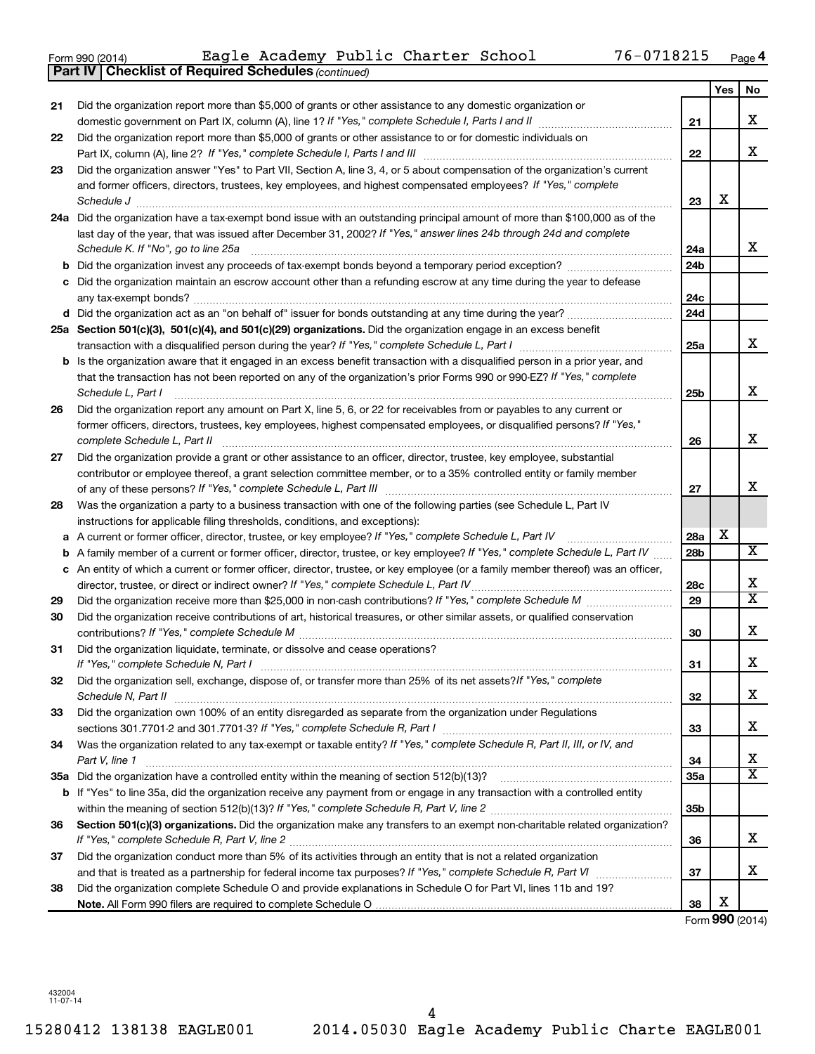Form 990 (2014) Eagle Academy Public Charter School 76-0718215 Page 4

**Part IV | Checklist of Required Schedules** *(continued)*

| | | | Yes | No |
|---|---|---|---|---|
| 21 | Did the organization report more than $5,000 of grants or other assistance to any domestic organization or domestic government on Part IX, column (A), line 1? *If "Yes," complete Schedule I, Parts I and II* | 21 | | X |
| 22 | Did the organization report more than $5,000 of grants or other assistance to or for domestic individuals on Part IX, column (A), line 2? *If "Yes," complete Schedule I, Parts I and III* | 22 | | X |
| 23 | Did the organization answer "Yes" to Part VII, Section A, line 3, 4, or 5 about compensation of the organization's current and former officers, directors, trustees, key employees, and highest compensated employees? *If "Yes," complete Schedule J* | 23 | X | |
| 24a | Did the organization have a tax-exempt bond issue with an outstanding principal amount of more than $100,000 as of the last day of the year, that was issued after December 31, 2002? *If "Yes," answer lines 24b through 24d and complete Schedule K. If "No", go to line 25a* | 24a | | X |
| b | Did the organization invest any proceeds of tax-exempt bonds beyond a temporary period exception? | 24b | | |
| c | Did the organization maintain an escrow account other than a refunding escrow at any time during the year to defease any tax-exempt bonds? | 24c | | |
| d | Did the organization act as an "on behalf of" issuer for bonds outstanding at any time during the year? | 24d | | |
| 25a | **Section 501(c)(3), 501(c)(4), and 501(c)(29) organizations.** Did the organization engage in an excess benefit transaction with a disqualified person during the year? *If "Yes," complete Schedule L, Part I* | 25a | | X |
| b | Is the organization aware that it engaged in an excess benefit transaction with a disqualified person in a prior year, and that the transaction has not been reported on any of the organization's prior Forms 990 or 990-EZ? *If "Yes," complete Schedule L, Part I* | 25b | | X |
| 26 | Did the organization report any amount on Part X, line 5, 6, or 22 for receivables from or payables to any current or former officers, directors, trustees, key employees, highest compensated employees, or disqualified persons? *If "Yes," complete Schedule L, Part II* | 26 | | X |
| 27 | Did the organization provide a grant or other assistance to an officer, director, trustee, key employee, substantial contributor or employee thereof, a grant selection committee member, or to a 35% controlled entity or family member of any of these persons? *If "Yes," complete Schedule L, Part III* | 27 | | X |
| 28 | Was the organization a party to a business transaction with one of the following parties (see Schedule L, Part IV instructions for applicable filing thresholds, conditions, and exceptions): | | | |
| a | A current or former officer, director, trustee, or key employee? *If "Yes," complete Schedule L, Part IV* | 28a | X | |
| b | A family member of a current or former officer, director, trustee, or key employee? *If "Yes," complete Schedule L, Part IV* | 28b | | X |
| c | An entity of which a current or former officer, director, trustee, or key employee (or a family member thereof) was an officer, director, trustee, or direct or indirect owner? *If "Yes," complete Schedule L, Part IV* | 28c | | X |
| 29 | Did the organization receive more than $25,000 in non-cash contributions? *If "Yes," complete Schedule M* | 29 | | X |
| 30 | Did the organization receive contributions of art, historical treasures, or other similar assets, or qualified conservation contributions? *If "Yes," complete Schedule M* | 30 | | X |
| 31 | Did the organization liquidate, terminate, or dissolve and cease operations? *If "Yes," complete Schedule N, Part I* | 31 | | X |
| 32 | Did the organization sell, exchange, dispose of, or transfer more than 25% of its net assets? *If "Yes," complete Schedule N, Part II* | 32 | | X |
| 33 | Did the organization own 100% of an entity disregarded as separate from the organization under Regulations sections 301.7701-2 and 301.7701-3? *If "Yes," complete Schedule R, Part I* | 33 | | X |
| 34 | Was the organization related to any tax-exempt or taxable entity? *If "Yes," complete Schedule R, Part II, III, or IV, and Part V, line 1* | 34 | | X |
| 35a | Did the organization have a controlled entity within the meaning of section 512(b)(13)? | 35a | | X |
| b | If "Yes" to line 35a, did the organization receive any payment from or engage in any transaction with a controlled entity within the meaning of section 512(b)(13)? *If "Yes," complete Schedule R, Part V, line 2* | 35b | | |
| 36 | **Section 501(c)(3) organizations.** Did the organization make any transfers to an exempt non-charitable related organization? *If "Yes," complete Schedule R, Part V, line 2* | 36 | | X |
| 37 | Did the organization conduct more than 5% of its activities through an entity that is not a related organization and that is treated as a partnership for federal income tax purposes? *If "Yes," complete Schedule R, Part VI* | 37 | | X |
| 38 | Did the organization complete Schedule O and provide explanations in Schedule O for Part VI, lines 11b and 19? **Note.** All Form 990 filers are required to complete Schedule O | 38 | X | |

Form **990** (2014)

432004 11-07-14

15280412 138138 EAGLE001 2014.05030 Eagle Academy Public Charte EAGLE001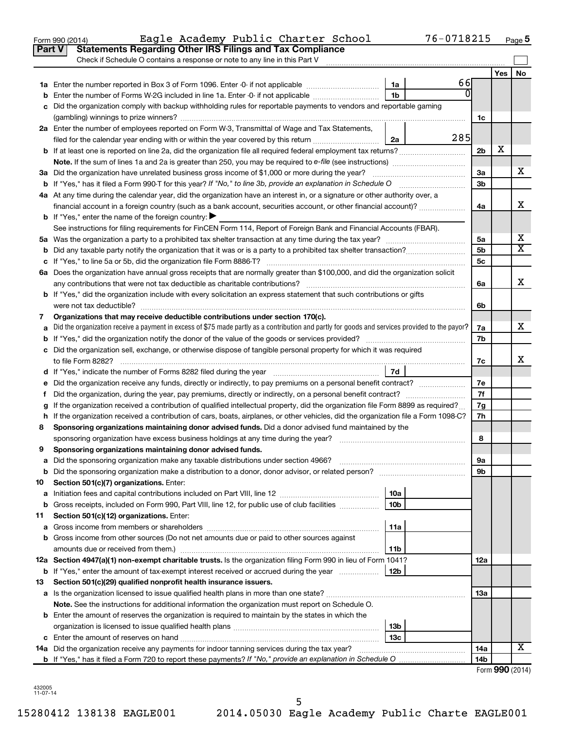Form 990 (2014) Eagle Academy Public Charter School 76-0718215 Page 5

## Part V Statements Regarding Other IRS Filings and Tax Compliance

Check if Schedule O contains a response or note to any line in this Part V

| | | | | | Yes | No |
|---|---|---|---|---|---|---|
| **1a** | Enter the number reported in Box 3 of Form 1096. Enter -0- if not applicable | 1a | 66 | | | |
| **b** | Enter the number of Forms W-2G included in line 1a. Enter -0- if not applicable | 1b | 0 | | | |
| **c** | Did the organization comply with backup withholding rules for reportable payments to vendors and reportable gaming (gambling) winnings to prize winners? | | | 1c | | |
| **2a** | Enter the number of employees reported on Form W-3, Transmittal of Wage and Tax Statements, filed for the calendar year ending with or within the year covered by this return | 2a | 285 | | | |
| **b** | If at least one is reported on line 2a, did the organization file all required federal employment tax returns? | | | 2b | X | |
| | **Note.** If the sum of lines 1a and 2a is greater than 250, you may be required to *e-file* (see instructions) | | | | | |
| **3a** | Did the organization have unrelated business gross income of $1,000 or more during the year? | | | 3a | | X |
| **b** | If "Yes," has it filed a Form 990-T for this year? *If "No," to line 3b, provide an explanation in Schedule O* | | | 3b | | |
| **4a** | At any time during the calendar year, did the organization have an interest in, or a signature or other authority over, a financial account in a foreign country (such as a bank account, securities account, or other financial account)? | | | 4a | | X |
| **b** | If "Yes," enter the name of the foreign country: ▶ | | | | | |
| | See instructions for filing requirements for FinCEN Form 114, Report of Foreign Bank and Financial Accounts (FBAR). | | | | | |
| **5a** | Was the organization a party to a prohibited tax shelter transaction at any time during the tax year? | | | 5a | | X |
| **b** | Did any taxable party notify the organization that it was or is a party to a prohibited tax shelter transaction? | | | 5b | | X |
| **c** | If "Yes," to line 5a or 5b, did the organization file Form 8886-T? | | | 5c | | |
| **6a** | Does the organization have annual gross receipts that are normally greater than $100,000, and did the organization solicit any contributions that were not tax deductible as charitable contributions? | | | 6a | | X |
| **b** | If "Yes," did the organization include with every solicitation an express statement that such contributions or gifts were not tax deductible? | | | 6b | | |
| **7** | **Organizations that may receive deductible contributions under section 170(c).** | | | | | |
| **a** | Did the organization receive a payment in excess of $75 made partly as a contribution and partly for goods and services provided to the payor? | | | 7a | | X |
| **b** | If "Yes," did the organization notify the donor of the value of the goods or services provided? | | | 7b | | |
| **c** | Did the organization sell, exchange, or otherwise dispose of tangible personal property for which it was required to file Form 8282? | | | 7c | | X |
| **d** | If "Yes," indicate the number of Forms 8282 filed during the year | 7d | | | | |
| **e** | Did the organization receive any funds, directly or indirectly, to pay premiums on a personal benefit contract? | | | 7e | | |
| **f** | Did the organization, during the year, pay premiums, directly or indirectly, on a personal benefit contract? | | | 7f | | |
| **g** | If the organization received a contribution of qualified intellectual property, did the organization file Form 8899 as required? | | | 7g | | |
| **h** | If the organization received a contribution of cars, boats, airplanes, or other vehicles, did the organization file a Form 1098-C? | | | 7h | | |
| **8** | **Sponsoring organizations maintaining donor advised funds.** Did a donor advised fund maintained by the sponsoring organization have excess business holdings at any time during the year? | | | 8 | | |
| **9** | **Sponsoring organizations maintaining donor advised funds.** | | | | | |
| **a** | Did the sponsoring organization make any taxable distributions under section 4966? | | | 9a | | |
| **b** | Did the sponsoring organization make a distribution to a donor, donor advisor, or related person? | | | 9b | | |
| **10** | **Section 501(c)(7) organizations.** Enter: | | | | | |
| **a** | Initiation fees and capital contributions included on Part VIII, line 12 | 10a | | | | |
| **b** | Gross receipts, included on Form 990, Part VIII, line 12, for public use of club facilities | 10b | | | | |
| **11** | **Section 501(c)(12) organizations.** Enter: | | | | | |
| **a** | Gross income from members or shareholders | 11a | | | | |
| **b** | Gross income from other sources (Do not net amounts due or paid to other sources against amounts due or received from them.) | 11b | | | | |
| **12a** | **Section 4947(a)(1) non-exempt charitable trusts.** Is the organization filing Form 990 in lieu of Form 1041? | | | 12a | | |
| **b** | If "Yes," enter the amount of tax-exempt interest received or accrued during the year | 12b | | | | |
| **13** | **Section 501(c)(29) qualified nonprofit health insurance issuers.** | | | | | |
| **a** | Is the organization licensed to issue qualified health plans in more than one state? | | | 13a | | |
| | **Note.** See the instructions for additional information the organization must report on Schedule O. | | | | | |
| **b** | Enter the amount of reserves the organization is required to maintain by the states in which the organization is licensed to issue qualified health plans | 13b | | | | |
| **c** | Enter the amount of reserves on hand | 13c | | | | |
| **14a** | Did the organization receive any payments for indoor tanning services during the tax year? | | | 14a | | X |
| **b** | If "Yes," has it filed a Form 720 to report these payments? *If "No," provide an explanation in Schedule O* | | | 14b | | |

Form **990** (2014)

432005 11-07-14

15280412 138138 EAGLE001 2014.05030 Eagle Academy Public Charte EAGLE001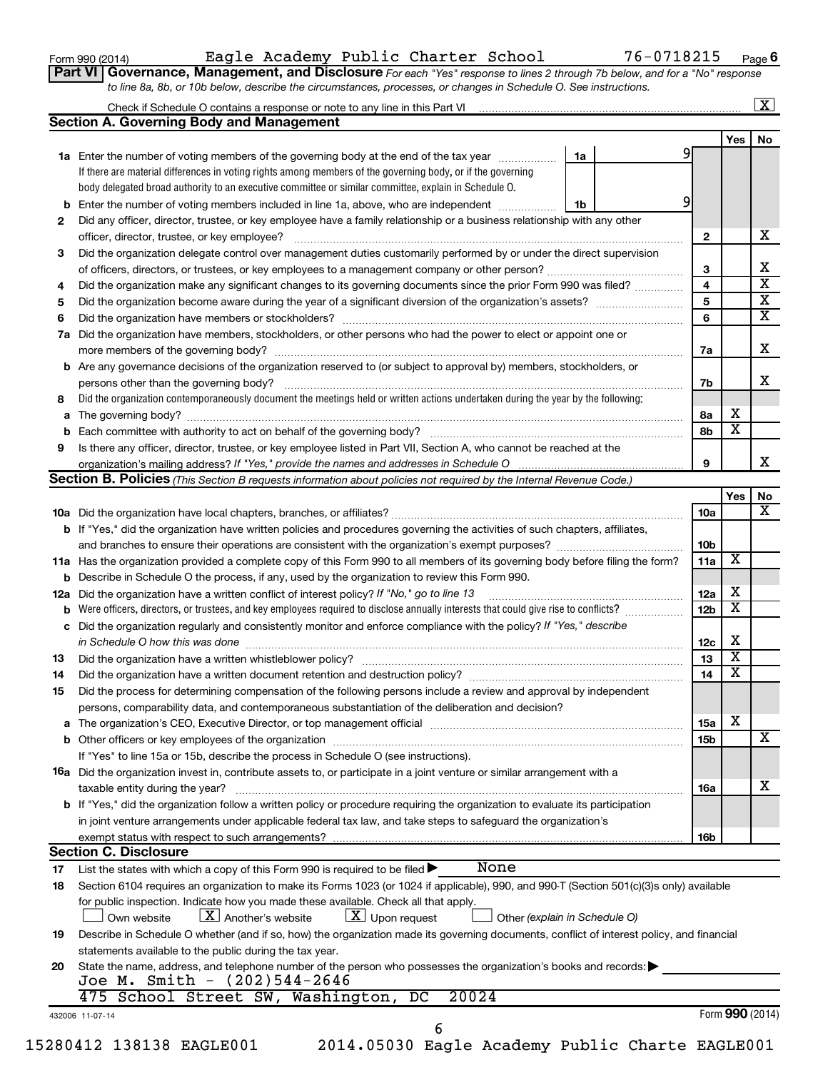Form 990 (2014) Eagle Academy Public Charter School 76-0718215 Page **6**

**Part VI** **Governance, Management, and Disclosure** *For each "Yes" response to lines 2 through 7b below, and for a "No" response to line 8a, 8b, or 10b below, describe the circumstances, processes, or changes in Schedule O. See instructions.*

Check if Schedule O contains a response or note to any line in this Part VI ..... [X]

## Section A. Governing Body and Management

| | | | | Yes | No |
|---|---|---|---|---|---|
| **1a** | Enter the number of voting members of the governing body at the end of the tax year ..... **1a** 9<br>If there are material differences in voting rights among members of the governing body, or if the governing body delegated broad authority to an executive committee or similar committee, explain in Schedule O. | | | | |
| **b** | Enter the number of voting members included in line 1a, above, who are independent ..... **1b** 9 | | | | |
| **2** | Did any officer, director, trustee, or key employee have a family relationship or a business relationship with any other officer, director, trustee, or key employee? | **2** | | | X |
| **3** | Did the organization delegate control over management duties customarily performed by or under the direct supervision of officers, directors, or trustees, or key employees to a management company or other person? | **3** | | | X |
| **4** | Did the organization make any significant changes to its governing documents since the prior Form 990 was filed? | **4** | | | X |
| **5** | Did the organization become aware during the year of a significant diversion of the organization's assets? | **5** | | | X |
| **6** | Did the organization have members or stockholders? | **6** | | | X |
| **7a** | Did the organization have members, stockholders, or other persons who had the power to elect or appoint one or more members of the governing body? | **7a** | | | X |
| **b** | Are any governance decisions of the organization reserved to (or subject to approval by) members, stockholders, or persons other than the governing body? | **7b** | | | X |
| **8** | Did the organization contemporaneously document the meetings held or written actions undertaken during the year by the following: | | | | |
| **a** | The governing body? | **8a** | | X | |
| **b** | Each committee with authority to act on behalf of the governing body? | **8b** | | X | |
| **9** | Is there any officer, director, trustee, or key employee listed in Part VII, Section A, who cannot be reached at the organization's mailing address? *If "Yes," provide the names and addresses in Schedule O* | **9** | | | X |

## Section B. Policies *(This Section B requests information about policies not required by the Internal Revenue Code.)*

| | | | Yes | No |
|---|---|---|---|---|
| **10a** | Did the organization have local chapters, branches, or affiliates? | **10a** | | X |
| **b** | If "Yes," did the organization have written policies and procedures governing the activities of such chapters, affiliates, and branches to ensure their operations are consistent with the organization's exempt purposes? | **10b** | | |
| **11a** | Has the organization provided a complete copy of this Form 990 to all members of its governing body before filing the form? | **11a** | X | |
| **b** | Describe in Schedule O the process, if any, used by the organization to review this Form 990. | | | |
| **12a** | Did the organization have a written conflict of interest policy? *If "No," go to line 13* | **12a** | X | |
| **b** | Were officers, directors, or trustees, and key employees required to disclose annually interests that could give rise to conflicts? | **12b** | X | |
| **c** | Did the organization regularly and consistently monitor and enforce compliance with the policy? *If "Yes," describe in Schedule O how this was done* | **12c** | X | |
| **13** | Did the organization have a written whistleblower policy? | **13** | X | |
| **14** | Did the organization have a written document retention and destruction policy? | **14** | X | |
| **15** | Did the process for determining compensation of the following persons include a review and approval by independent persons, comparability data, and contemporaneous substantiation of the deliberation and decision? | | | |
| **a** | The organization's CEO, Executive Director, or top management official | **15a** | X | |
| **b** | Other officers or key employees of the organization | **15b** | | X |
| | If "Yes" to line 15a or 15b, describe the process in Schedule O (see instructions). | | | |
| **16a** | Did the organization invest in, contribute assets to, or participate in a joint venture or similar arrangement with a taxable entity during the year? | **16a** | | X |
| **b** | If "Yes," did the organization follow a written policy or procedure requiring the organization to evaluate its participation in joint venture arrangements under applicable federal tax law, and take steps to safeguard the organization's exempt status with respect to such arrangements? | **16b** | | |

## Section C. Disclosure

**17** List the states with which a copy of this Form 990 is required to be filed ▶ None

**18** Section 6104 requires an organization to make its Forms 1023 (or 1024 if applicable), 990, and 990-T (Section 501(c)(3)s only) available for public inspection. Indicate how you made these available. Check all that apply.

[ ] Own website [X] Another's website [X] Upon request [ ] Other *(explain in Schedule O)*

**19** Describe in Schedule O whether (and if so, how) the organization made its governing documents, conflict of interest policy, and financial statements available to the public during the tax year.

**20** State the name, address, and telephone number of the person who possesses the organization's books and records: ▶
Joe M. Smith - (202)544-2646
475 School Street SW, Washington, DC 20024

432006 11-07-14 Form **990** (2014)

15280412 138138 EAGLE001 2014.05030 Eagle Academy Public Charte EAGLE001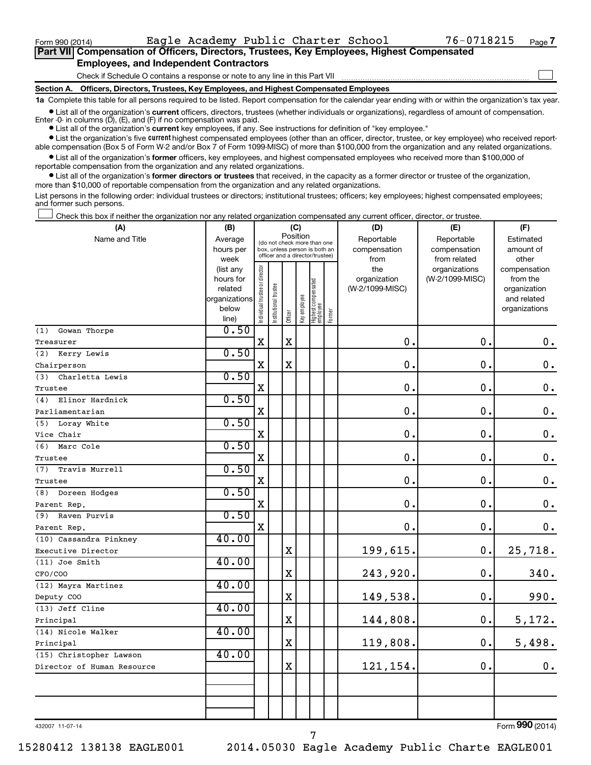Form 990 (2014) Eagle Academy Public Charter School 76-0718215 Page 7

**Part VII Compensation of Officers, Directors, Trustees, Key Employees, Highest Compensated Employees, and Independent Contractors**

Check if Schedule O contains a response or note to any line in this Part VII ☐

**Section A. Officers, Directors, Trustees, Key Employees, and Highest Compensated Employees**

**1a** Complete this table for all persons required to be listed. Report compensation for the calendar year ending with or within the organization's tax year.

- List all of the organization's **current** officers, directors, trustees (whether individuals or organizations), regardless of amount of compensation. Enter -0- in columns (D), (E), and (F) if no compensation was paid.
- List all of the organization's **current** key employees, if any. See instructions for definition of "key employee."
- List the organization's five **current** highest compensated employees (other than an officer, director, trustee, or key employee) who received reportable compensation (Box 5 of Form W-2 and/or Box 7 of Form 1099-MISC) of more than $100,000 from the organization and any related organizations.
- List all of the organization's **former** officers, key employees, and highest compensated employees who received more than $100,000 of reportable compensation from the organization and any related organizations.
- List all of the organization's **former directors or trustees** that received, in the capacity as a former director or trustee of the organization, more than $10,000 of reportable compensation from the organization and any related organizations.

List persons in the following order: individual trustees or directors; institutional trustees; officers; key employees; highest compensated employees; and former such persons.

☐ Check this box if neither the organization nor any related organization compensated any current officer, director, or trustee.

| (A) Name and Title | (B) Average hours per week (list any hours for related organizations below line) | (C) Position: Individual trustee or director | Institutional trustee | Officer | Key employee | Highest compensated employee | Former | (D) Reportable compensation from the organization (W-2/1099-MISC) | (E) Reportable compensation from related organizations (W-2/1099-MISC) | (F) Estimated amount of other compensation from the organization and related organizations |
|---|---|---|---|---|---|---|---|---|---|---|
| (1) Gowan Thorpe<br>Treasurer | 0.50 | X | | X | | | | 0. | 0. | 0. |
| (2) Kerry Lewis<br>Chairperson | 0.50 | X | | X | | | | 0. | 0. | 0. |
| (3) Charletta Lewis<br>Trustee | 0.50 | X | | | | | | 0. | 0. | 0. |
| (4) Elinor Hardnick<br>Parliamentarian | 0.50 | X | | | | | | 0. | 0. | 0. |
| (5) Loray White<br>Vice Chair | 0.50 | X | | | | | | 0. | 0. | 0. |
| (6) Marc Cole<br>Trustee | 0.50 | X | | | | | | 0. | 0. | 0. |
| (7) Travis Murrell<br>Trustee | 0.50 | X | | | | | | 0. | 0. | 0. |
| (8) Doreen Hodges<br>Parent Rep. | 0.50 | X | | | | | | 0. | 0. | 0. |
| (9) Raven Purvis<br>Parent Rep. | 0.50 | X | | | | | | 0. | 0. | 0. |
| (10) Cassandra Pinkney<br>Executive Director | 40.00 | | | X | | | | 199,615. | 0. | 25,718. |
| (11) Joe Smith<br>CFO/COO | 40.00 | | | X | | | | 243,920. | 0. | 340. |
| (12) Mayra Martinez<br>Deputy COO | 40.00 | | | X | | | | 149,538. | 0. | 990. |
| (13) Jeff Cline<br>Principal | 40.00 | | | X | | | | 144,808. | 0. | 5,172. |
| (14) Nicole Walker<br>Principal | 40.00 | | | X | | | | 119,808. | 0. | 5,498. |
| (15) Christopher Lawson<br>Director of Human Resource | 40.00 | | | X | | | | 121,154. | 0. | 0. |

432007 11-07-14 Form **990** (2014)

15280412 138138 EAGLE001 2014.05030 Eagle Academy Public Charte EAGLE001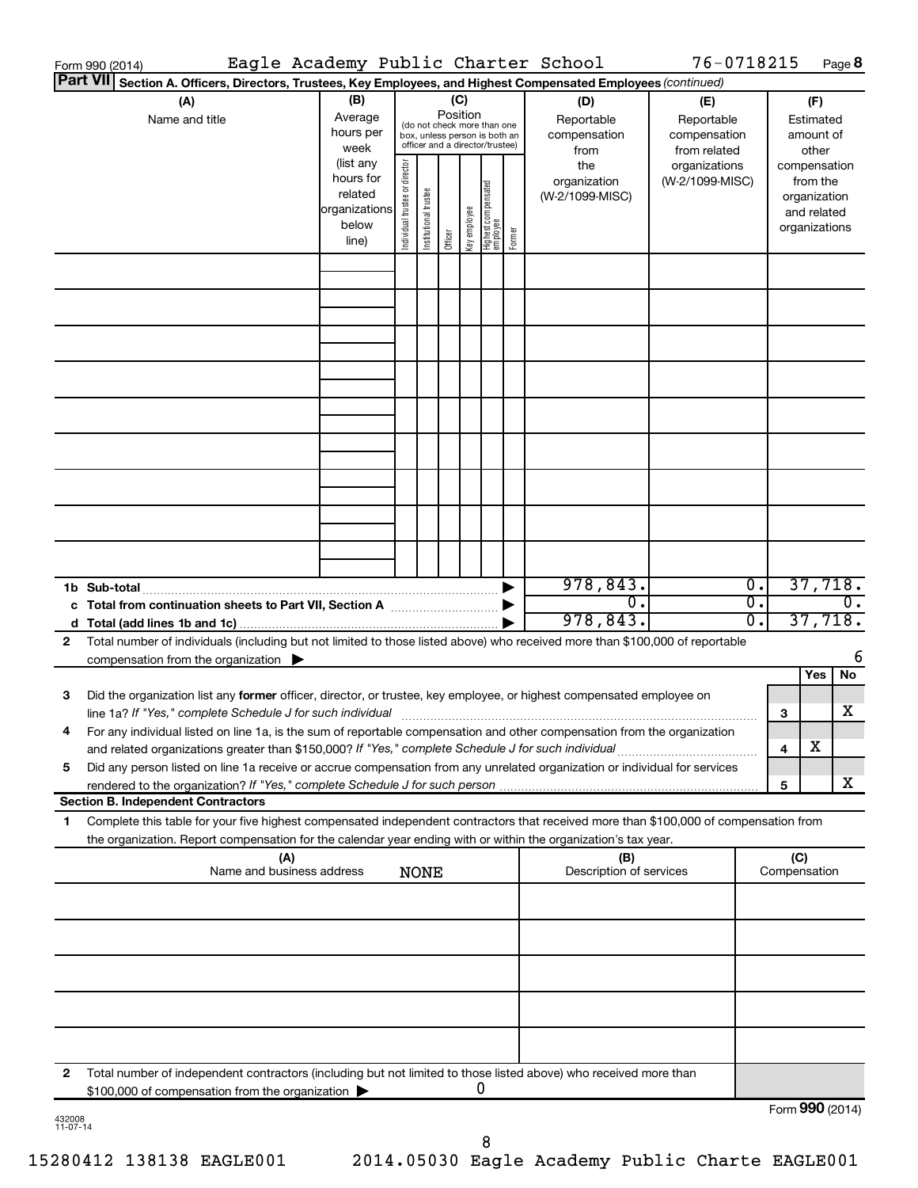Form 990 (2014) Eagle Academy Public Charter School 76-0718215 Page 8

**Part VII** **Section A. Officers, Directors, Trustees, Key Employees, and Highest Compensated Employees** *(continued)*

| (A) Name and title | (B) Average hours per week (list any hours for related organizations below line) | (C) Position (do not check more than one box, unless person is both an officer and a director/trustee): Individual trustee or director | Institutional trustee | Officer | Key employee | Highest compensated employee | Former | (D) Reportable compensation from the organization (W-2/1099-MISC) | (E) Reportable compensation from related organizations (W-2/1099-MISC) | (F) Estimated amount of other compensation from the organization and related organizations |
|---|---|---|---|---|---|---|---|---|---|---|
| | | | | | | | | | | |
| | | | | | | | | | | |
| | | | | | | | | | | |
| | | | | | | | | | | |
| | | | | | | | | | | |
| | | | | | | | | | | |
| | | | | | | | | | | |
| | | | | | | | | | | |
| | | | | | | | | | | |
| **1b Sub-total** | | | | | | | | 978,843. | 0. | 37,718. |
| **c Total from continuation sheets to Part VII, Section A** | | | | | | | | 0. | 0. | 0. |
| **d Total (add lines 1b and 1c)** | | | | | | | | 978,843. | 0. | 37,718. |

**2** Total number of individuals (including but not limited to those listed above) who received more than $100,000 of reportable compensation from the organization ▶ 6

| | | | Yes | No |
|---|---|---|---|---|
| **3** | Did the organization list any **former** officer, director, or trustee, key employee, or highest compensated employee on line 1a? *If "Yes," complete Schedule J for such individual* | 3 | | X |
| **4** | For any individual listed on line 1a, is the sum of reportable compensation and other compensation from the organization and related organizations greater than $150,000? *If "Yes," complete Schedule J for such individual* | 4 | X | |
| **5** | Did any person listed on line 1a receive or accrue compensation from any unrelated organization or individual for services rendered to the organization? *If "Yes," complete Schedule J for such person* | 5 | | X |

**Section B. Independent Contractors**

**1** Complete this table for your five highest compensated independent contractors that received more than $100,000 of compensation from the organization. Report compensation for the calendar year ending with or within the organization's tax year.

| (A) Name and business address NONE | (B) Description of services | (C) Compensation |
|---|---|---|
| | | |
| | | |
| | | |
| | | |
| | | |

**2** Total number of independent contractors (including but not limited to those listed above) who received more than $100,000 of compensation from the organization ▶ 0

432008 11-07-14

Form **990** (2014)

15280412 138138 EAGLE001 2014.05030 Eagle Academy Public Charte EAGLE001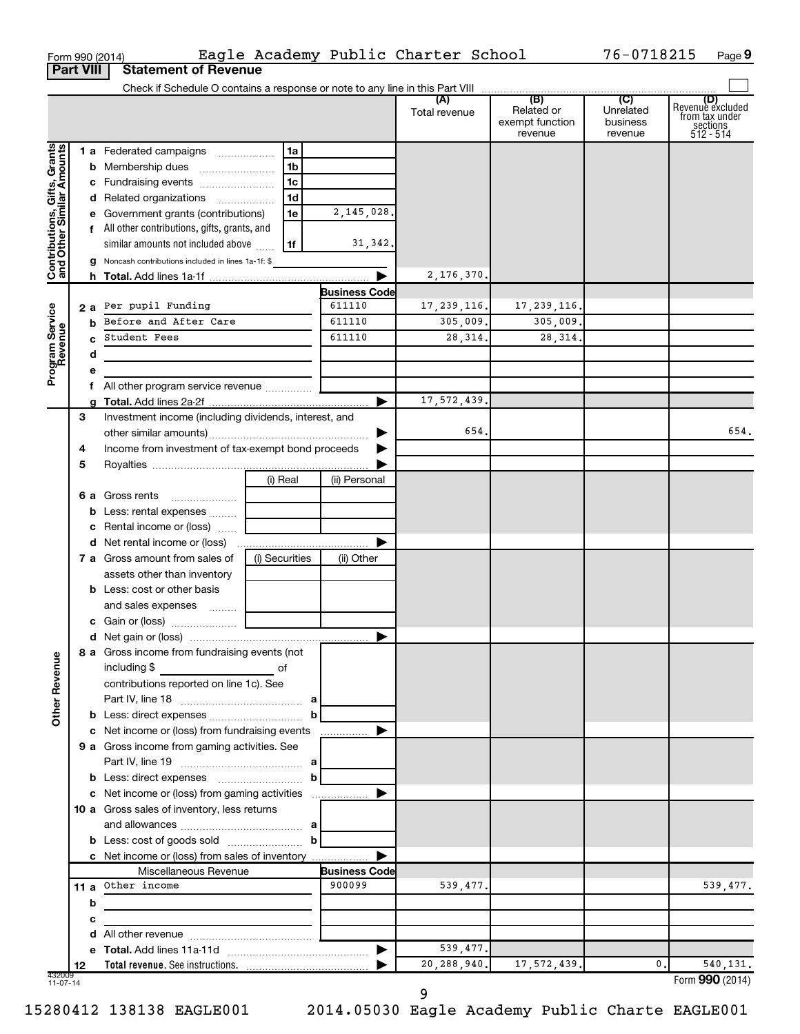Form 990 (2014) Eagle Academy Public Charter School 76-0718215 Page 9

## Part VIII Statement of Revenue

Check if Schedule O contains a response or note to any line in this Part VIII ☐

| | | | | (A) Total revenue | (B) Related or exempt function revenue | (C) Unrelated business revenue | (D) Revenue excluded from tax under sections 512 - 514 |
|---|---|---|---|---|---|---|---|
| **Contributions, Gifts, Grants and Other Similar Amounts** | 1 a Federated campaigns | 1a | | | | | |
| | b Membership dues | 1b | | | | | |
| | c Fundraising events | 1c | | | | | |
| | d Related organizations | 1d | | | | | |
| | e Government grants (contributions) | 1e | 2,145,028. | | | | |
| | f All other contributions, gifts, grants, and similar amounts not included above | 1f | 31,342. | | | | |
| | g Noncash contributions included in lines 1a-1f: $ | | | | | | |
| | h **Total.** Add lines 1a-1f | | | 2,176,370. | | | |
| **Program Service Revenue** | | | Business Code | | | | |
| | 2 a Per pupil Funding | | 611110 | 17,239,116. | 17,239,116. | | |
| | b Before and After Care | | 611110 | 305,009. | 305,009. | | |
| | c Student Fees | | 611110 | 28,314. | 28,314. | | |
| | d | | | | | | |
| | e | | | | | | |
| | f All other program service revenue | | | | | | |
| | g **Total.** Add lines 2a-2f | | | 17,572,439. | | | |
| **Other Revenue** | 3 Investment income (including dividends, interest, and other similar amounts) | | | 654. | | | 654. |
| | 4 Income from investment of tax-exempt bond proceeds | | | | | | |
| | 5 Royalties | | | | | | |
| | | (i) Real | (ii) Personal | | | | |
| | 6 a Gross rents | | | | | | |
| | b Less: rental expenses | | | | | | |
| | c Rental income or (loss) | | | | | | |
| | d Net rental income or (loss) | | | | | | |
| | 7 a Gross amount from sales of assets other than inventory | (i) Securities | (ii) Other | | | | |
| | b Less: cost or other basis and sales expenses | | | | | | |
| | c Gain or (loss) | | | | | | |
| | d Net gain or (loss) | | | | | | |
| | 8 a Gross income from fundraising events (not including $ of contributions reported on line 1c). See Part IV, line 18 | a | | | | | |
| | b Less: direct expenses | b | | | | | |
| | c Net income or (loss) from fundraising events | | | | | | |
| | 9 a Gross income from gaming activities. See Part IV, line 19 | a | | | | | |
| | b Less: direct expenses | b | | | | | |
| | c Net income or (loss) from gaming activities | | | | | | |
| | 10 a Gross sales of inventory, less returns and allowances | a | | | | | |
| | b Less: cost of goods sold | b | | | | | |
| | c Net income or (loss) from sales of inventory | | | | | | |
| | Miscellaneous Revenue | | Business Code | | | | |
| | 11 a Other income | | 900099 | 539,477. | | | 539,477. |
| | b | | | | | | |
| | c | | | | | | |
| | d All other revenue | | | | | | |
| | e **Total.** Add lines 11a-11d | | | 539,477. | | | |
| | 12 **Total revenue.** See instructions. | | | 20,288,940. | 17,572,439. | 0. | 540,131. |

Form **990** (2014)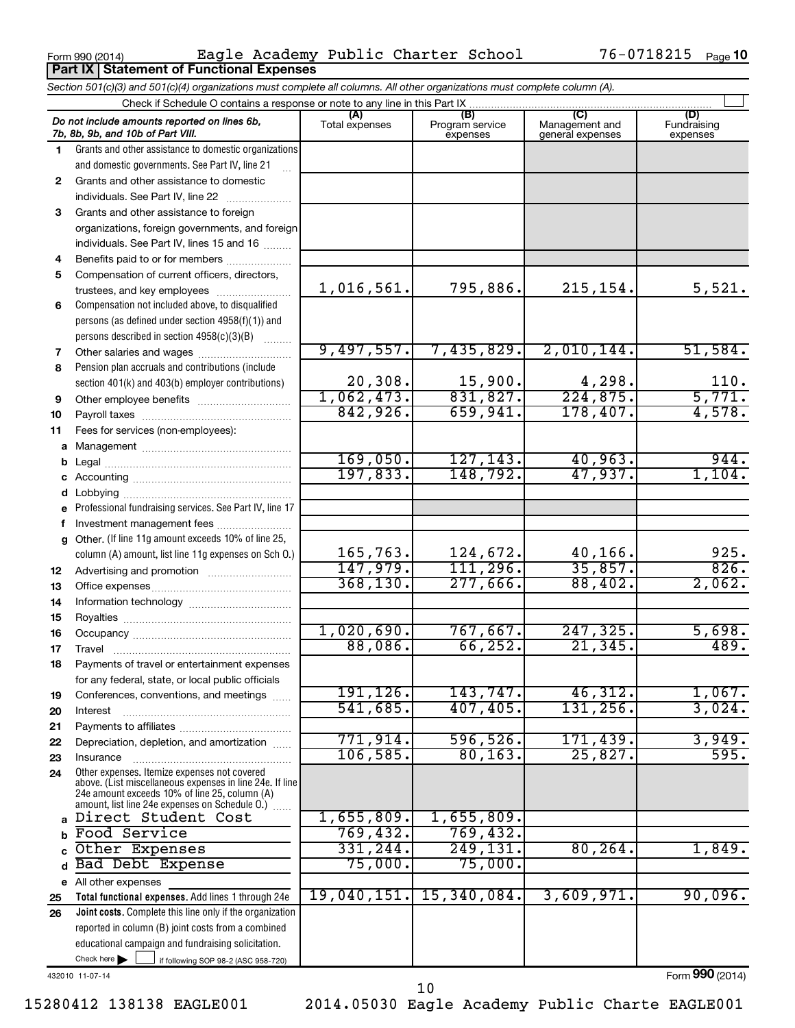Form 990 (2014) Eagle Academy Public Charter School 76-0718215

## Part IX Statement of Functional Expenses

*Section 501(c)(3) and 501(c)(4) organizations must complete all columns. All other organizations must complete column (A).*

Check if Schedule O contains a response or note to any line in this Part IX

| *Do not include amounts reported on lines 6b, 7b, 8b, 9b, and 10b of Part VIII.* | (A) Total expenses | (B) Program service expenses | (C) Management and general expenses | (D) Fundraising expenses |
|---|---|---|---|---|
| 1 Grants and other assistance to domestic organizations and domestic governments. See Part IV, line 21 | | | | |
| 2 Grants and other assistance to domestic individuals. See Part IV, line 22 | | | | |
| 3 Grants and other assistance to foreign organizations, foreign governments, and foreign individuals. See Part IV, lines 15 and 16 | | | | |
| 4 Benefits paid to or for members | | | | |
| 5 Compensation of current officers, directors, trustees, and key employees | 1,016,561. | 795,886. | 215,154. | 5,521. |
| 6 Compensation not included above, to disqualified persons (as defined under section 4958(f)(1)) and persons described in section 4958(c)(3)(B) | | | | |
| 7 Other salaries and wages | 9,497,557. | 7,435,829. | 2,010,144. | 51,584. |
| 8 Pension plan accruals and contributions (include section 401(k) and 403(b) employer contributions) | 20,308. | 15,900. | 4,298. | 110. |
| 9 Other employee benefits | 1,062,473. | 831,827. | 224,875. | 5,771. |
| 10 Payroll taxes | 842,926. | 659,941. | 178,407. | 4,578. |
| 11 Fees for services (non-employees): | | | | |
| a Management | | | | |
| b Legal | 169,050. | 127,143. | 40,963. | 944. |
| c Accounting | 197,833. | 148,792. | 47,937. | 1,104. |
| d Lobbying | | | | |
| e Professional fundraising services. See Part IV, line 17 | | | | |
| f Investment management fees | | | | |
| g Other. (If line 11g amount exceeds 10% of line 25, column (A) amount, list line 11g expenses on Sch O.) | 165,763. | 124,672. | 40,166. | 925. |
| 12 Advertising and promotion | 147,979. | 111,296. | 35,857. | 826. |
| 13 Office expenses | 368,130. | 277,666. | 88,402. | 2,062. |
| 14 Information technology | | | | |
| 15 Royalties | | | | |
| 16 Occupancy | 1,020,690. | 767,667. | 247,325. | 5,698. |
| 17 Travel | 88,086. | 66,252. | 21,345. | 489. |
| 18 Payments of travel or entertainment expenses for any federal, state, or local public officials | | | | |
| 19 Conferences, conventions, and meetings | 191,126. | 143,747. | 46,312. | 1,067. |
| 20 Interest | 541,685. | 407,405. | 131,256. | 3,024. |
| 21 Payments to affiliates | | | | |
| 22 Depreciation, depletion, and amortization | 771,914. | 596,526. | 171,439. | 3,949. |
| 23 Insurance | 106,585. | 80,163. | 25,827. | 595. |
| 24 Other expenses. Itemize expenses not covered above. (List miscellaneous expenses in line 24e. If line 24e amount exceeds 10% of line 25, column (A) amount, list line 24e expenses on Schedule O.) | | | | |
| a Direct Student Cost | 1,655,809. | 1,655,809. | | |
| b Food Service | 769,432. | 769,432. | | |
| c Other Expenses | 331,244. | 249,131. | 80,264. | 1,849. |
| d Bad Debt Expense | 75,000. | 75,000. | | |
| e All other expenses | | | | |
| 25 **Total functional expenses.** Add lines 1 through 24e | 19,040,151. | 15,340,084. | 3,609,971. | 90,096. |
| 26 **Joint costs.** Complete this line only if the organization reported in column (B) joint costs from a combined educational campaign and fundraising solicitation. Check here ☐ if following SOP 98-2 (ASC 958-720) | | | | |

432010 11-07-14

Form **990** (2014)

15280412 138138 EAGLE001 2014.05030 Eagle Academy Public Charte EAGLE001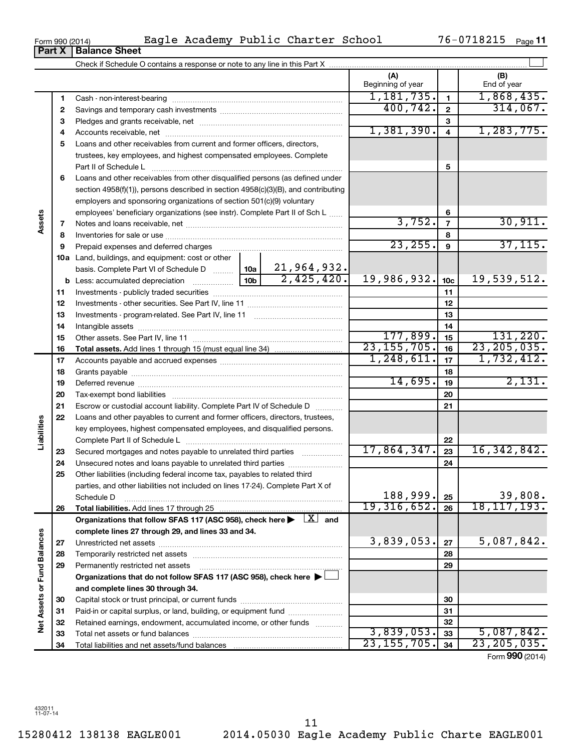Form 990 (2014) Eagle Academy Public Charter School 76-0718215

## Part X Balance Sheet

Check if Schedule O contains a response or note to any line in this Part X

| | | | | (A) Beginning of year | | (B) End of year |
|---|---|---|---|---|---|---|
| **Assets** | 1 | Cash - non-interest-bearing | | 1,181,735. | 1 | 1,868,435. |
| | 2 | Savings and temporary cash investments | | 400,742. | 2 | 314,067. |
| | 3 | Pledges and grants receivable, net | | | 3 | |
| | 4 | Accounts receivable, net | | 1,381,390. | 4 | 1,283,775. |
| | 5 | Loans and other receivables from current and former officers, directors, trustees, key employees, and highest compensated employees. Complete Part II of Schedule L | | | 5 | |
| | 6 | Loans and other receivables from other disqualified persons (as defined under section 4958(f)(1)), persons described in section 4958(c)(3)(B), and contributing employers and sponsoring organizations of section 501(c)(9) voluntary employees' beneficiary organizations (see instr). Complete Part II of Sch L | | | 6 | |
| | 7 | Notes and loans receivable, net | | 3,752. | 7 | 30,911. |
| | 8 | Inventories for sale or use | | | 8 | |
| | 9 | Prepaid expenses and deferred charges | | 23,255. | 9 | 37,115. |
| | 10a | Land, buildings, and equipment: cost or other basis. Complete Part VI of Schedule D | 10a 21,964,932. | | | |
| | b | Less: accumulated depreciation | 10b 2,425,420. | 19,986,932. | 10c | 19,539,512. |
| | 11 | Investments - publicly traded securities | | | 11 | |
| | 12 | Investments - other securities. See Part IV, line 11 | | | 12 | |
| | 13 | Investments - program-related. See Part IV, line 11 | | | 13 | |
| | 14 | Intangible assets | | | 14 | |
| | 15 | Other assets. See Part IV, line 11 | | 177,899. | 15 | 131,220. |
| | 16 | **Total assets.** Add lines 1 through 15 (must equal line 34) | | 23,155,705. | 16 | 23,205,035. |
| **Liabilities** | 17 | Accounts payable and accrued expenses | | 1,248,611. | 17 | 1,732,412. |
| | 18 | Grants payable | | | 18 | |
| | 19 | Deferred revenue | | 14,695. | 19 | 2,131. |
| | 20 | Tax-exempt bond liabilities | | | 20 | |
| | 21 | Escrow or custodial account liability. Complete Part IV of Schedule D | | | 21 | |
| | 22 | Loans and other payables to current and former officers, directors, trustees, key employees, highest compensated employees, and disqualified persons. Complete Part II of Schedule L | | | 22 | |
| | 23 | Secured mortgages and notes payable to unrelated third parties | | 17,864,347. | 23 | 16,342,842. |
| | 24 | Unsecured notes and loans payable to unrelated third parties | | | 24 | |
| | 25 | Other liabilities (including federal income tax, payables to related third parties, and other liabilities not included on lines 17-24). Complete Part X of Schedule D | | 188,999. | 25 | 39,808. |
| | 26 | **Total liabilities.** Add lines 17 through 25 | | 19,316,652. | 26 | 18,117,193. |
| **Net Assets or Fund Balances** | | **Organizations that follow SFAS 117 (ASC 958), check here ▶ [X] and complete lines 27 through 29, and lines 33 and 34.** | | | | |
| | 27 | Unrestricted net assets | | 3,839,053. | 27 | 5,087,842. |
| | 28 | Temporarily restricted net assets | | | 28 | |
| | 29 | Permanently restricted net assets | | | 29 | |
| | | **Organizations that do not follow SFAS 117 (ASC 958), check here ▶ [ ] and complete lines 30 through 34.** | | | | |
| | 30 | Capital stock or trust principal, or current funds | | | 30 | |
| | 31 | Paid-in or capital surplus, or land, building, or equipment fund | | | 31 | |
| | 32 | Retained earnings, endowment, accumulated income, or other funds | | | 32 | |
| | 33 | Total net assets or fund balances | | 3,839,053. | 33 | 5,087,842. |
| | 34 | Total liabilities and net assets/fund balances | | 23,155,705. | 34 | 23,205,035. |

Form **990** (2014)

432011 11-07-14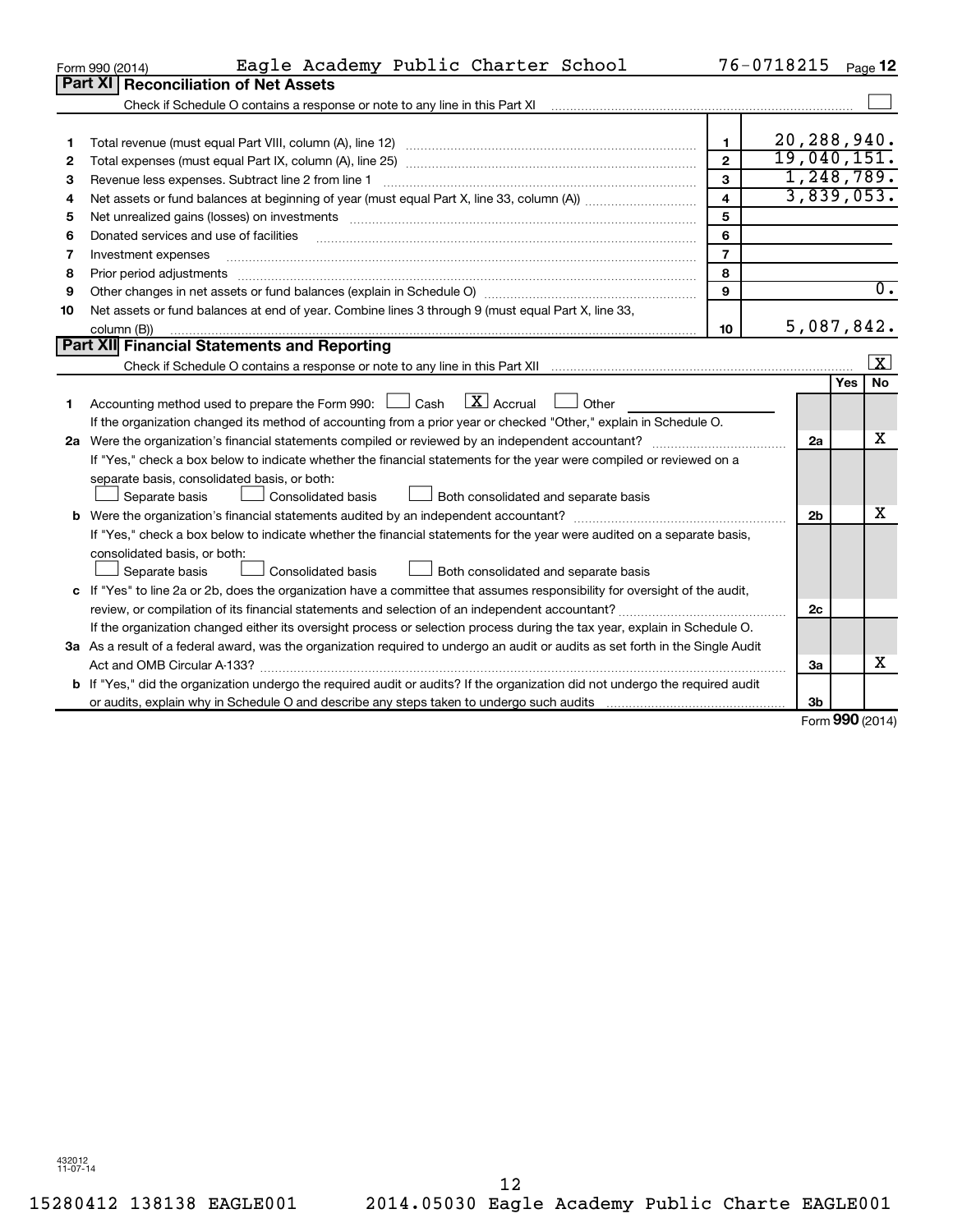Form 990 (2014) Eagle Academy Public Charter School 76-0718215 Page 12

## Part XI Reconciliation of Net Assets

Check if Schedule O contains a response or note to any line in this Part XI ☐

| | | | |
|---|---|---|---|
| 1 | Total revenue (must equal Part VIII, column (A), line 12) | 1 | 20,288,940. |
| 2 | Total expenses (must equal Part IX, column (A), line 25) | 2 | 19,040,151. |
| 3 | Revenue less expenses. Subtract line 2 from line 1 | 3 | 1,248,789. |
| 4 | Net assets or fund balances at beginning of year (must equal Part X, line 33, column (A)) | 4 | 3,839,053. |
| 5 | Net unrealized gains (losses) on investments | 5 | |
| 6 | Donated services and use of facilities | 6 | |
| 7 | Investment expenses | 7 | |
| 8 | Prior period adjustments | 8 | |
| 9 | Other changes in net assets or fund balances (explain in Schedule O) | 9 | 0. |
| 10 | Net assets or fund balances at end of year. Combine lines 3 through 9 (must equal Part X, line 33, column (B)) | 10 | 5,087,842. |

## Part XII Financial Statements and Reporting

Check if Schedule O contains a response or note to any line in this Part XII ☒

| | | | Yes | No |
|---|---|---|---|---|
| 1 | Accounting method used to prepare the Form 990: ☐ Cash ☒ Accrual ☐ Other<br>If the organization changed its method of accounting from a prior year or checked "Other," explain in Schedule O. | | | |
| 2a | Were the organization's financial statements compiled or reviewed by an independent accountant?<br>If "Yes," check a box below to indicate whether the financial statements for the year were compiled or reviewed on a separate basis, consolidated basis, or both:<br>☐ Separate basis ☐ Consolidated basis ☐ Both consolidated and separate basis | 2a | | X |
| b | Were the organization's financial statements audited by an independent accountant?<br>If "Yes," check a box below to indicate whether the financial statements for the year were audited on a separate basis, consolidated basis, or both:<br>☐ Separate basis ☐ Consolidated basis ☐ Both consolidated and separate basis | 2b | | X |
| c | If "Yes" to line 2a or 2b, does the organization have a committee that assumes responsibility for oversight of the audit, review, or compilation of its financial statements and selection of an independent accountant?<br>If the organization changed either its oversight process or selection process during the tax year, explain in Schedule O. | 2c | | |
| 3a | As a result of a federal award, was the organization required to undergo an audit or audits as set forth in the Single Audit Act and OMB Circular A-133? | 3a | | X |
| b | If "Yes," did the organization undergo the required audit or audits? If the organization did not undergo the required audit or audits, explain why in Schedule O and describe any steps taken to undergo such audits | 3b | | |

Form **990** (2014)

432012 11-07-14

15280412 138138 EAGLE001 2014.05030 Eagle Academy Public Charte EAGLE001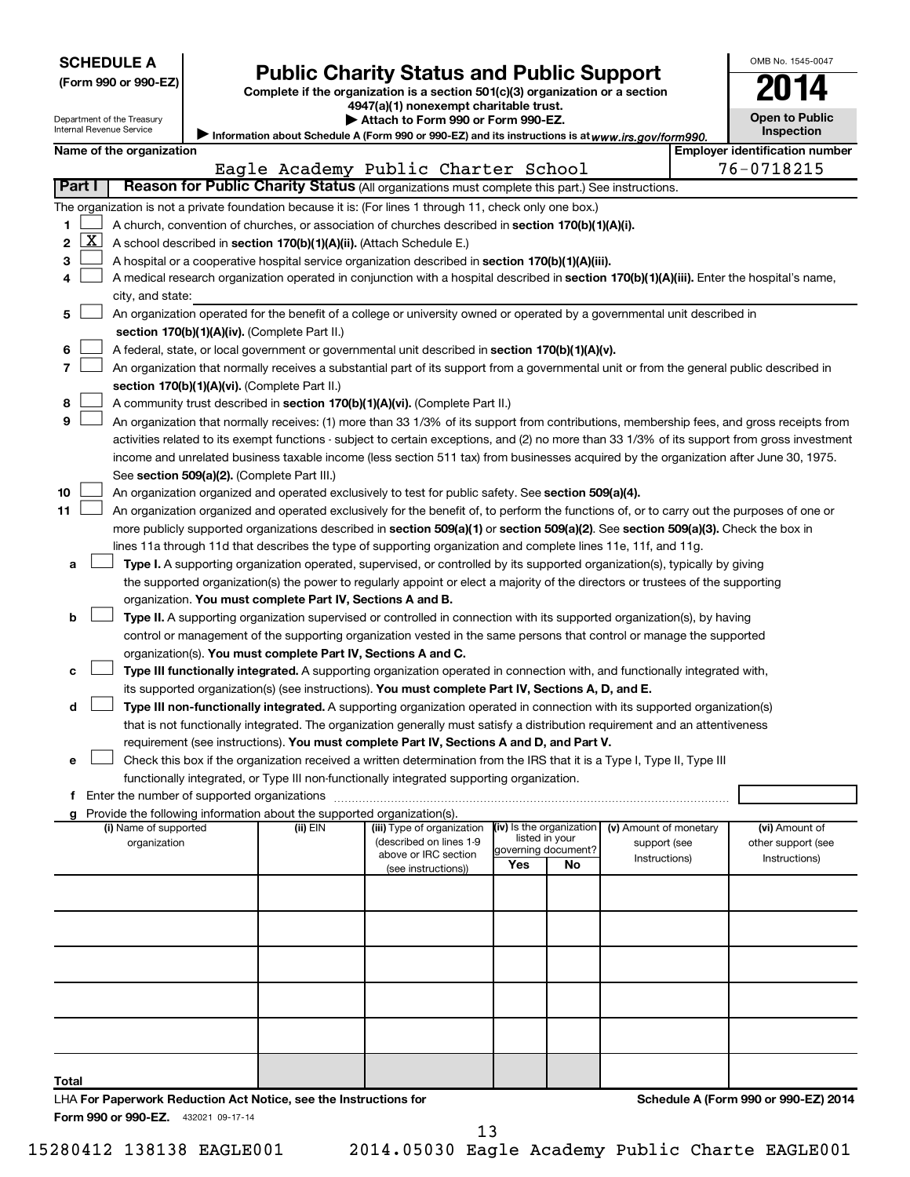**SCHEDULE A**
**(Form 990 or 990-EZ)**

Department of the Treasury
Internal Revenue Service

# Public Charity Status and Public Support

**Complete if the organization is a section 501(c)(3) organization or a section 4947(a)(1) nonexempt charitable trust.**
▶ **Attach to Form 990 or Form 990-EZ.**
▶ Information about Schedule A (Form 990 or 990-EZ) and its instructions is at *www.irs.gov/form990.*

OMB No. 1545-0047
**2014**
**Open to Public Inspection**

**Name of the organization:** Eagle Academy Public Charter School
**Employer identification number:** 76-0718215

**Part I — Reason for Public Charity Status** (All organizations must complete this part.) See instructions.

The organization is not a private foundation because it is: (For lines 1 through 11, check only one box.)

1 ☐ A church, convention of churches, or association of churches described in **section 170(b)(1)(A)(i).**

2 ☒ A school described in **section 170(b)(1)(A)(ii).** (Attach Schedule E.)

3 ☐ A hospital or a cooperative hospital service organization described in **section 170(b)(1)(A)(iii).**

4 ☐ A medical research organization operated in conjunction with a hospital described in **section 170(b)(1)(A)(iii).** Enter the hospital's name, city, and state:

5 ☐ An organization operated for the benefit of a college or university owned or operated by a governmental unit described in **section 170(b)(1)(A)(iv).** (Complete Part II.)

6 ☐ A federal, state, or local government or governmental unit described in **section 170(b)(1)(A)(v).**

7 ☐ An organization that normally receives a substantial part of its support from a governmental unit or from the general public described in **section 170(b)(1)(A)(vi).** (Complete Part II.)

8 ☐ A community trust described in **section 170(b)(1)(A)(vi).** (Complete Part II.)

9 ☐ An organization that normally receives: (1) more than 33 1/3% of its support from contributions, membership fees, and gross receipts from activities related to its exempt functions - subject to certain exceptions, and (2) no more than 33 1/3% of its support from gross investment income and unrelated business taxable income (less section 511 tax) from businesses acquired by the organization after June 30, 1975. See **section 509(a)(2).** (Complete Part III.)

10 ☐ An organization organized and operated exclusively to test for public safety. See **section 509(a)(4).**

11 ☐ An organization organized and operated exclusively for the benefit of, to perform the functions of, or to carry out the purposes of one or more publicly supported organizations described in **section 509(a)(1)** or **section 509(a)(2).** See **section 509(a)(3).** Check the box in lines 11a through 11d that describes the type of supporting organization and complete lines 11e, 11f, and 11g.

a ☐ **Type I.** A supporting organization operated, supervised, or controlled by its supported organization(s), typically by giving the supported organization(s) the power to regularly appoint or elect a majority of the directors or trustees of the supporting organization. **You must complete Part IV, Sections A and B.**

b ☐ **Type II.** A supporting organization supervised or controlled in connection with its supported organization(s), by having control or management of the supporting organization vested in the same persons that control or manage the supported organization(s). **You must complete Part IV, Sections A and C.**

c ☐ **Type III functionally integrated.** A supporting organization operated in connection with, and functionally integrated with, its supported organization(s) (see instructions). **You must complete Part IV, Sections A, D, and E.**

d ☐ **Type III non-functionally integrated.** A supporting organization operated in connection with its supported organization(s) that is not functionally integrated. The organization generally must satisfy a distribution requirement and an attentiveness requirement (see instructions). **You must complete Part IV, Sections A and D, and Part V.**

e ☐ Check this box if the organization received a written determination from the IRS that it is a Type I, Type II, Type III functionally integrated, or Type III non-functionally integrated supporting organization.

f Enter the number of supported organizations

g Provide the following information about the supported organization(s).

| (i) Name of supported organization | (ii) EIN | (iii) Type of organization (described on lines 1-9 above or IRC section (see instructions)) | (iv) Is the organization listed in your governing document? Yes | No | (v) Amount of monetary support (see Instructions) | (vi) Amount of other support (see Instructions) |
|---|---|---|---|---|---|---|
| | | | | | | |
| | | | | | | |
| | | | | | | |
| | | | | | | |
| | | | | | | |
| | | | | | | |
| **Total** | | | | | | |

LHA **For Paperwork Reduction Act Notice, see the Instructions for Form 990 or 990-EZ.** 432021 09-17-14

**Schedule A (Form 990 or 990-EZ) 2014**

15280412 138138 EAGLE001 2014.05030 Eagle Academy Public Charte EAGLE001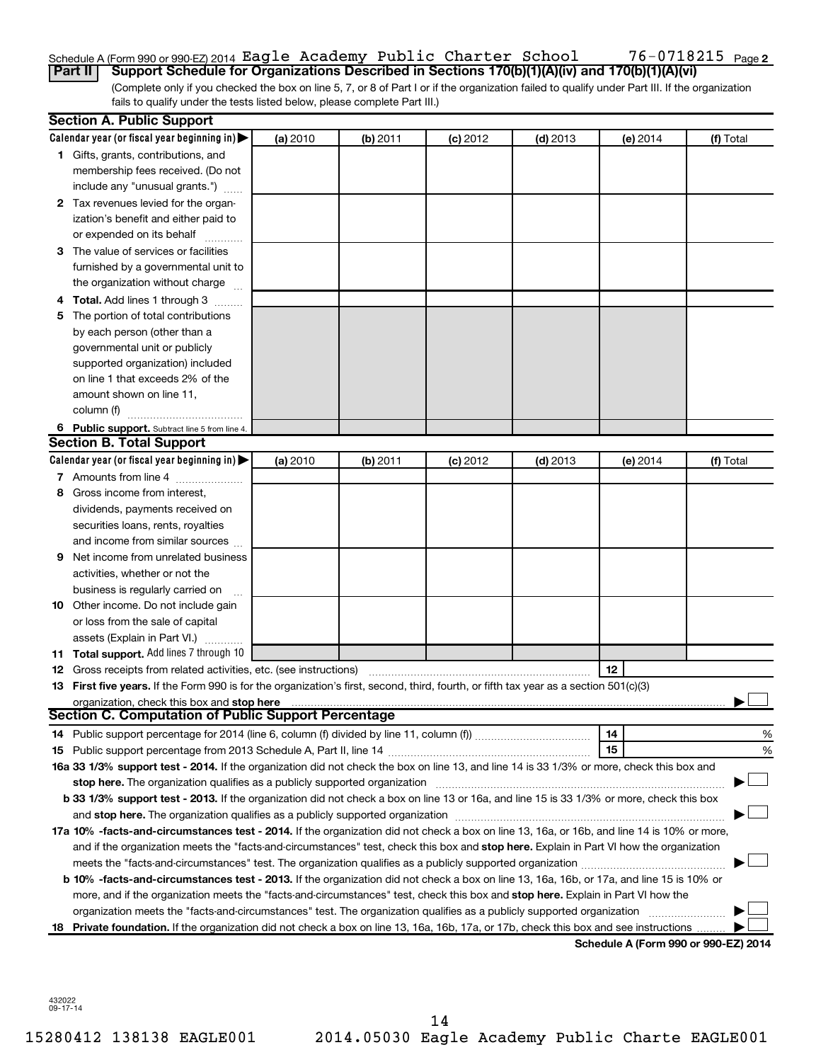Schedule A (Form 990 or 990-EZ) 2014 Eagle Academy Public Charter School 76-0718215 Page 2

**Part II Support Schedule for Organizations Described in Sections 170(b)(1)(A)(iv) and 170(b)(1)(A)(vi)**

(Complete only if you checked the box on line 5, 7, or 8 of Part I or if the organization failed to qualify under Part III. If the organization fails to qualify under the tests listed below, please complete Part III.)

## Section A. Public Support

| Calendar year (or fiscal year beginning in) ▶ | (a) 2010 | (b) 2011 | (c) 2012 | (d) 2013 | (e) 2014 | (f) Total |
|---|---|---|---|---|---|---|
| 1 Gifts, grants, contributions, and membership fees received. (Do not include any "unusual grants.") | | | | | | |
| 2 Tax revenues levied for the organization's benefit and either paid to or expended on its behalf | | | | | | |
| 3 The value of services or facilities furnished by a governmental unit to the organization without charge | | | | | | |
| 4 **Total.** Add lines 1 through 3 | | | | | | |
| 5 The portion of total contributions by each person (other than a governmental unit or publicly supported organization) included on line 1 that exceeds 2% of the amount shown on line 11, column (f) | | | | | | |
| 6 **Public support.** Subtract line 5 from line 4. | | | | | | |

## Section B. Total Support

| Calendar year (or fiscal year beginning in) ▶ | (a) 2010 | (b) 2011 | (c) 2012 | (d) 2013 | (e) 2014 | (f) Total |
|---|---|---|---|---|---|---|
| 7 Amounts from line 4 | | | | | | |
| 8 Gross income from interest, dividends, payments received on securities loans, rents, royalties and income from similar sources | | | | | | |
| 9 Net income from unrelated business activities, whether or not the business is regularly carried on | | | | | | |
| 10 Other income. Do not include gain or loss from the sale of capital assets (Explain in Part VI.) | | | | | | |
| 11 **Total support.** Add lines 7 through 10 | | | | | | |

12 Gross receipts from related activities, etc. (see instructions) ..... 12

13 **First five years.** If the Form 990 is for the organization's first, second, third, fourth, or fifth tax year as a section 501(c)(3) organization, check this box and **stop here** ..... ▶ ☐

## Section C. Computation of Public Support Percentage

14 Public support percentage for 2014 (line 6, column (f) divided by line 11, column (f)) ..... 14 %

15 Public support percentage from 2013 Schedule A, Part II, line 14 ..... 15 %

**16a 33 1/3% support test - 2014.** If the organization did not check the box on line 13, and line 14 is 33 1/3% or more, check this box and **stop here.** The organization qualifies as a publicly supported organization ..... ▶ ☐

**b 33 1/3% support test - 2013.** If the organization did not check a box on line 13 or 16a, and line 15 is 33 1/3% or more, check this box and **stop here.** The organization qualifies as a publicly supported organization ..... ▶ ☐

**17a 10% -facts-and-circumstances test - 2014.** If the organization did not check a box on line 13, 16a, or 16b, and line 14 is 10% or more, and if the organization meets the "facts-and-circumstances" test, check this box and **stop here.** Explain in Part VI how the organization meets the "facts-and-circumstances" test. The organization qualifies as a publicly supported organization ..... ▶ ☐

**b 10% -facts-and-circumstances test - 2013.** If the organization did not check a box on line 13, 16a, 16b, or 17a, and line 15 is 10% or more, and if the organization meets the "facts-and-circumstances" test, check this box and **stop here.** Explain in Part VI how the organization meets the "facts-and-circumstances" test. The organization qualifies as a publicly supported organization ..... ▶ ☐

**18 Private foundation.** If the organization did not check a box on line 13, 16a, 16b, 17a, or 17b, check this box and see instructions ..... ▶ ☐

**Schedule A (Form 990 or 990-EZ) 2014**

432022
09-17-14

15280412 138138 EAGLE001 2014.05030 Eagle Academy Public Charte EAGLE001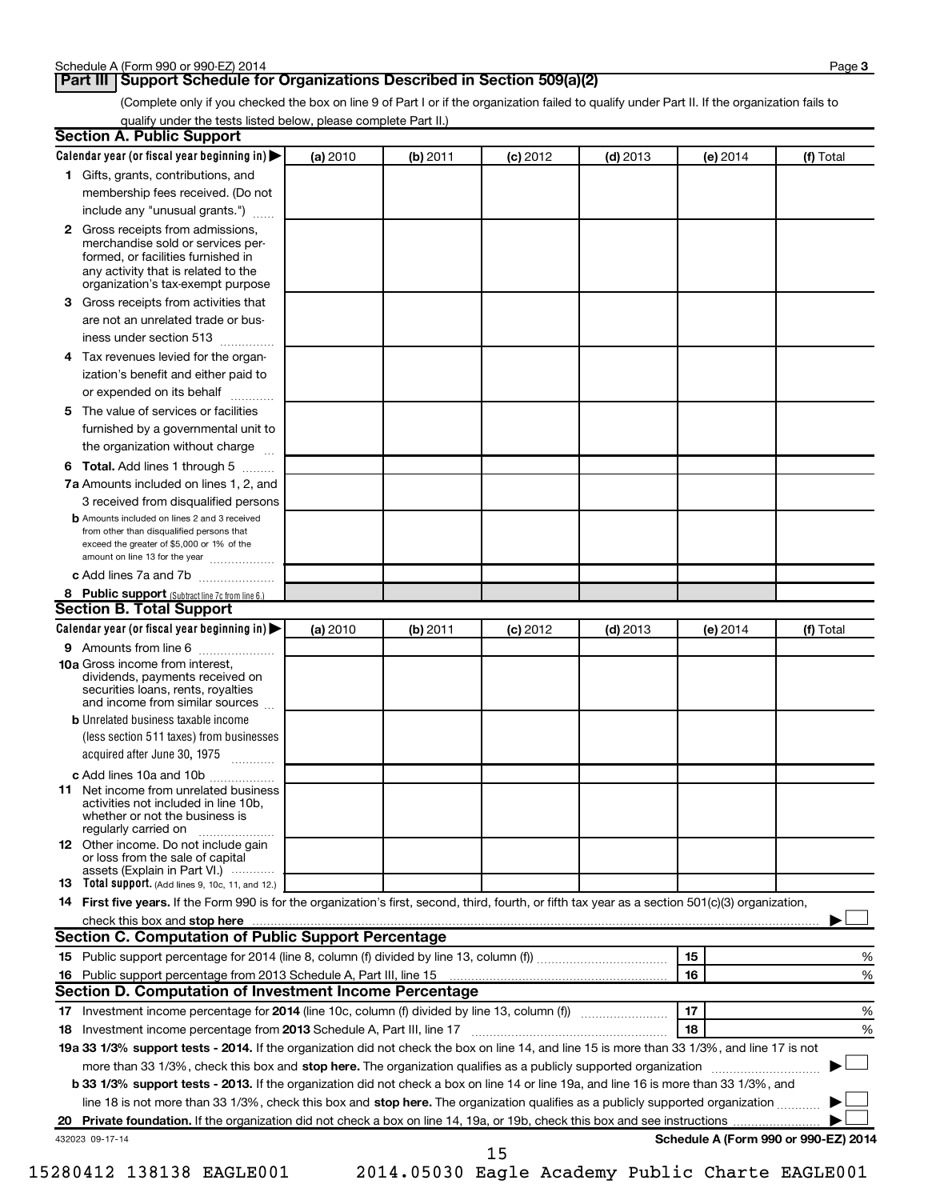## Part III Support Schedule for Organizations Described in Section 509(a)(2)

(Complete only if you checked the box on line 9 of Part I or if the organization failed to qualify under Part II. If the organization fails to qualify under the tests listed below, please complete Part II.)

### Section A. Public Support

| Calendar year (or fiscal year beginning in) ▶ | (a) 2010 | (b) 2011 | (c) 2012 | (d) 2013 | (e) 2014 | (f) Total |
|---|---|---|---|---|---|---|
| **1** Gifts, grants, contributions, and membership fees received. (Do not include any "unusual grants.") | | | | | | |
| **2** Gross receipts from admissions, merchandise sold or services performed, or facilities furnished in any activity that is related to the organization's tax-exempt purpose | | | | | | |
| **3** Gross receipts from activities that are not an unrelated trade or business under section 513 | | | | | | |
| **4** Tax revenues levied for the organization's benefit and either paid to or expended on its behalf | | | | | | |
| **5** The value of services or facilities furnished by a governmental unit to the organization without charge | | | | | | |
| **6 Total.** Add lines 1 through 5 | | | | | | |
| **7a** Amounts included on lines 1, 2, and 3 received from disqualified persons | | | | | | |
| **b** Amounts included on lines 2 and 3 received from other than disqualified persons that exceed the greater of $5,000 or 1% of the amount on line 13 for the year | | | | | | |
| **c** Add lines 7a and 7b | | | | | | |
| **8 Public support** (Subtract line 7c from line 6.) | | | | | | |

### Section B. Total Support

| Calendar year (or fiscal year beginning in) ▶ | (a) 2010 | (b) 2011 | (c) 2012 | (d) 2013 | (e) 2014 | (f) Total |
|---|---|---|---|---|---|---|
| **9** Amounts from line 6 | | | | | | |
| **10a** Gross income from interest, dividends, payments received on securities loans, rents, royalties and income from similar sources | | | | | | |
| **b** Unrelated business taxable income (less section 511 taxes) from businesses acquired after June 30, 1975 | | | | | | |
| **c** Add lines 10a and 10b | | | | | | |
| **11** Net income from unrelated business activities not included in line 10b, whether or not the business is regularly carried on | | | | | | |
| **12** Other income. Do not include gain or loss from the sale of capital assets (Explain in Part VI.) | | | | | | |
| **13 Total support.** (Add lines 9, 10c, 11, and 12.) | | | | | | |

**14 First five years.** If the Form 990 is for the organization's first, second, third, fourth, or fifth tax year as a section 501(c)(3) organization, check this box and **stop here** ▶ ☐

### Section C. Computation of Public Support Percentage

| | | | |
|---|---|---|---|
| **15** | Public support percentage for 2014 (line 8, column (f) divided by line 13, column (f)) | 15 | % |
| **16** | Public support percentage from 2013 Schedule A, Part III, line 15 | 16 | % |

### Section D. Computation of Investment Income Percentage

| | | | |
|---|---|---|---|
| **17** | Investment income percentage for **2014** (line 10c, column (f) divided by line 13, column (f)) | 17 | % |
| **18** | Investment income percentage from **2013** Schedule A, Part III, line 17 | 18 | % |

**19a 33 1/3% support tests - 2014.** If the organization did not check the box on line 14, and line 15 is more than 33 1/3%, and line 17 is not more than 33 1/3%, check this box and **stop here.** The organization qualifies as a publicly supported organization ▶ ☐

**b 33 1/3% support tests - 2013.** If the organization did not check a box on line 14 or line 19a, and line 16 is more than 33 1/3%, and line 18 is not more than 33 1/3%, check this box and **stop here.** The organization qualifies as a publicly supported organization ▶ ☐

**20 Private foundation.** If the organization did not check a box on line 14, 19a, or 19b, check this box and see instructions ▶ ☐

432023 09-17-14

**Schedule A (Form 990 or 990-EZ) 2014**

15280412 138138 EAGLE001 2014.05030 Eagle Academy Public Charte EAGLE001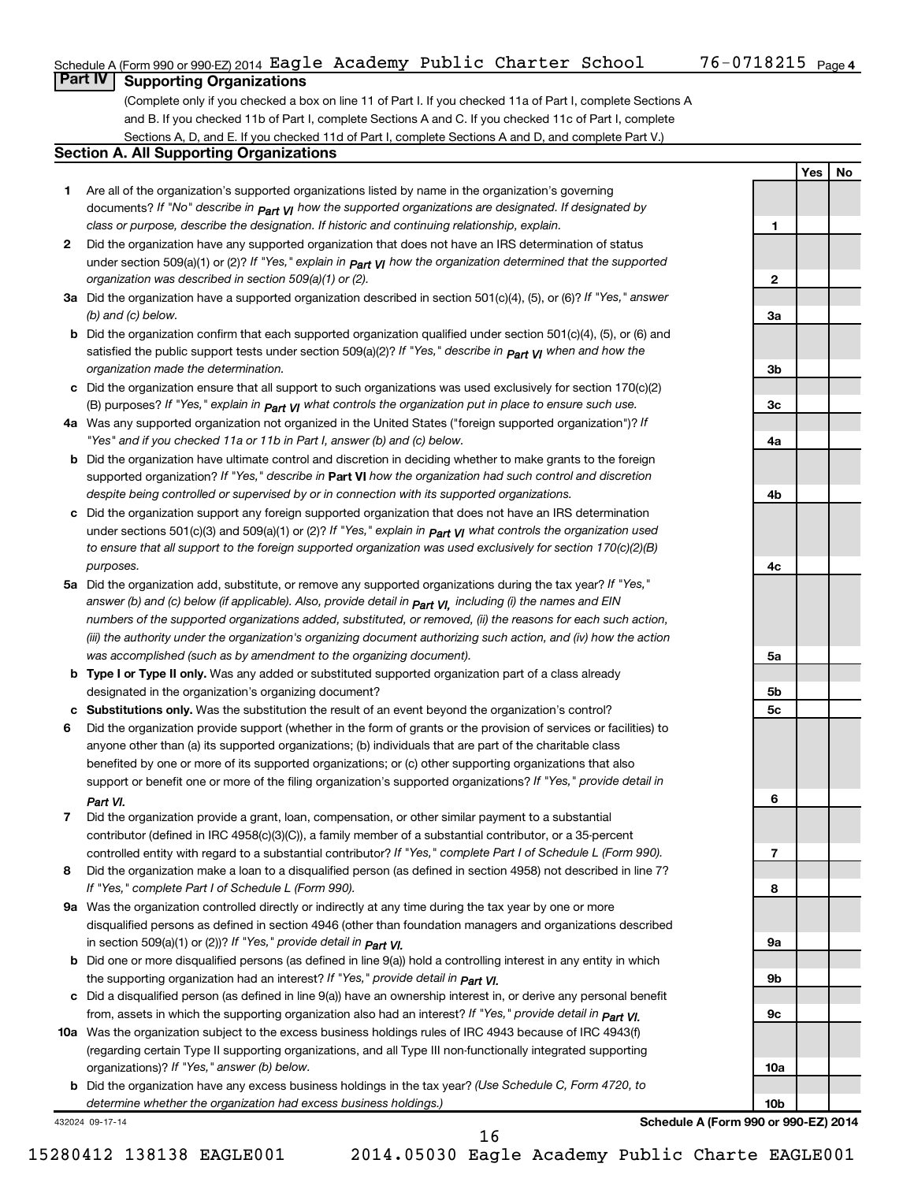Schedule A (Form 990 or 990-EZ) 2014 Eagle Academy Public Charter School 76-0718215 Page 4

## Part IV Supporting Organizations

(Complete only if you checked a box on line 11 of Part I. If you checked 11a of Part I, complete Sections A and B. If you checked 11b of Part I, complete Sections A and C. If you checked 11c of Part I, complete Sections A, D, and E. If you checked 11d of Part I, complete Sections A and D, and complete Part V.)

### Section A. All Supporting Organizations

| | | | Yes | No |
|---|---|---|---|---|
| **1** | Are all of the organization's supported organizations listed by name in the organization's governing documents? *If "No" describe in Part VI how the supported organizations are designated. If designated by class or purpose, describe the designation. If historic and continuing relationship, explain.* | 1 | | |
| **2** | Did the organization have any supported organization that does not have an IRS determination of status under section 509(a)(1) or (2)? *If "Yes," explain in Part VI how the organization determined that the supported organization was described in section 509(a)(1) or (2).* | 2 | | |
| **3a** | Did the organization have a supported organization described in section 501(c)(4), (5), or (6)? *If "Yes," answer (b) and (c) below.* | 3a | | |
| **b** | Did the organization confirm that each supported organization qualified under section 501(c)(4), (5), or (6) and satisfied the public support tests under section 509(a)(2)? *If "Yes," describe in Part VI when and how the organization made the determination.* | 3b | | |
| **c** | Did the organization ensure that all support to such organizations was used exclusively for section 170(c)(2)(B) purposes? *If "Yes," explain in Part VI what controls the organization put in place to ensure such use.* | 3c | | |
| **4a** | Was any supported organization not organized in the United States ("foreign supported organization")? *If "Yes" and if you checked 11a or 11b in Part I, answer (b) and (c) below.* | 4a | | |
| **b** | Did the organization have ultimate control and discretion in deciding whether to make grants to the foreign supported organization? *If "Yes," describe in* **Part VI** *how the organization had such control and discretion despite being controlled or supervised by or in connection with its supported organizations.* | 4b | | |
| **c** | Did the organization support any foreign supported organization that does not have an IRS determination under sections 501(c)(3) and 509(a)(1) or (2)? *If "Yes," explain in Part VI what controls the organization used to ensure that all support to the foreign supported organization was used exclusively for section 170(c)(2)(B) purposes.* | 4c | | |
| **5a** | Did the organization add, substitute, or remove any supported organizations during the tax year? *If "Yes," answer (b) and (c) below (if applicable). Also, provide detail in Part VI, including (i) the names and EIN numbers of the supported organizations added, substituted, or removed, (ii) the reasons for each such action, (iii) the authority under the organization's organizing document authorizing such action, and (iv) how the action was accomplished (such as by amendment to the organizing document).* | 5a | | |
| **b** | **Type I or Type II only.** Was any added or substituted supported organization part of a class already designated in the organization's organizing document? | 5b | | |
| **c** | **Substitutions only.** Was the substitution the result of an event beyond the organization's control? | 5c | | |
| **6** | Did the organization provide support (whether in the form of grants or the provision of services or facilities) to anyone other than (a) its supported organizations; (b) individuals that are part of the charitable class benefited by one or more of its supported organizations; or (c) other supporting organizations that also support or benefit one or more of the filing organization's supported organizations? *If "Yes," provide detail in Part VI.* | 6 | | |
| **7** | Did the organization provide a grant, loan, compensation, or other similar payment to a substantial contributor (defined in IRC 4958(c)(3)(C)), a family member of a substantial contributor, or a 35-percent controlled entity with regard to a substantial contributor? *If "Yes," complete Part I of Schedule L (Form 990).* | 7 | | |
| **8** | Did the organization make a loan to a disqualified person (as defined in section 4958) not described in line 7? *If "Yes," complete Part I of Schedule L (Form 990).* | 8 | | |
| **9a** | Was the organization controlled directly or indirectly at any time during the tax year by one or more disqualified persons as defined in section 4946 (other than foundation managers and organizations described in section 509(a)(1) or (2))? *If "Yes," provide detail in Part VI.* | 9a | | |
| **b** | Did one or more disqualified persons (as defined in line 9(a)) hold a controlling interest in any entity in which the supporting organization had an interest? *If "Yes," provide detail in Part VI.* | 9b | | |
| **c** | Did a disqualified person (as defined in line 9(a)) have an ownership interest in, or derive any personal benefit from, assets in which the supporting organization also had an interest? *If "Yes," provide detail in Part VI.* | 9c | | |
| **10a** | Was the organization subject to the excess business holdings rules of IRC 4943 because of IRC 4943(f) (regarding certain Type II supporting organizations, and all Type III non-functionally integrated supporting organizations)? *If "Yes," answer (b) below.* | 10a | | |
| **b** | Did the organization have any excess business holdings in the tax year? *(Use Schedule C, Form 4720, to determine whether the organization had excess business holdings.)* | 10b | | |

432024 09-17-14 **Schedule A (Form 990 or 990-EZ) 2014**

15280412 138138 EAGLE001 2014.05030 Eagle Academy Public Charte EAGLE001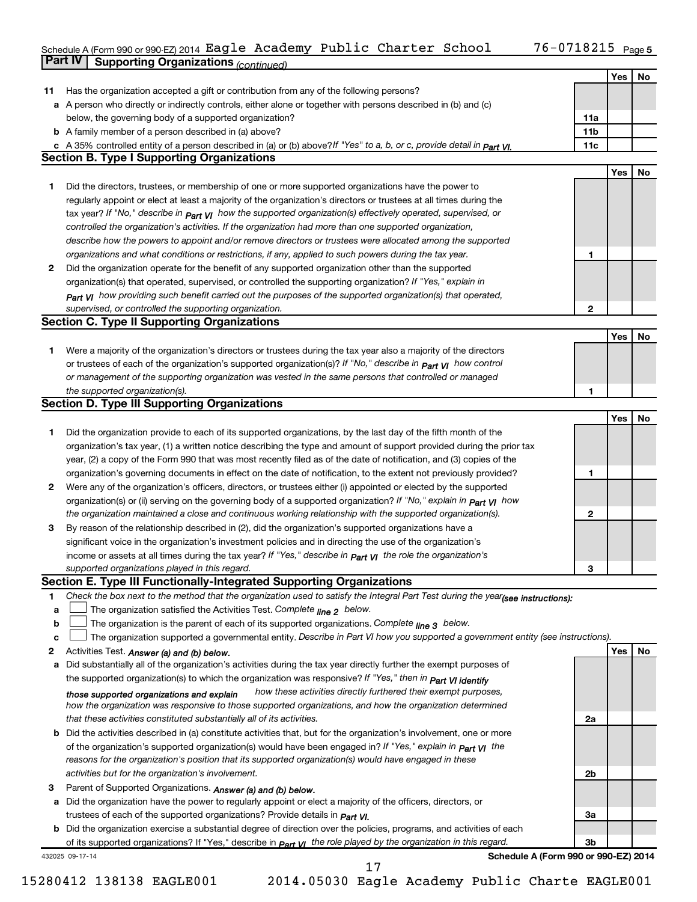Schedule A (Form 990 or 990-EZ) 2014 Eagle Academy Public Charter School 76-0718215 Page 5

## Part IV | Supporting Organizations *(continued)*

| | | | Yes | No |
|---|---|---|---|---|
| **11** | Has the organization accepted a gift or contribution from any of the following persons? | | | |
| **a** | A person who directly or indirectly controls, either alone or together with persons described in (b) and (c) below, the governing body of a supported organization? | **11a** | | |
| **b** | A family member of a person described in (a) above? | **11b** | | |
| **c** | A 35% controlled entity of a person described in (a) or (b) above? *If "Yes" to a, b, or c, provide detail in Part VI.* | **11c** | | |

### Section B. Type I Supporting Organizations

| | | | Yes | No |
|---|---|---|---|---|
| **1** | Did the directors, trustees, or membership of one or more supported organizations have the power to regularly appoint or elect at least a majority of the organization's directors or trustees at all times during the tax year? *If "No," describe in Part VI how the supported organization(s) effectively operated, supervised, or controlled the organization's activities. If the organization had more than one supported organization, describe how the powers to appoint and/or remove directors or trustees were allocated among the supported organizations and what conditions or restrictions, if any, applied to such powers during the tax year.* | **1** | | |
| **2** | Did the organization operate for the benefit of any supported organization other than the supported organization(s) that operated, supervised, or controlled the supporting organization? *If "Yes," explain in Part VI how providing such benefit carried out the purposes of the supported organization(s) that operated, supervised, or controlled the supporting organization.* | **2** | | |

### Section C. Type II Supporting Organizations

| | | | Yes | No |
|---|---|---|---|---|
| **1** | Were a majority of the organization's directors or trustees during the tax year also a majority of the directors or trustees of each of the organization's supported organization(s)? *If "No," describe in Part VI how control or management of the supporting organization was vested in the same persons that controlled or managed the supported organization(s).* | **1** | | |

### Section D. Type III Supporting Organizations

| | | | Yes | No |
|---|---|---|---|---|
| **1** | Did the organization provide to each of its supported organizations, by the last day of the fifth month of the organization's tax year, (1) a written notice describing the type and amount of support provided during the prior tax year, (2) a copy of the Form 990 that was most recently filed as of the date of notification, and (3) copies of the organization's governing documents in effect on the date of notification, to the extent not previously provided? | **1** | | |
| **2** | Were any of the organization's officers, directors, or trustees either (i) appointed or elected by the supported organization(s) or (ii) serving on the governing body of a supported organization? *If "No," explain in Part VI how the organization maintained a close and continuous working relationship with the supported organization(s).* | **2** | | |
| **3** | By reason of the relationship described in (2), did the organization's supported organizations have a significant voice in the organization's investment policies and in directing the use of the organization's income or assets at all times during the tax year? *If "Yes," describe in Part VI the role the organization's supported organizations played in this regard.* | **3** | | |

### Section E. Type III Functionally-Integrated Supporting Organizations

**1** *Check the box next to the method that the organization used to satisfy the Integral Part Test during the year(see instructions):*

- **a** ☐ The organization satisfied the Activities Test. *Complete line 2 below.*
- **b** ☐ The organization is the parent of each of its supported organizations. *Complete line 3 below.*
- **c** ☐ The organization supported a governmental entity. *Describe in Part VI how you supported a government entity (see instructions).*

| | | | Yes | No |
|---|---|---|---|---|
| **2** | Activities Test. *Answer (a) and (b) below.* | | | |
| **a** | Did substantially all of the organization's activities during the tax year directly further the exempt purposes of the supported organization(s) to which the organization was responsive? *If "Yes," then in Part VI identify those supported organizations and explain how these activities directly furthered their exempt purposes, how the organization was responsive to those supported organizations, and how the organization determined that these activities constituted substantially all of its activities.* | **2a** | | |
| **b** | Did the activities described in (a) constitute activities that, but for the organization's involvement, one or more of the organization's supported organization(s) would have been engaged in? *If "Yes," explain in Part VI the reasons for the organization's position that its supported organization(s) would have engaged in these activities but for the organization's involvement.* | **2b** | | |
| **3** | Parent of Supported Organizations. *Answer (a) and (b) below.* | | | |
| **a** | Did the organization have the power to regularly appoint or elect a majority of the officers, directors, or trustees of each of the supported organizations? Provide details in *Part VI.* | **3a** | | |
| **b** | Did the organization exercise a substantial degree of direction over the policies, programs, and activities of each of its supported organizations? If "Yes," describe in *Part VI the role played by the organization in this regard.* | **3b** | | |

432025 09-17-14 **Schedule A (Form 990 or 990-EZ) 2014**

15280412 138138 EAGLE001 2014.05030 Eagle Academy Public Charte EAGLE001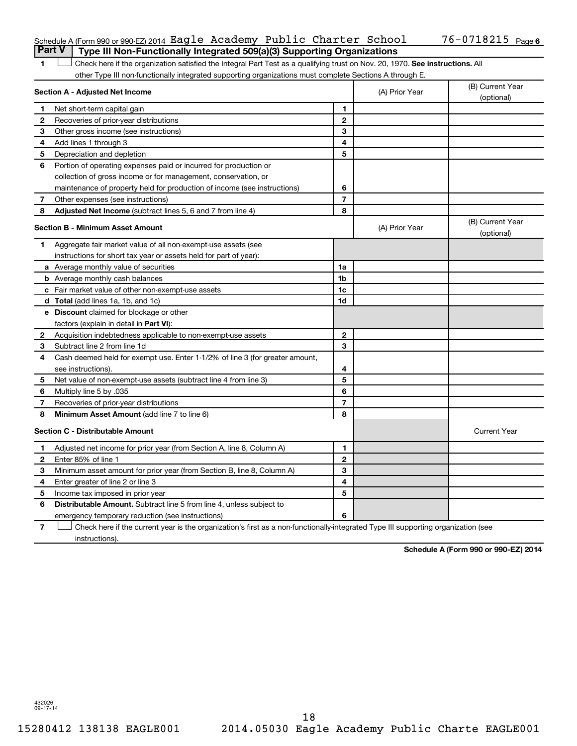Schedule A (Form 990 or 990-EZ) 2014 Eagle Academy Public Charter School 76-0718215

## Part V Type III Non-Functionally Integrated 509(a)(3) Supporting Organizations

1 ☐ Check here if the organization satisfied the Integral Part Test as a qualifying trust on Nov. 20, 1970. **See instructions.** All other Type III non-functionally integrated supporting organizations must complete Sections A through E.

| **Section A - Adjusted Net Income** | | (A) Prior Year | (B) Current Year (optional) |
|---|---|---|---|
| 1 Net short-term capital gain | 1 | | |
| 2 Recoveries of prior-year distributions | 2 | | |
| 3 Other gross income (see instructions) | 3 | | |
| 4 Add lines 1 through 3 | 4 | | |
| 5 Depreciation and depletion | 5 | | |
| 6 Portion of operating expenses paid or incurred for production or collection of gross income or for management, conservation, or maintenance of property held for production of income (see instructions) | 6 | | |
| 7 Other expenses (see instructions) | 7 | | |
| 8 **Adjusted Net Income** (subtract lines 5, 6 and 7 from line 4) | 8 | | |

| **Section B - Minimum Asset Amount** | | (A) Prior Year | (B) Current Year (optional) |
|---|---|---|---|
| 1 Aggregate fair market value of all non-exempt-use assets (see instructions for short tax year or assets held for part of year): | | | |
| a Average monthly value of securities | 1a | | |
| b Average monthly cash balances | 1b | | |
| c Fair market value of other non-exempt-use assets | 1c | | |
| d **Total** (add lines 1a, 1b, and 1c) | 1d | | |
| e **Discount** claimed for blockage or other factors (explain in detail in **Part VI**): | | | |
| 2 Acquisition indebtedness applicable to non-exempt-use assets | 2 | | |
| 3 Subtract line 2 from line 1d | 3 | | |
| 4 Cash deemed held for exempt use. Enter 1-1/2% of line 3 (for greater amount, see instructions). | 4 | | |
| 5 Net value of non-exempt-use assets (subtract line 4 from line 3) | 5 | | |
| 6 Multiply line 5 by .035 | 6 | | |
| 7 Recoveries of prior-year distributions | 7 | | |
| 8 **Minimum Asset Amount** (add line 7 to line 6) | 8 | | |

| **Section C - Distributable Amount** | | | Current Year |
|---|---|---|---|
| 1 Adjusted net income for prior year (from Section A, line 8, Column A) | 1 | | |
| 2 Enter 85% of line 1 | 2 | | |
| 3 Minimum asset amount for prior year (from Section B, line 8, Column A) | 3 | | |
| 4 Enter greater of line 2 or line 3 | 4 | | |
| 5 Income tax imposed in prior year | 5 | | |
| 6 **Distributable Amount.** Subtract line 5 from line 4, unless subject to emergency temporary reduction (see instructions) | 6 | | |

7 ☐ Check here if the current year is the organization's first as a non-functionally-integrated Type III supporting organization (see instructions).

**Schedule A (Form 990 or 990-EZ) 2014**

432026
09-17-14

15280412 138138 EAGLE001 2014.05030 Eagle Academy Public Charte EAGLE001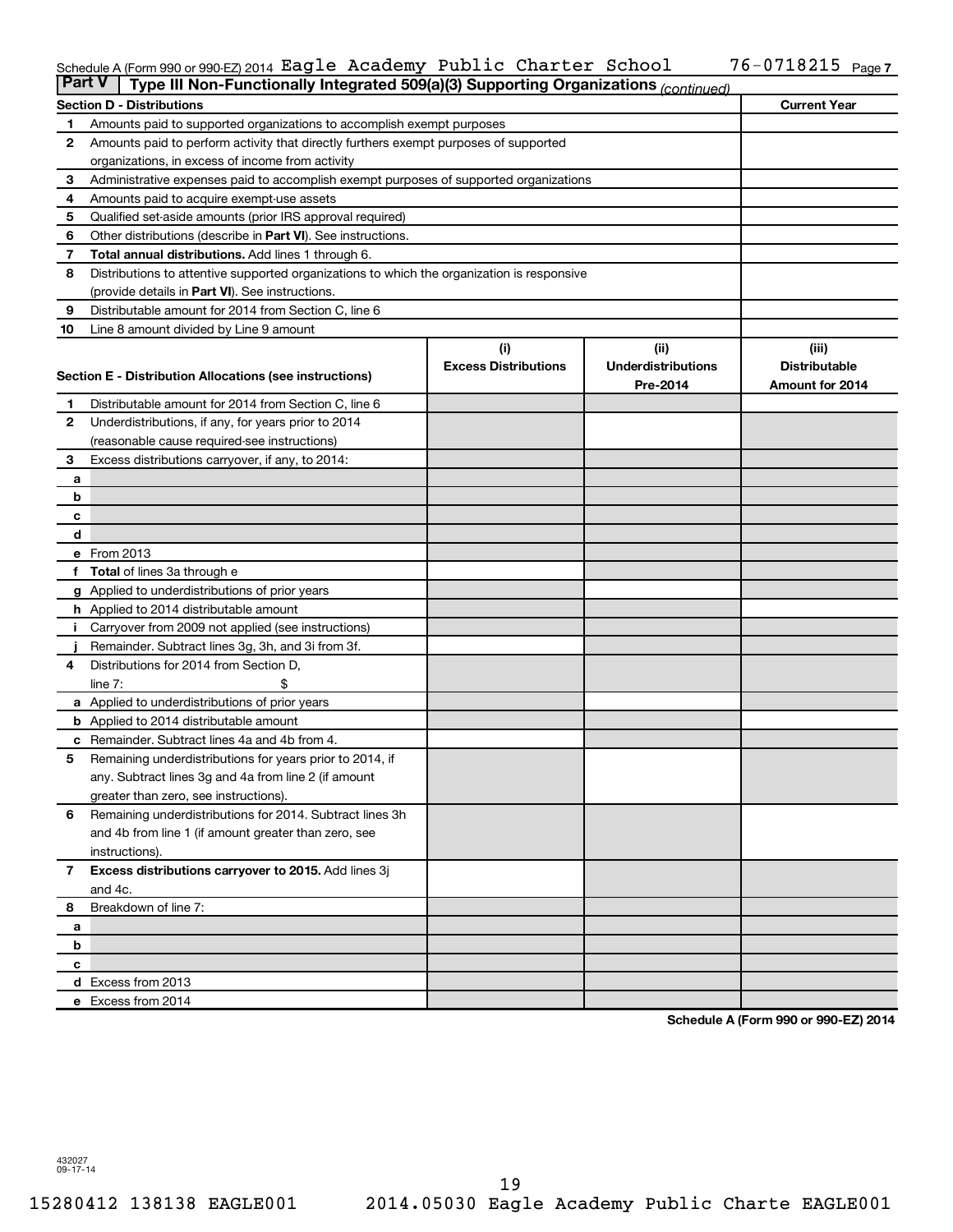Schedule A (Form 990 or 990-EZ) 2014 Eagle Academy Public Charter School 76-0718215 Page 7

## Part V | Type III Non-Functionally Integrated 509(a)(3) Supporting Organizations *(continued)*

| Section D - Distributions | | Current Year |
|---|---|---|
| 1 | Amounts paid to supported organizations to accomplish exempt purposes | |
| 2 | Amounts paid to perform activity that directly furthers exempt purposes of supported organizations, in excess of income from activity | |
| 3 | Administrative expenses paid to accomplish exempt purposes of supported organizations | |
| 4 | Amounts paid to acquire exempt-use assets | |
| 5 | Qualified set-aside amounts (prior IRS approval required) | |
| 6 | Other distributions (describe in **Part VI**). See instructions. | |
| 7 | **Total annual distributions.** Add lines 1 through 6. | |
| 8 | Distributions to attentive supported organizations to which the organization is responsive (provide details in **Part VI**). See instructions. | |
| 9 | Distributable amount for 2014 from Section C, line 6 | |
| 10 | Line 8 amount divided by Line 9 amount | |

| Section E - Distribution Allocations (see instructions) | | (i) Excess Distributions | (ii) Underdistributions Pre-2014 | (iii) Distributable Amount for 2014 |
|---|---|---|---|---|
| 1 | Distributable amount for 2014 from Section C, line 6 | | | |
| 2 | Underdistributions, if any, for years prior to 2014 (reasonable cause required-see instructions) | | | |
| 3 | Excess distributions carryover, if any, to 2014: | | | |
| a | | | | |
| b | | | | |
| c | | | | |
| d | | | | |
| e | From 2013 | | | |
| f | **Total** of lines 3a through e | | | |
| g | Applied to underdistributions of prior years | | | |
| h | Applied to 2014 distributable amount | | | |
| i | Carryover from 2009 not applied (see instructions) | | | |
| j | Remainder. Subtract lines 3g, 3h, and 3i from 3f. | | | |
| 4 | Distributions for 2014 from Section D, line 7: $ | | | |
| a | Applied to underdistributions of prior years | | | |
| b | Applied to 2014 distributable amount | | | |
| c | Remainder. Subtract lines 4a and 4b from 4. | | | |
| 5 | Remaining underdistributions for years prior to 2014, if any. Subtract lines 3g and 4a from line 2 (if amount greater than zero, see instructions). | | | |
| 6 | Remaining underdistributions for 2014. Subtract lines 3h and 4b from line 1 (if amount greater than zero, see instructions). | | | |
| 7 | **Excess distributions carryover to 2015.** Add lines 3j and 4c. | | | |
| 8 | Breakdown of line 7: | | | |
| a | | | | |
| b | | | | |
| c | | | | |
| d | Excess from 2013 | | | |
| e | Excess from 2014 | | | |

**Schedule A (Form 990 or 990-EZ) 2014**

432027
09-17-14

15280412 138138 EAGLE001 2014.05030 Eagle Academy Public Charte EAGLE001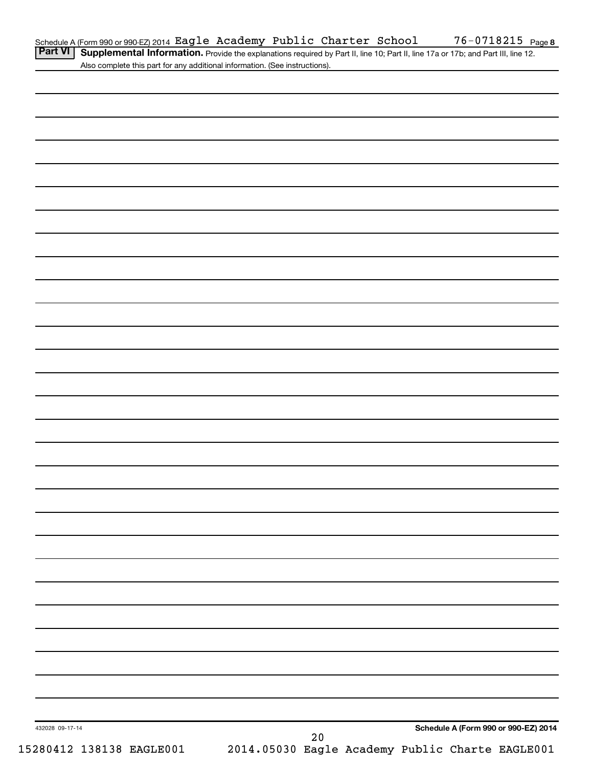Schedule A (Form 990 or 990-EZ) 2014 Eagle Academy Public Charter School 76-0718215 Page 8

**Part VI** **Supplemental Information.** Provide the explanations required by Part II, line 10; Part II, line 17a or 17b; and Part III, line 12. Also complete this part for any additional information. (See instructions).

432028 09-17-14

**Schedule A (Form 990 or 990-EZ) 2014**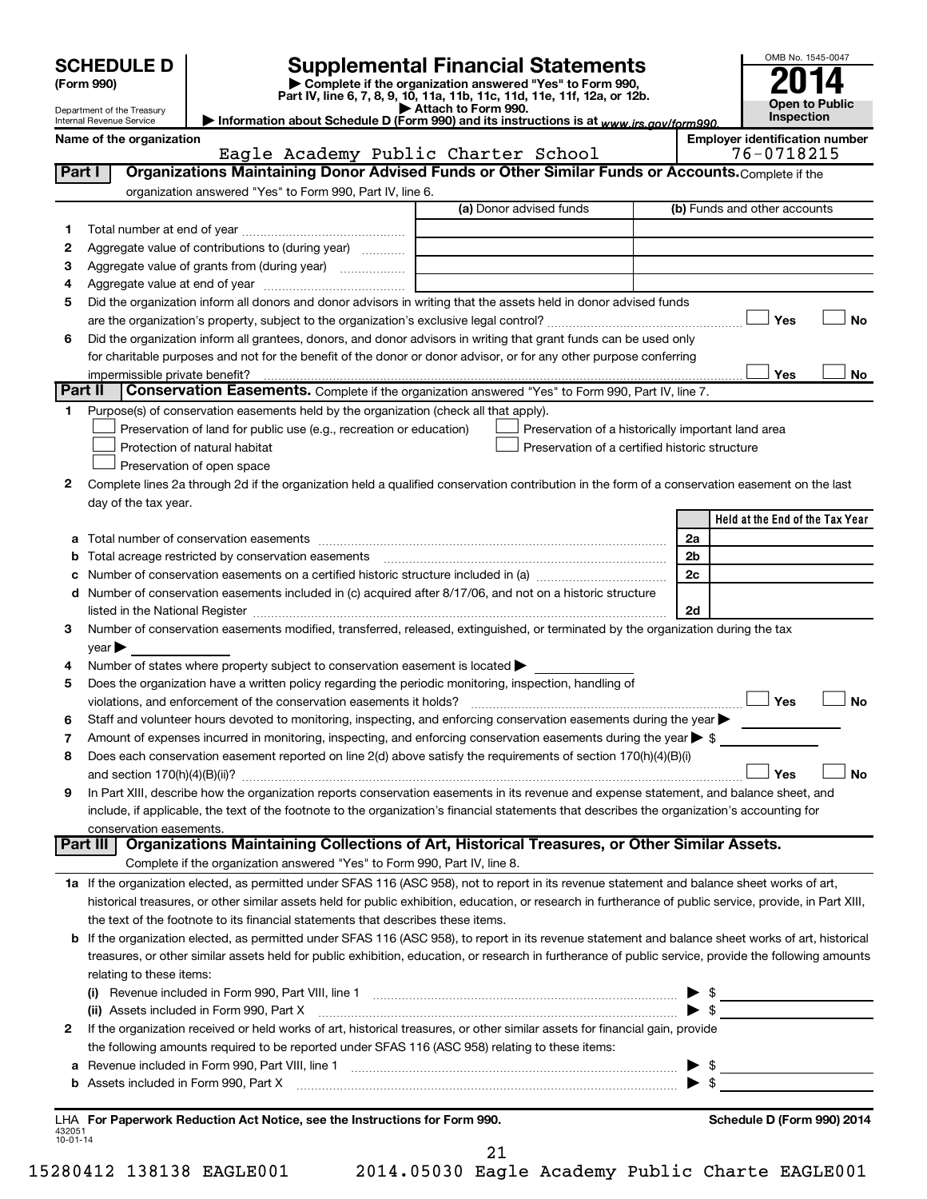# SCHEDULE D (Form 990)

Department of the Treasury
Internal Revenue Service

## Supplemental Financial Statements

▶ Complete if the organization answered "Yes" to Form 990, Part IV, line 6, 7, 8, 9, 10, 11a, 11b, 11c, 11d, 11e, 11f, 12a, or 12b.
▶ Attach to Form 990.
▶ Information about Schedule D (Form 990) and its instructions is at *www.irs.gov/form990*.

OMB No. 1545-0047
**2014**
**Open to Public Inspection**

**Name of the organization**
Eagle Academy Public Charter School

**Employer identification number**
76-0718215

## Part I Organizations Maintaining Donor Advised Funds or Other Similar Funds or Accounts.
Complete if the organization answered "Yes" to Form 990, Part IV, line 6.

| | | (a) Donor advised funds | (b) Funds and other accounts |
|---|---|---|---|
| 1 | Total number at end of year | | |
| 2 | Aggregate value of contributions to (during year) | | |
| 3 | Aggregate value of grants from (during year) | | |
| 4 | Aggregate value at end of year | | |

5 Did the organization inform all donors and donor advisors in writing that the assets held in donor advised funds are the organization's property, subject to the organization's exclusive legal control? ☐ Yes ☐ No

6 Did the organization inform all grantees, donors, and donor advisors in writing that grant funds can be used only for charitable purposes and not for the benefit of the donor or donor advisor, or for any other purpose conferring impermissible private benefit? ☐ Yes ☐ No

## Part II Conservation Easements.
Complete if the organization answered "Yes" to Form 990, Part IV, line 7.

1 Purpose(s) of conservation easements held by the organization (check all that apply).
- ☐ Preservation of land for public use (e.g., recreation or education)
- ☐ Protection of natural habitat
- ☐ Preservation of open space
- ☐ Preservation of a historically important land area
- ☐ Preservation of a certified historic structure

2 Complete lines 2a through 2d if the organization held a qualified conservation contribution in the form of a conservation easement on the last day of the tax year.

| | | | Held at the End of the Tax Year |
|---|---|---|---|
| a | Total number of conservation easements | 2a | |
| b | Total acreage restricted by conservation easements | 2b | |
| c | Number of conservation easements on a certified historic structure included in (a) | 2c | |
| d | Number of conservation easements included in (c) acquired after 8/17/06, and not on a historic structure listed in the National Register | 2d | |

3 Number of conservation easements modified, transferred, released, extinguished, or terminated by the organization during the tax year ▶

4 Number of states where property subject to conservation easement is located ▶

5 Does the organization have a written policy regarding the periodic monitoring, inspection, handling of violations, and enforcement of the conservation easements it holds? ☐ Yes ☐ No

6 Staff and volunteer hours devoted to monitoring, inspecting, and enforcing conservation easements during the year ▶

7 Amount of expenses incurred in monitoring, inspecting, and enforcing conservation easements during the year ▶ $

8 Does each conservation easement reported on line 2(d) above satisfy the requirements of section 170(h)(4)(B)(i) and section 170(h)(4)(B)(ii)? ☐ Yes ☐ No

9 In Part XIII, describe how the organization reports conservation easements in its revenue and expense statement, and balance sheet, and include, if applicable, the text of the footnote to the organization's financial statements that describes the organization's accounting for conservation easements.

## Part III Organizations Maintaining Collections of Art, Historical Treasures, or Other Similar Assets.
Complete if the organization answered "Yes" to Form 990, Part IV, line 8.

1a If the organization elected, as permitted under SFAS 116 (ASC 958), not to report in its revenue statement and balance sheet works of art, historical treasures, or other similar assets held for public exhibition, education, or research in furtherance of public service, provide, in Part XIII, the text of the footnote to its financial statements that describes these items.

b If the organization elected, as permitted under SFAS 116 (ASC 958), to report in its revenue statement and balance sheet works of art, historical treasures, or other similar assets held for public exhibition, education, or research in furtherance of public service, provide the following amounts relating to these items:

(i) Revenue included in Form 990, Part VIII, line 1 ▶ $

(ii) Assets included in Form 990, Part X ▶ $

2 If the organization received or held works of art, historical treasures, or other similar assets for financial gain, provide the following amounts required to be reported under SFAS 116 (ASC 958) relating to these items:

a Revenue included in Form 990, Part VIII, line 1 ▶ $

b Assets included in Form 990, Part X ▶ $

LHA **For Paperwork Reduction Act Notice, see the Instructions for Form 990.**
432051 10-01-14

**Schedule D (Form 990) 2014**

15280412 138138 EAGLE001 2014.05030 Eagle Academy Public Charte EAGLE001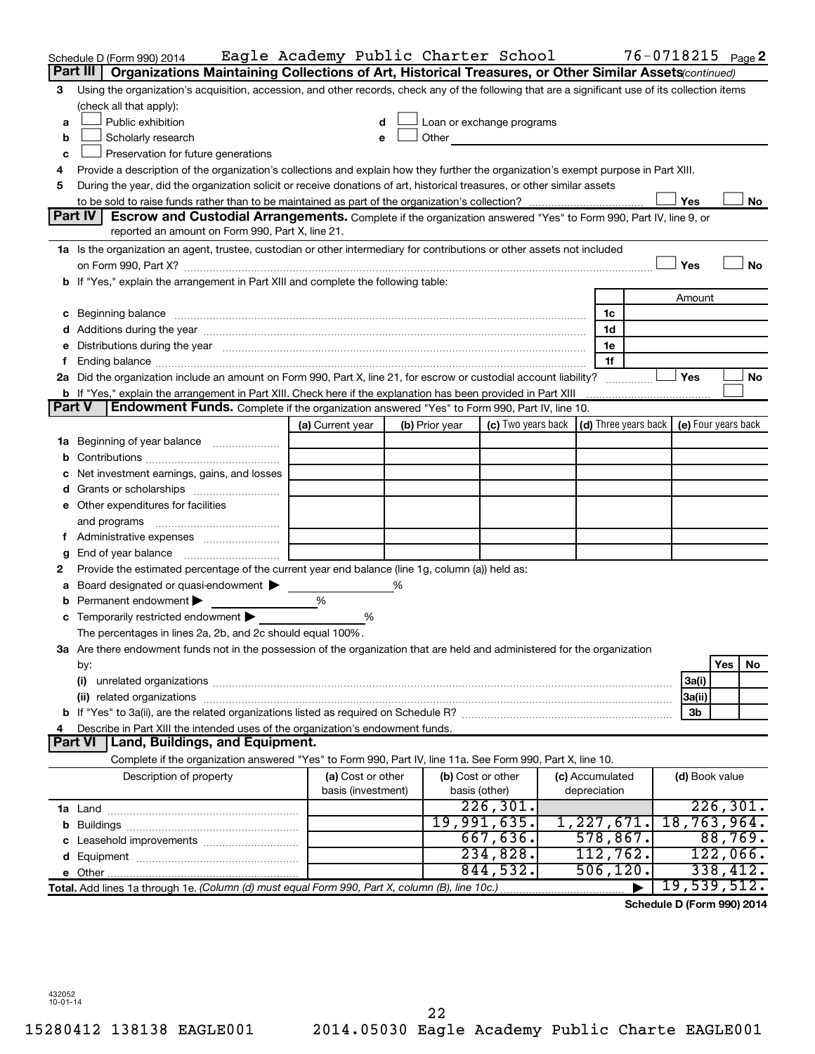Schedule D (Form 990) 2014 Eagle Academy Public Charter School 76-0718215 Page 2

## Part III Organizations Maintaining Collections of Art, Historical Treasures, or Other Similar Assets *(continued)*

3 Using the organization's acquisition, accession, and other records, check any of the following that are a significant use of its collection items (check all that apply):

a ☐ Public exhibition  d ☐ Loan or exchange programs
b ☐ Scholarly research  e ☐ Other
c ☐ Preservation for future generations

4 Provide a description of the organization's collections and explain how they further the organization's exempt purpose in Part XIII.

5 During the year, did the organization solicit or receive donations of art, historical treasures, or other similar assets to be sold to raise funds rather than to be maintained as part of the organization's collection? ☐ Yes ☐ No

## Part IV Escrow and Custodial Arrangements.

Complete if the organization answered "Yes" to Form 990, Part IV, line 9, or reported an amount on Form 990, Part X, line 21.

1a Is the organization an agent, trustee, custodian or other intermediary for contributions or other assets not included on Form 990, Part X? ☐ Yes ☐ No

b If "Yes," explain the arrangement in Part XIII and complete the following table:

| | | Amount |
|---|---|---|
| c Beginning balance | 1c | |
| d Additions during the year | 1d | |
| e Distributions during the year | 1e | |
| f Ending balance | 1f | |

2a Did the organization include an amount on Form 990, Part X, line 21, for escrow or custodial account liability? ☐ Yes ☐ No

b If "Yes," explain the arrangement in Part XIII. Check here if the explanation has been provided in Part XIII ☐

## Part V Endowment Funds.

Complete if the organization answered "Yes" to Form 990, Part IV, line 10.

| | (a) Current year | (b) Prior year | (c) Two years back | (d) Three years back | (e) Four years back |
|---|---|---|---|---|---|
| 1a Beginning of year balance | | | | | |
| b Contributions | | | | | |
| c Net investment earnings, gains, and losses | | | | | |
| d Grants or scholarships | | | | | |
| e Other expenditures for facilities and programs | | | | | |
| f Administrative expenses | | | | | |
| g End of year balance | | | | | |

2 Provide the estimated percentage of the current year end balance (line 1g, column (a)) held as:

a Board designated or quasi-endowment ▶ %
b Permanent endowment ▶ %
c Temporarily restricted endowment ▶ %

The percentages in lines 2a, 2b, and 2c should equal 100%.

3a Are there endowment funds not in the possession of the organization that are held and administered for the organization by:

| | | Yes | No |
|---|---|---|---|
| (i) unrelated organizations | 3a(i) | | |
| (ii) related organizations | 3a(ii) | | |
| b If "Yes" to 3a(ii), are the related organizations listed as required on Schedule R? | 3b | | |

4 Describe in Part XIII the intended uses of the organization's endowment funds.

## Part VI Land, Buildings, and Equipment.

Complete if the organization answered "Yes" to Form 990, Part IV, line 11a. See Form 990, Part X, line 10.

| Description of property | (a) Cost or other basis (investment) | (b) Cost or other basis (other) | (c) Accumulated depreciation | (d) Book value |
|---|---|---|---|---|
| 1a Land | | 226,301. | | 226,301. |
| b Buildings | | 19,991,635. | 1,227,671. | 18,763,964. |
| c Leasehold improvements | | 667,636. | 578,867. | 88,769. |
| d Equipment | | 234,828. | 112,762. | 122,066. |
| e Other | | 844,532. | 506,120. | 338,412. |
| **Total.** Add lines 1a through 1e. *(Column (d) must equal Form 990, Part X, column (B), line 10c.)* | | | ▶ | 19,539,512. |

**Schedule D (Form 990) 2014**

432052
10-01-14

15280412 138138 EAGLE001 2014.05030 Eagle Academy Public Charte EAGLE001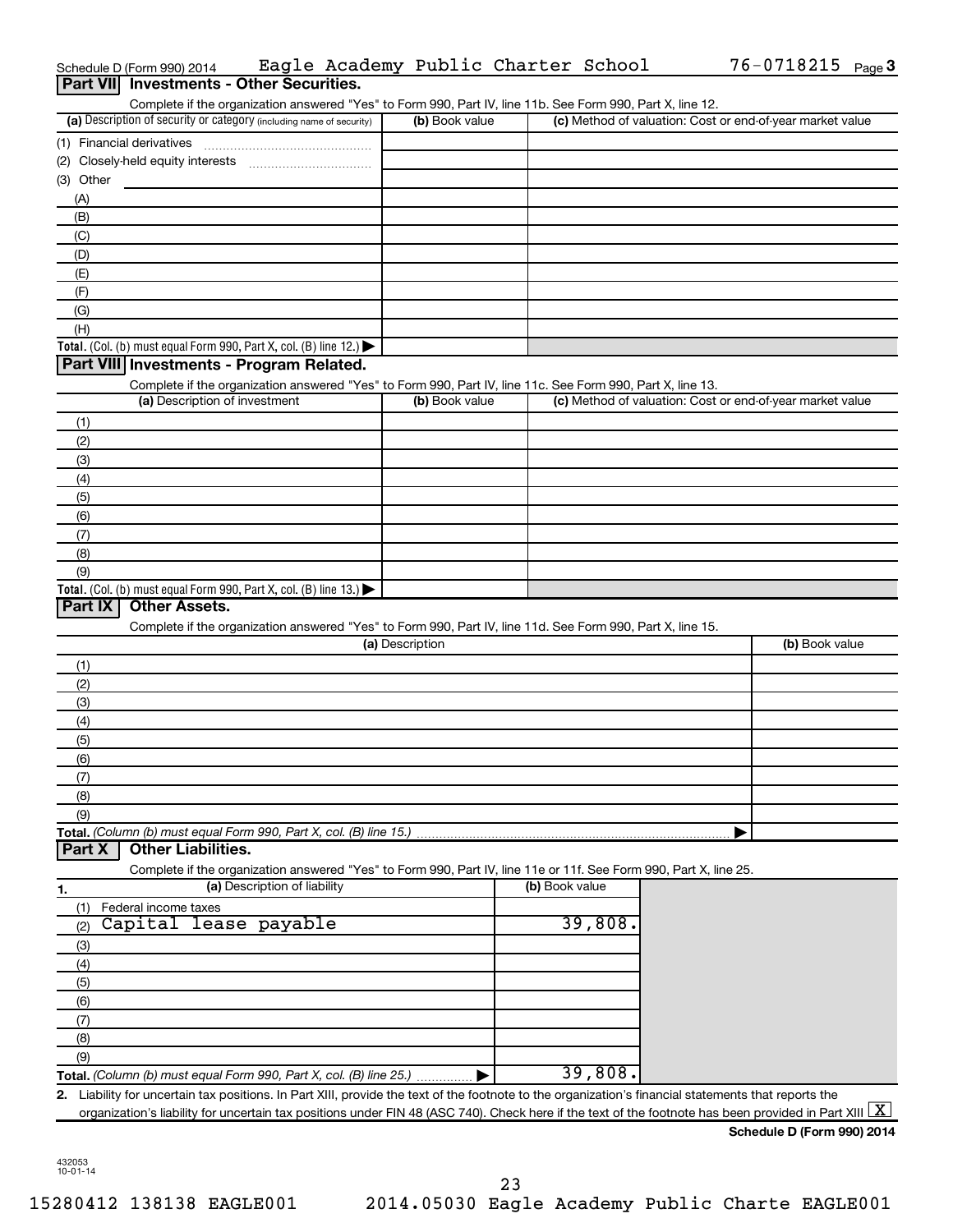Schedule D (Form 990) 2014 Eagle Academy Public Charter School 76-0718215 Page 3

## Part VII Investments - Other Securities.

Complete if the organization answered "Yes" to Form 990, Part IV, line 11b. See Form 990, Part X, line 12.

| (a) Description of security or category (including name of security) | (b) Book value | (c) Method of valuation: Cost or end-of-year market value |
|---|---|---|
| (1) Financial derivatives | | |
| (2) Closely-held equity interests | | |
| (3) Other | | |
| (A) | | |
| (B) | | |
| (C) | | |
| (D) | | |
| (E) | | |
| (F) | | |
| (G) | | |
| (H) | | |
| **Total.** (Col. (b) must equal Form 990, Part X, col. (B) line 12.) ▶ | | |

## Part VIII Investments - Program Related.

Complete if the organization answered "Yes" to Form 990, Part IV, line 11c. See Form 990, Part X, line 13.

| (a) Description of investment | (b) Book value | (c) Method of valuation: Cost or end-of-year market value |
|---|---|---|
| (1) | | |
| (2) | | |
| (3) | | |
| (4) | | |
| (5) | | |
| (6) | | |
| (7) | | |
| (8) | | |
| (9) | | |
| **Total.** (Col. (b) must equal Form 990, Part X, col. (B) line 13.) ▶ | | |

## Part IX Other Assets.

Complete if the organization answered "Yes" to Form 990, Part IV, line 11d. See Form 990, Part X, line 15.

| (a) Description | (b) Book value |
|---|---|
| (1) | |
| (2) | |
| (3) | |
| (4) | |
| (5) | |
| (6) | |
| (7) | |
| (8) | |
| (9) | |
| **Total.** *(Column (b) must equal Form 990, Part X, col. (B) line 15.)* ▶ | |

## Part X Other Liabilities.

Complete if the organization answered "Yes" to Form 990, Part IV, line 11e or 11f. See Form 990, Part X, line 25.

| 1. (a) Description of liability | (b) Book value |
|---|---|
| (1) Federal income taxes | |
| (2) Capital lease payable | 39,808. |
| (3) | |
| (4) | |
| (5) | |
| (6) | |
| (7) | |
| (8) | |
| (9) | |
| **Total.** *(Column (b) must equal Form 990, Part X, col. (B) line 25.)* ▶ | 39,808. |

**2.** Liability for uncertain tax positions. In Part XIII, provide the text of the footnote to the organization's financial statements that reports the organization's liability for uncertain tax positions under FIN 48 (ASC 740). Check here if the text of the footnote has been provided in Part XIII [X]

**Schedule D (Form 990) 2014**

432053
10-01-14

15280412 138138 EAGLE001 2014.05030 Eagle Academy Public Charte EAGLE001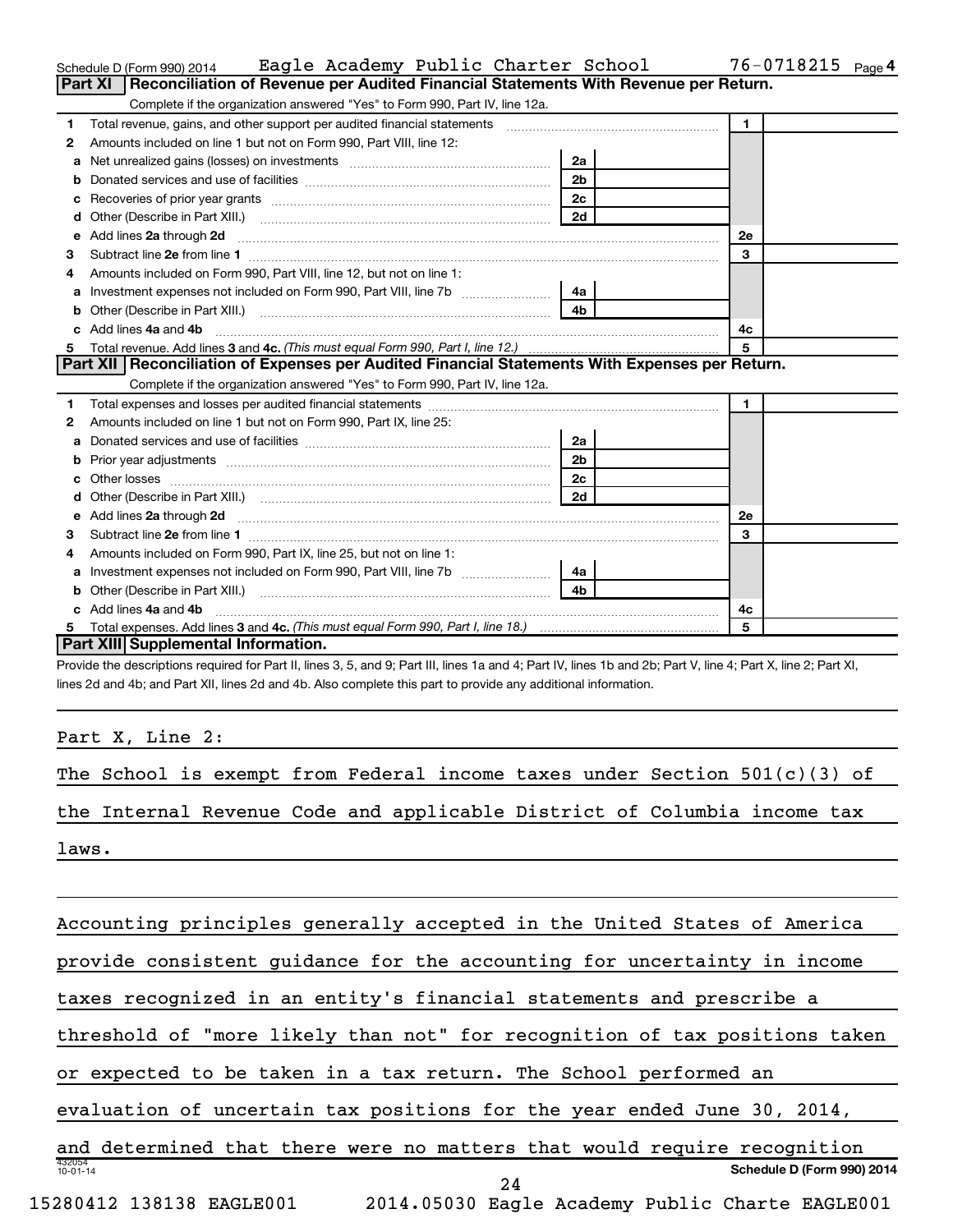Schedule D (Form 990) 2014 Eagle Academy Public Charter School 76-0718215 Page 4

## Part XI Reconciliation of Revenue per Audited Financial Statements With Revenue per Return.

Complete if the organization answered "Yes" to Form 990, Part IV, line 12a.

| | | | | | |
|---|---|---|---|---|---|
| 1 | Total revenue, gains, and other support per audited financial statements | | | 1 | |
| 2 | Amounts included on line 1 but not on Form 990, Part VIII, line 12: | | | | |
| a | Net unrealized gains (losses) on investments | 2a | | | |
| b | Donated services and use of facilities | 2b | | | |
| c | Recoveries of prior year grants | 2c | | | |
| d | Other (Describe in Part XIII.) | 2d | | | |
| e | Add lines 2a through 2d | | | 2e | |
| 3 | Subtract line 2e from line 1 | | | 3 | |
| 4 | Amounts included on Form 990, Part VIII, line 12, but not on line 1: | | | | |
| a | Investment expenses not included on Form 990, Part VIII, line 7b | 4a | | | |
| b | Other (Describe in Part XIII.) | 4b | | | |
| c | Add lines 4a and 4b | | | 4c | |
| 5 | Total revenue. Add lines 3 and 4c. *(This must equal Form 990, Part I, line 12.)* | | | 5 | |

## Part XII Reconciliation of Expenses per Audited Financial Statements With Expenses per Return.

Complete if the organization answered "Yes" to Form 990, Part IV, line 12a.

| | | | | | |
|---|---|---|---|---|---|
| 1 | Total expenses and losses per audited financial statements | | | 1 | |
| 2 | Amounts included on line 1 but not on Form 990, Part IX, line 25: | | | | |
| a | Donated services and use of facilities | 2a | | | |
| b | Prior year adjustments | 2b | | | |
| c | Other losses | 2c | | | |
| d | Other (Describe in Part XIII.) | 2d | | | |
| e | Add lines 2a through 2d | | | 2e | |
| 3 | Subtract line 2e from line 1 | | | 3 | |
| 4 | Amounts included on Form 990, Part IX, line 25, but not on line 1: | | | | |
| a | Investment expenses not included on Form 990, Part VIII, line 7b | 4a | | | |
| b | Other (Describe in Part XIII.) | 4b | | | |
| c | Add lines 4a and 4b | | | 4c | |
| 5 | Total expenses. Add lines 3 and 4c. *(This must equal Form 990, Part I, line 18.)* | | | 5 | |

## Part XIII Supplemental Information.

Provide the descriptions required for Part II, lines 3, 5, and 9; Part III, lines 1a and 4; Part IV, lines 1b and 2b; Part V, line 4; Part X, line 2; Part XI, lines 2d and 4b; and Part XII, lines 2d and 4b. Also complete this part to provide any additional information.

Part X, Line 2:

The School is exempt from Federal income taxes under Section 501(c)(3) of the Internal Revenue Code and applicable District of Columbia income tax laws.

Accounting principles generally accepted in the United States of America provide consistent guidance for the accounting for uncertainty in income taxes recognized in an entity's financial statements and prescribe a threshold of "more likely than not" for recognition of tax positions taken or expected to be taken in a tax return. The School performed an evaluation of uncertain tax positions for the year ended June 30, 2014, and determined that there were no matters that would require recognition

432054 10-01-14 Schedule D (Form 990) 2014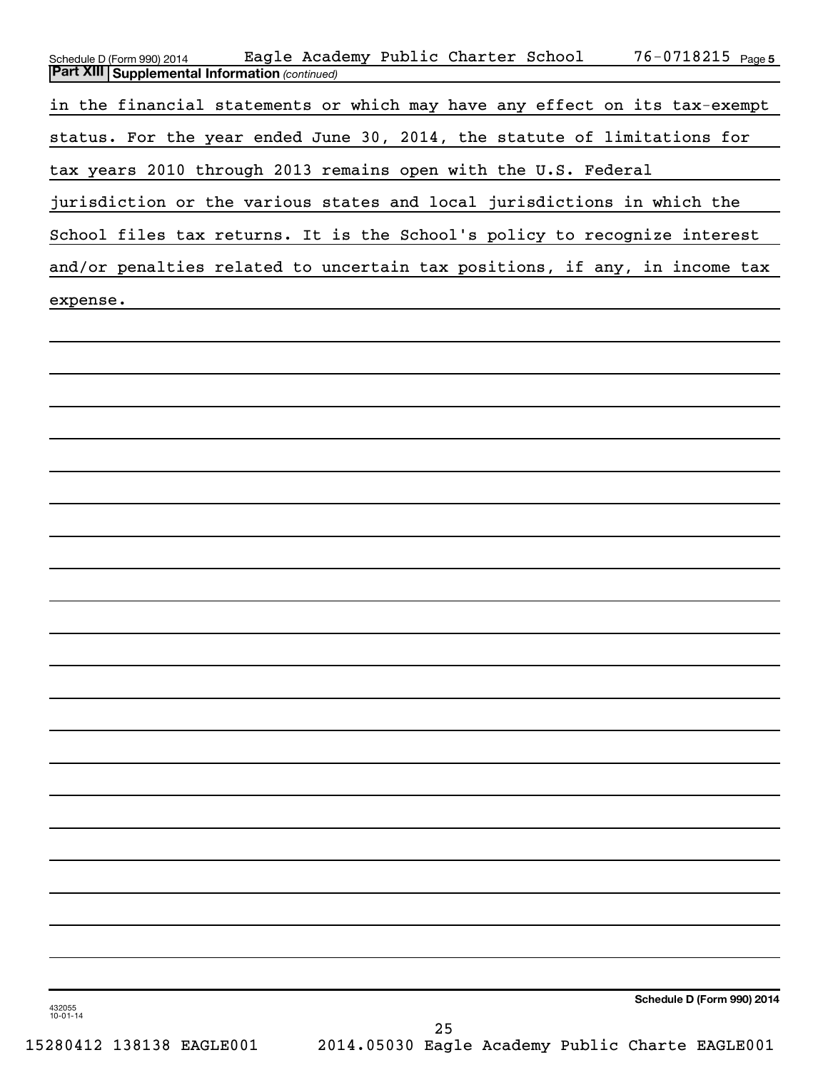Schedule D (Form 990) 2014 Eagle Academy Public Charter School 76-0718215 Page 5

**Part XIII Supplemental Information** *(continued)*

in the financial statements or which may have any effect on its tax-exempt status. For the year ended June 30, 2014, the statute of limitations for tax years 2010 through 2013 remains open with the U.S. Federal jurisdiction or the various states and local jurisdictions in which the School files tax returns. It is the School's policy to recognize interest and/or penalties related to uncertain tax positions, if any, in income tax expense.

**Schedule D (Form 990) 2014**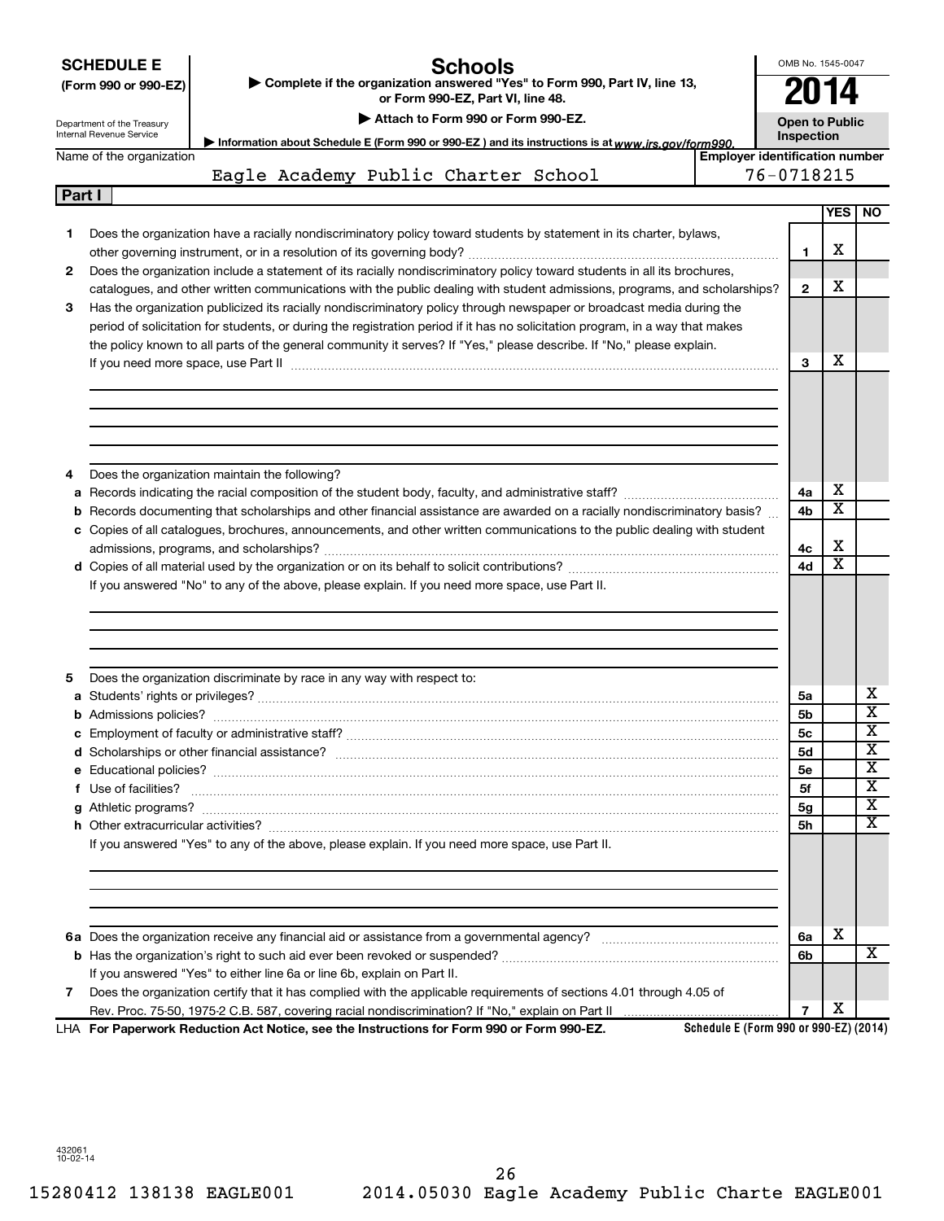**SCHEDULE E**
**(Form 990 or 990-EZ)**

Department of the Treasury
Internal Revenue Service

# Schools

▶ Complete if the organization answered "Yes" to Form 990, Part IV, line 13, or Form 990-EZ, Part VI, line 48.
▶ Attach to Form 990 or Form 990-EZ.
▶ Information about Schedule E (Form 990 or 990-EZ) and its instructions is at www.irs.gov/form990.

OMB No. 1545-0047
**2014**
**Open to Public Inspection**

| Name of the organization | Employer identification number |
|---|---|
| Eagle Academy Public Charter School | 76-0718215 |

**Part I**

| | | | YES | NO |
|---|---|---|---|---|
| **1** | Does the organization have a racially nondiscriminatory policy toward students by statement in its charter, bylaws, other governing instrument, or in a resolution of its governing body? | **1** | X | |
| **2** | Does the organization include a statement of its racially nondiscriminatory policy toward students in all its brochures, catalogues, and other written communications with the public dealing with student admissions, programs, and scholarships? | **2** | X | |
| **3** | Has the organization publicized its racially nondiscriminatory policy through newspaper or broadcast media during the period of solicitation for students, or during the registration period if it has no solicitation program, in a way that makes the policy known to all parts of the general community it serves? If "Yes," please describe. If "No," please explain. If you need more space, use Part II | **3** | X | |
| **4** | Does the organization maintain the following? | | | |
| **a** | Records indicating the racial composition of the student body, faculty, and administrative staff? | **4a** | X | |
| **b** | Records documenting that scholarships and other financial assistance are awarded on a racially nondiscriminatory basis? | **4b** | X | |
| **c** | Copies of all catalogues, brochures, announcements, and other written communications to the public dealing with student admissions, programs, and scholarships? | **4c** | X | |
| **d** | Copies of all material used by the organization or on its behalf to solicit contributions? | **4d** | X | |
| | If you answered "No" to any of the above, please explain. If you need more space, use Part II. | | | |
| **5** | Does the organization discriminate by race in any way with respect to: | | | |
| **a** | Students' rights or privileges? | **5a** | | X |
| **b** | Admissions policies? | **5b** | | X |
| **c** | Employment of faculty or administrative staff? | **5c** | | X |
| **d** | Scholarships or other financial assistance? | **5d** | | X |
| **e** | Educational policies? | **5e** | | X |
| **f** | Use of facilities? | **5f** | | X |
| **g** | Athletic programs? | **5g** | | X |
| **h** | Other extracurricular activities? | **5h** | | X |
| | If you answered "Yes" to any of the above, please explain. If you need more space, use Part II. | | | |
| **6a** | Does the organization receive any financial aid or assistance from a governmental agency? | **6a** | X | |
| **b** | Has the organization's right to such aid ever been revoked or suspended? | **6b** | | X |
| | If you answered "Yes" to either line 6a or line 6b, explain on Part II. | | | |
| **7** | Does the organization certify that it has complied with the applicable requirements of sections 4.01 through 4.05 of Rev. Proc. 75-50, 1975-2 C.B. 587, covering racial nondiscrimination? If "No," explain on Part II | **7** | X | |

LHA **For Paperwork Reduction Act Notice, see the Instructions for Form 990 or Form 990-EZ.** **Schedule E (Form 990 or 990-EZ) (2014)**

432061
10-02-14

15280412 138138 EAGLE001 2014.05030 Eagle Academy Public Charte EAGLE001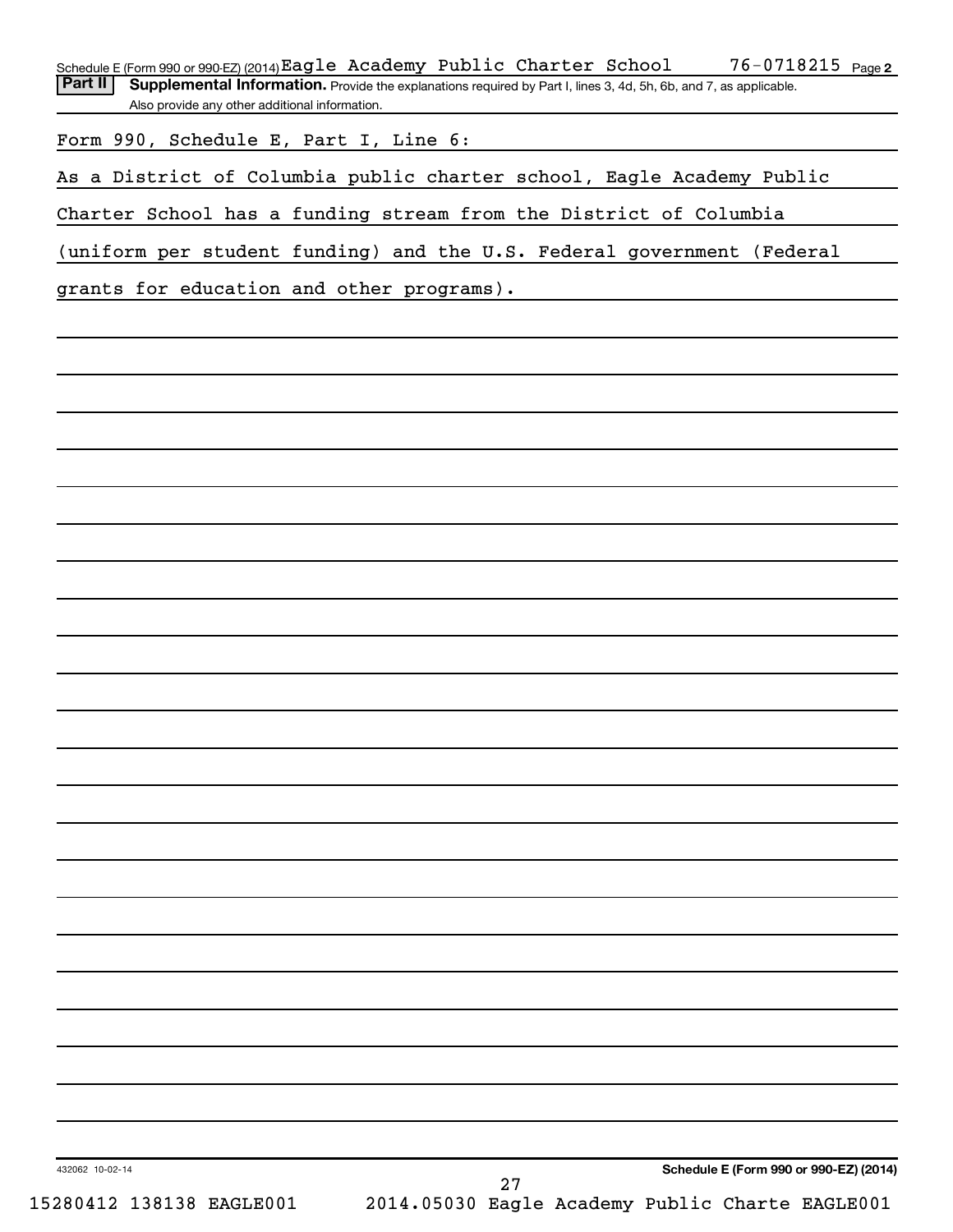Schedule E (Form 990 or 990-EZ) (2014) Eagle Academy Public Charter School 76-0718215 Page 2

**Part II** **Supplemental Information.** Provide the explanations required by Part I, lines 3, 4d, 5h, 6b, and 7, as applicable. Also provide any other additional information.

Form 990, Schedule E, Part I, Line 6:

As a District of Columbia public charter school, Eagle Academy Public Charter School has a funding stream from the District of Columbia (uniform per student funding) and the U.S. Federal government (Federal grants for education and other programs).

432062 10-02-14 **Schedule E (Form 990 or 990-EZ) (2014)**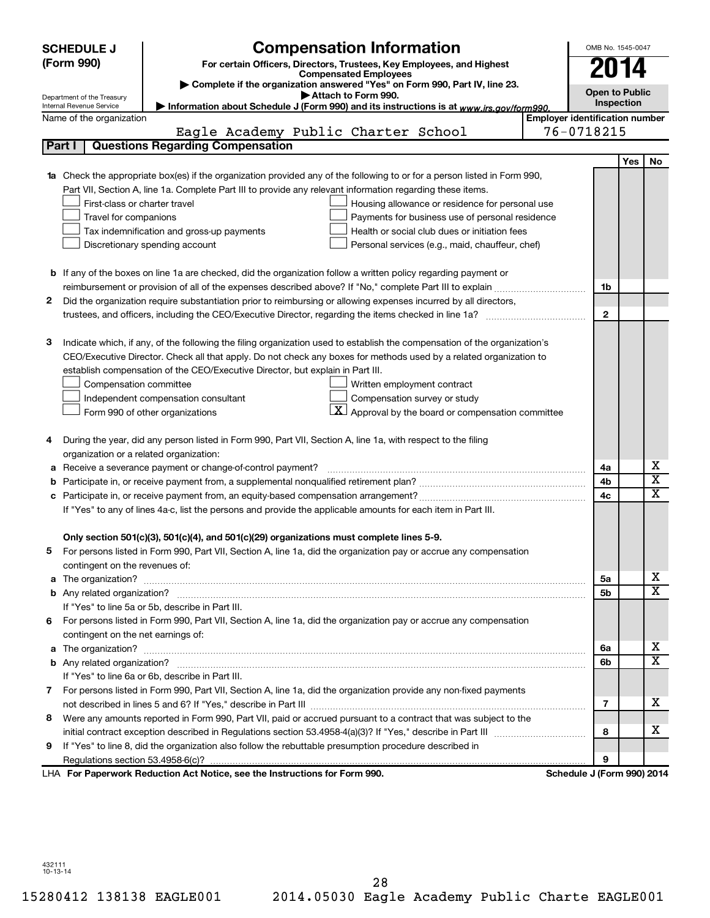**SCHEDULE J (Form 990)**

Department of the Treasury
Internal Revenue Service

# Compensation Information

**For certain Officers, Directors, Trustees, Key Employees, and Highest Compensated Employees**

▶ Complete if the organization answered "Yes" on Form 990, Part IV, line 23.
▶ Attach to Form 990.
▶ Information about Schedule J (Form 990) and its instructions is at www.irs.gov/form990.

OMB No. 1545-0047

**2014**

**Open to Public Inspection**

Name of the organization: Eagle Academy Public Charter School

Employer identification number: 76-0718215

## Part I — Questions Regarding Compensation

| | | | Yes | No |
|---|---|---|---|---|
| **1a** | Check the appropriate box(es) if the organization provided any of the following to or for a person listed in Form 990, Part VII, Section A, line 1a. Complete Part III to provide any relevant information regarding these items.<br>☐ First-class or charter travel ☐ Housing allowance or residence for personal use<br>☐ Travel for companions ☐ Payments for business use of personal residence<br>☐ Tax indemnification and gross-up payments ☐ Health or social club dues or initiation fees<br>☐ Discretionary spending account ☐ Personal services (e.g., maid, chauffeur, chef) | | | |
| **b** | If any of the boxes on line 1a are checked, did the organization follow a written policy regarding payment or reimbursement or provision of all of the expenses described above? If "No," complete Part III to explain | 1b | | |
| **2** | Did the organization require substantiation prior to reimbursing or allowing expenses incurred by all directors, trustees, and officers, including the CEO/Executive Director, regarding the items checked in line 1a? | 2 | | |
| **3** | Indicate which, if any, of the following the filing organization used to establish the compensation of the organization's CEO/Executive Director. Check all that apply. Do not check any boxes for methods used by a related organization to establish compensation of the CEO/Executive Director, but explain in Part III.<br>☐ Compensation committee ☐ Written employment contract<br>☐ Independent compensation consultant ☐ Compensation survey or study<br>☐ Form 990 of other organizations ☒ Approval by the board or compensation committee | | | |
| **4** | During the year, did any person listed in Form 990, Part VII, Section A, line 1a, with respect to the filing organization or a related organization: | | | |
| **a** | Receive a severance payment or change-of-control payment? | 4a | | X |
| **b** | Participate in, or receive payment from, a supplemental nonqualified retirement plan? | 4b | | X |
| **c** | Participate in, or receive payment from, an equity-based compensation arrangement? | 4c | | X |
| | If "Yes" to any of lines 4a-c, list the persons and provide the applicable amounts for each item in Part III. | | | |
| | **Only section 501(c)(3), 501(c)(4), and 501(c)(29) organizations must complete lines 5-9.** | | | |
| **5** | For persons listed in Form 990, Part VII, Section A, line 1a, did the organization pay or accrue any compensation contingent on the revenues of: | | | |
| **a** | The organization? | 5a | | X |
| **b** | Any related organization? | 5b | | X |
| | If "Yes" to line 5a or 5b, describe in Part III. | | | |
| **6** | For persons listed in Form 990, Part VII, Section A, line 1a, did the organization pay or accrue any compensation contingent on the net earnings of: | | | |
| **a** | The organization? | 6a | | X |
| **b** | Any related organization? | 6b | | X |
| | If "Yes" to line 6a or 6b, describe in Part III. | | | |
| **7** | For persons listed in Form 990, Part VII, Section A, line 1a, did the organization provide any non-fixed payments not described in lines 5 and 6? If "Yes," describe in Part III | 7 | | X |
| **8** | Were any amounts reported in Form 990, Part VII, paid or accrued pursuant to a contract that was subject to the initial contract exception described in Regulations section 53.4958-4(a)(3)? If "Yes," describe in Part III | 8 | | X |
| **9** | If "Yes" to line 8, did the organization also follow the rebuttable presumption procedure described in Regulations section 53.4958-6(c)? | 9 | | |

LHA **For Paperwork Reduction Act Notice, see the Instructions for Form 990.** **Schedule J (Form 990) 2014**

432111
10-13-14

15280412 138138 EAGLE001 2014.05030 Eagle Academy Public Charte EAGLE001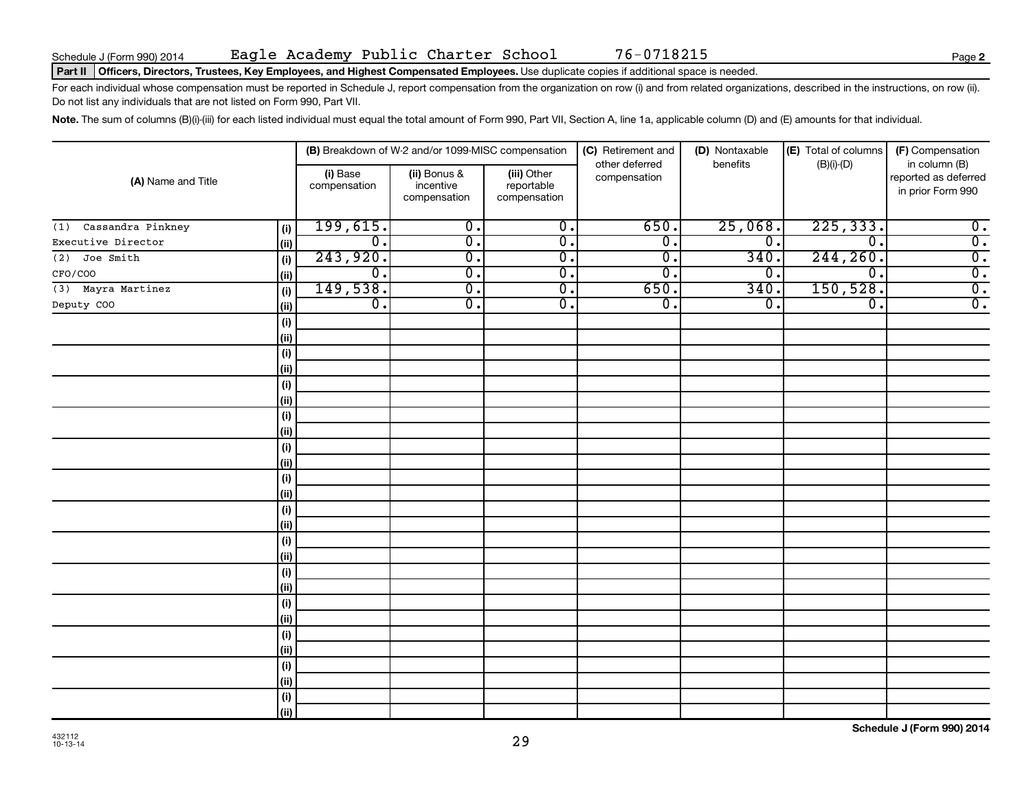Schedule J (Form 990) 2014 Eagle Academy Public Charter School 76-0718215

**Part II** **Officers, Directors, Trustees, Key Employees, and Highest Compensated Employees.** Use duplicate copies if additional space is needed.

For each individual whose compensation must be reported in Schedule J, report compensation from the organization on row (i) and from related organizations, described in the instructions, on row (ii). Do not list any individuals that are not listed on Form 990, Part VII.

**Note.** The sum of columns (B)(i)-(iii) for each listed individual must equal the total amount of Form 990, Part VII, Section A, line 1a, applicable column (D) and (E) amounts for that individual.

| (A) Name and Title | | (B) Breakdown of W-2 and/or 1099-MISC compensation | | | (C) Retirement and other deferred compensation | (D) Nontaxable benefits | (E) Total of columns (B)(i)-(D) | (F) Compensation in column (B) reported as deferred in prior Form 990 |
|---|---|---|---|---|---|---|---|---|
| | | (i) Base compensation | (ii) Bonus & incentive compensation | (iii) Other reportable compensation | | | | |
| (1) Cassandra Pinkney | (i) | 199,615. | 0. | 0. | 650. | 25,068. | 225,333. | 0. |
| Executive Director | (ii) | 0. | 0. | 0. | 0. | 0. | 0. | 0. |
| (2) Joe Smith | (i) | 243,920. | 0. | 0. | 0. | 340. | 244,260. | 0. |
| CFO/COO | (ii) | 0. | 0. | 0. | 0. | 0. | 0. | 0. |
| (3) Mayra Martinez | (i) | 149,538. | 0. | 0. | 650. | 340. | 150,528. | 0. |
| Deputy COO | (ii) | 0. | 0. | 0. | 0. | 0. | 0. | 0. |
| | (i) | | | | | | | |
| | (ii) | | | | | | | |
| | (i) | | | | | | | |
| | (ii) | | | | | | | |
| | (i) | | | | | | | |
| | (ii) | | | | | | | |
| | (i) | | | | | | | |
| | (ii) | | | | | | | |
| | (i) | | | | | | | |
| | (ii) | | | | | | | |
| | (i) | | | | | | | |
| | (ii) | | | | | | | |
| | (i) | | | | | | | |
| | (ii) | | | | | | | |
| | (i) | | | | | | | |
| | (ii) | | | | | | | |
| | (i) | | | | | | | |
| | (ii) | | | | | | | |
| | (i) | | | | | | | |
| | (ii) | | | | | | | |
| | (i) | | | | | | | |
| | (ii) | | | | | | | |
| | (i) | | | | | | | |
| | (ii) | | | | | | | |
| | (i) | | | | | | | |
| | (ii) | | | | | | | |

432112 10-13-14

Schedule J (Form 990) 2014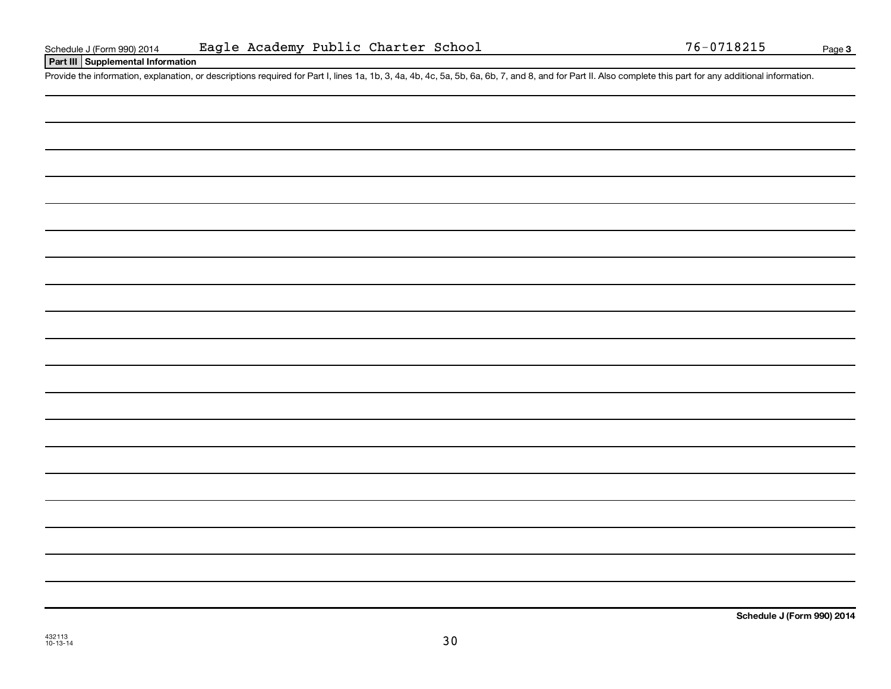Schedule J (Form 990) 2014 Eagle Academy Public Charter School 76-0718215

## Part III Supplemental Information

Provide the information, explanation, or descriptions required for Part I, lines 1a, 1b, 3, 4a, 4b, 4c, 5a, 5b, 6a, 6b, 7, and 8, and for Part II. Also complete this part for any additional information.

**Schedule J (Form 990) 2014**

432113
10-13-14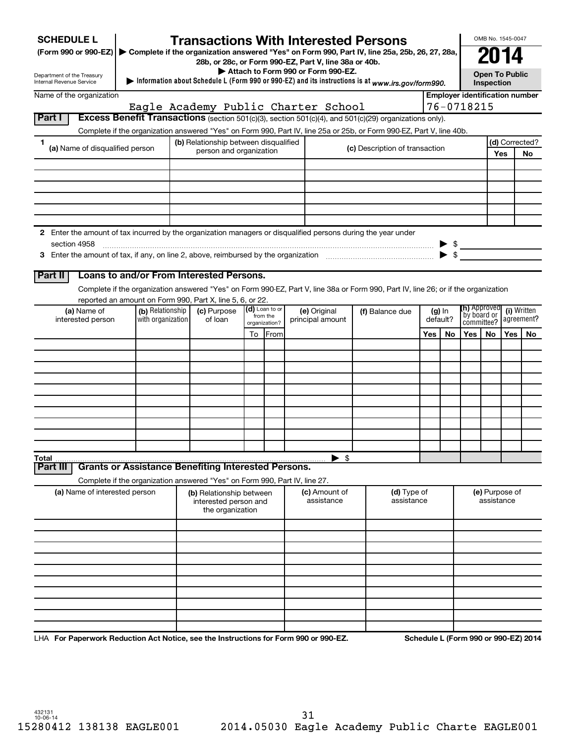**SCHEDULE L** (Form 990 or 990-EZ)

Department of the Treasury
Internal Revenue Service

# Transactions With Interested Persons

▶ Complete if the organization answered "Yes" on Form 990, Part IV, line 25a, 25b, 26, 27, 28a, 28b, or 28c, or Form 990-EZ, Part V, line 38a or 40b.

▶ Attach to Form 990 or Form 990-EZ.

▶ Information about Schedule L (Form 990 or 990-EZ) and its instructions is at www.irs.gov/form990.

OMB No. 1545-0047

**2014**

**Open To Public Inspection**

Name of the organization: Eagle Academy Public Charter School

Employer identification number: 76-0718215

## Part I Excess Benefit Transactions (section 501(c)(3), section 501(c)(4), and 501(c)(29) organizations only).

Complete if the organization answered "Yes" on Form 990, Part IV, line 25a or 25b, or Form 990-EZ, Part V, line 40b.

| 1 (a) Name of disqualified person | (b) Relationship between disqualified person and organization | (c) Description of transaction | (d) Corrected? Yes | No |
|---|---|---|---|---|
| | | | | |
| | | | | |
| | | | | |
| | | | | |
| | | | | |
| | | | | |

2 Enter the amount of tax incurred by the organization managers or disqualified persons during the year under section 4958 ▶ $

3 Enter the amount of tax, if any, on line 2, above, reimbursed by the organization ▶ $

## Part II Loans to and/or From Interested Persons.

Complete if the organization answered "Yes" on Form 990-EZ, Part V, line 38a or Form 990, Part IV, line 26; or if the organization reported an amount on Form 990, Part X, line 5, 6, or 22.

| (a) Name of interested person | (b) Relationship with organization | (c) Purpose of loan | (d) Loan to or from the organization? To | From | (e) Original principal amount | (f) Balance due | (g) In default? Yes | No | (h) Approved by board or committee? Yes | No | (i) Written agreement? Yes | No |
|---|---|---|---|---|---|---|---|---|---|---|---|---|
| | | | | | | | | | | | | |
| | | | | | | | | | | | | |
| | | | | | | | | | | | | |
| | | | | | | | | | | | | |
| | | | | | | | | | | | | |
| | | | | | | | | | | | | |
| | | | | | | | | | | | | |
| | | | | | | | | | | | | |
| | | | | | | | | | | | | |
| | | | | | | | | | | | | |
| **Total** | | | | | ▶ $ | | | | | | | |

## Part III Grants or Assistance Benefiting Interested Persons.

Complete if the organization answered "Yes" on Form 990, Part IV, line 27.

| (a) Name of interested person | (b) Relationship between interested person and the organization | (c) Amount of assistance | (d) Type of assistance | (e) Purpose of assistance |
|---|---|---|---|---|
| | | | | |
| | | | | |
| | | | | |
| | | | | |
| | | | | |
| | | | | |
| | | | | |
| | | | | |
| | | | | |
| | | | | |

LHA **For Paperwork Reduction Act Notice, see the Instructions for Form 990 or 990-EZ.**

**Schedule L (Form 990 or 990-EZ) 2014**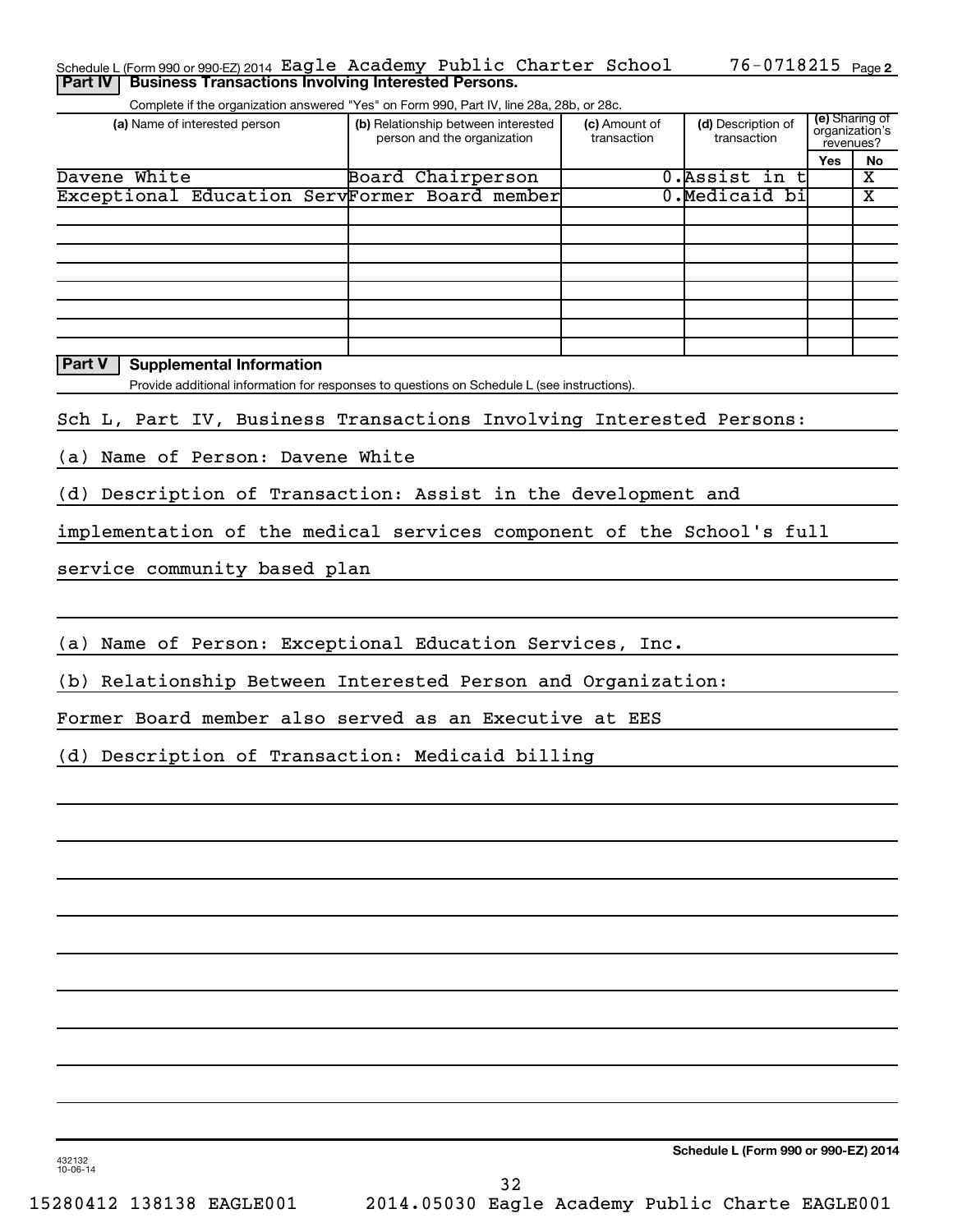Schedule L (Form 990 or 990-EZ) 2014 Eagle Academy Public Charter School 76-0718215 Page 2

**Part IV | Business Transactions Involving Interested Persons.**

Complete if the organization answered "Yes" on Form 990, Part IV, line 28a, 28b, or 28c.

| (a) Name of interested person | (b) Relationship between interested person and the organization | (c) Amount of transaction | (d) Description of transaction | (e) Sharing of organization's revenues? Yes | No |
|---|---|---|---|---|---|
| Davene White | Board Chairperson | 0. | Assist in t | | X |
| Exceptional Education Serv | Former Board member | 0. | Medicaid bi | | X |
| | | | | | |
| | | | | | |
| | | | | | |
| | | | | | |
| | | | | | |
| | | | | | |
| | | | | | |
| | | | | | |

**Part V | Supplemental Information**

Provide additional information for responses to questions on Schedule L (see instructions).

Sch L, Part IV, Business Transactions Involving Interested Persons:

(a) Name of Person: Davene White

(d) Description of Transaction: Assist in the development and implementation of the medical services component of the School's full service community based plan

(a) Name of Person: Exceptional Education Services, Inc.

(b) Relationship Between Interested Person and Organization:

Former Board member also served as an Executive at EES

(d) Description of Transaction: Medicaid billing

432132 10-06-14

**Schedule L (Form 990 or 990-EZ) 2014**

15280412 138138 EAGLE001 2014.05030 Eagle Academy Public Charte EAGLE001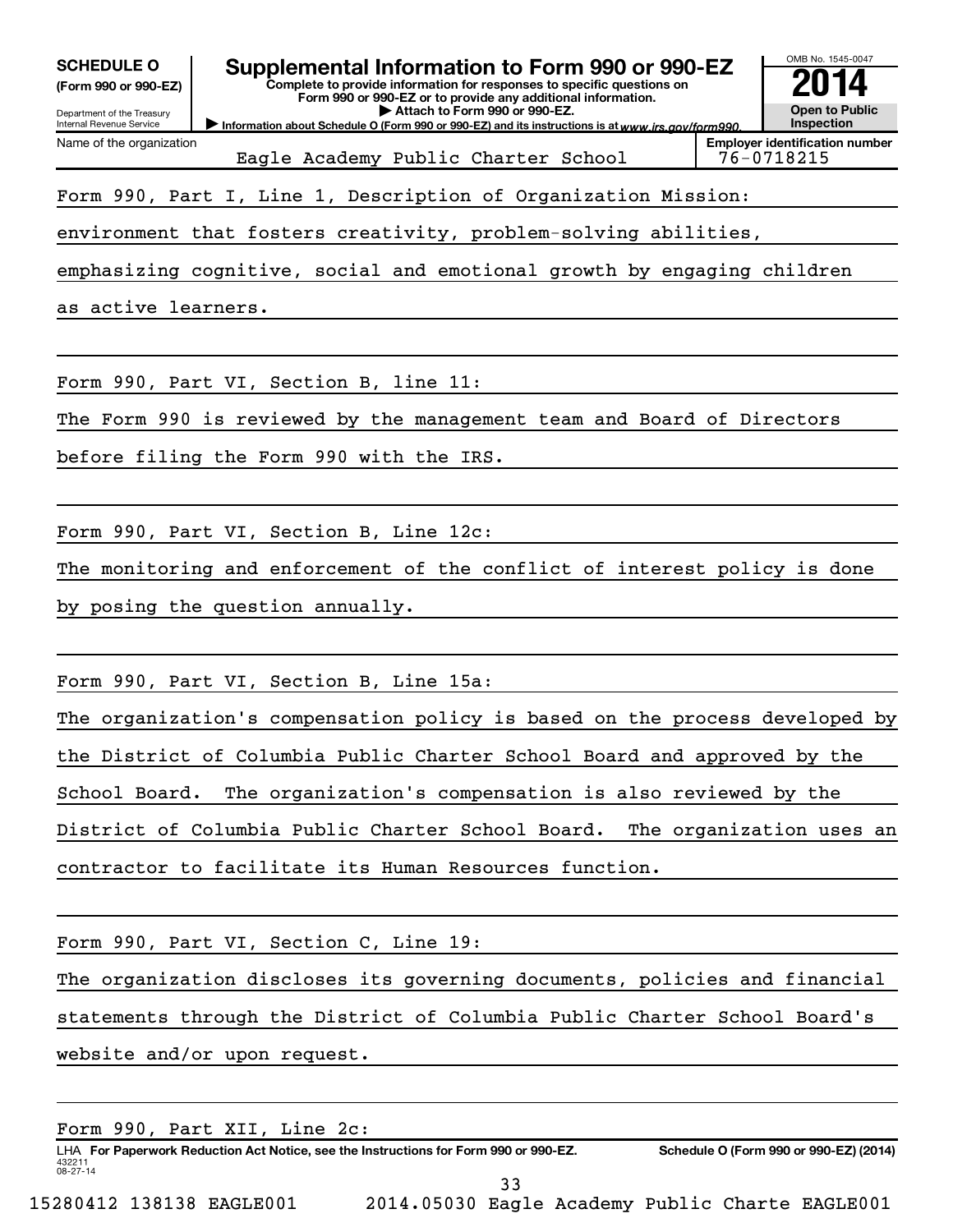**SCHEDULE O**
**(Form 990 or 990-EZ)**

Department of the Treasury
Internal Revenue Service

# Supplemental Information to Form 990 or 990-EZ

**Complete to provide information for responses to specific questions on Form 990 or 990-EZ or to provide any additional information.**
**▶ Attach to Form 990 or 990-EZ.**
**▶ Information about Schedule O (Form 990 or 990-EZ) and its instructions is at** *www.irs.gov/form990.*

OMB No. 1545-0047
**2014**
**Open to Public Inspection**

| Name of the organization | Employer identification number |
|---|---|
| Eagle Academy Public Charter School | 76-0718215 |

Form 990, Part I, Line 1, Description of Organization Mission:

environment that fosters creativity, problem-solving abilities, emphasizing cognitive, social and emotional growth by engaging children as active learners.

Form 990, Part VI, Section B, line 11:

The Form 990 is reviewed by the management team and Board of Directors before filing the Form 990 with the IRS.

Form 990, Part VI, Section B, Line 12c:

The monitoring and enforcement of the conflict of interest policy is done by posing the question annually.

Form 990, Part VI, Section B, Line 15a:

The organization's compensation policy is based on the process developed by the District of Columbia Public Charter School Board and approved by the School Board. The organization's compensation is also reviewed by the District of Columbia Public Charter School Board. The organization uses an contractor to facilitate its Human Resources function.

Form 990, Part VI, Section C, Line 19:

The organization discloses its governing documents, policies and financial statements through the District of Columbia Public Charter School Board's website and/or upon request.

Form 990, Part XII, Line 2c:

LHA **For Paperwork Reduction Act Notice, see the Instructions for Form 990 or 990-EZ.** **Schedule O (Form 990 or 990-EZ) (2014)**

432211
08-27-14

15280412 138138 EAGLE001 2014.05030 Eagle Academy Public Charte EAGLE001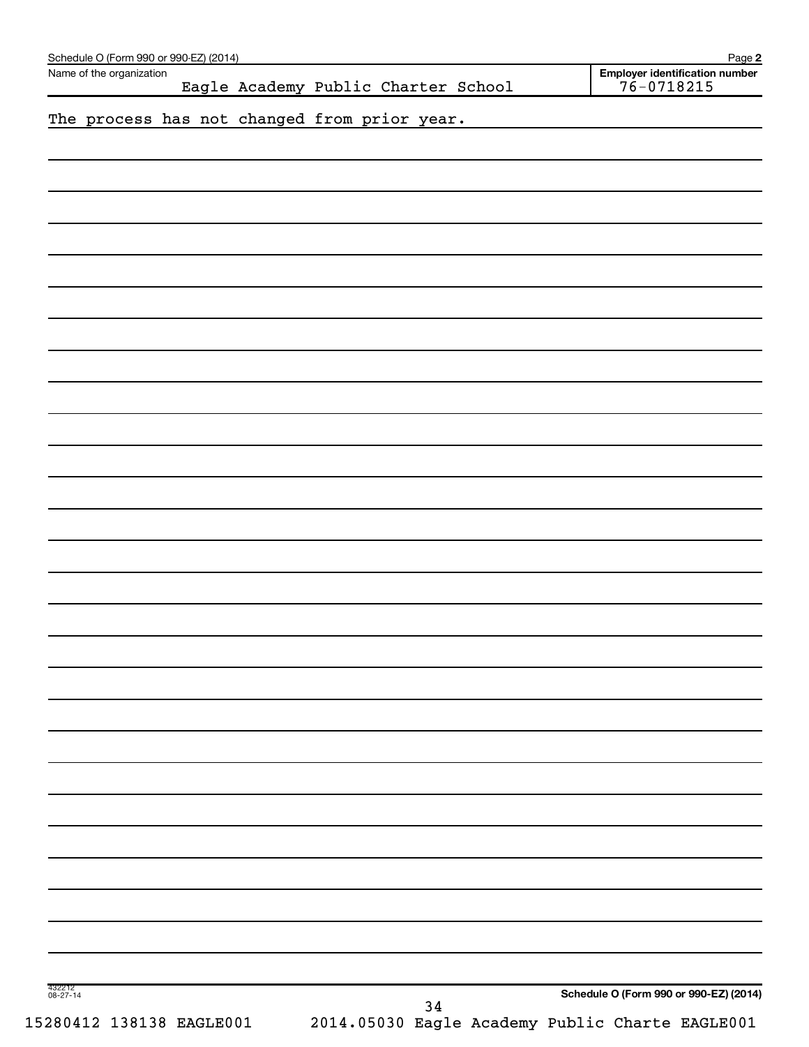Schedule O (Form 990 or 990-EZ) (2014) Page **2**

Name of the organization: Eagle Academy Public Charter School

**Employer identification number**: 76-0718215

The process has not changed from prior year.